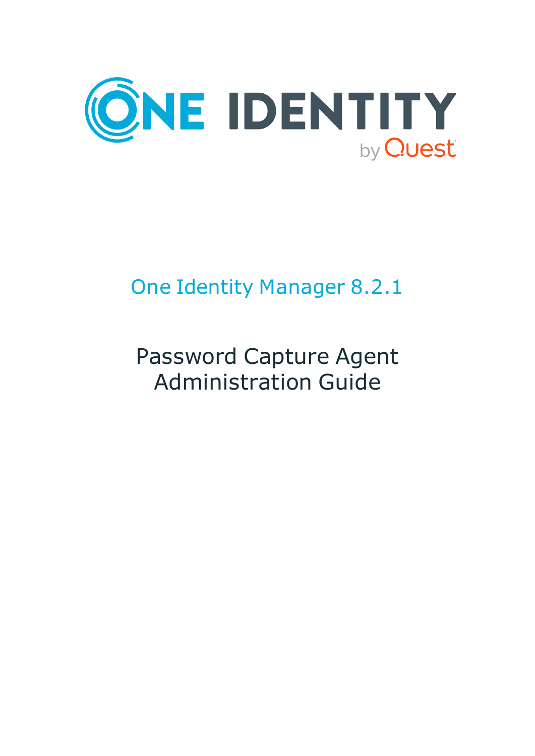ONE IDENTITY by Quest

# One Identity Manager 8.2.1

# Password Capture Agent Administration Guide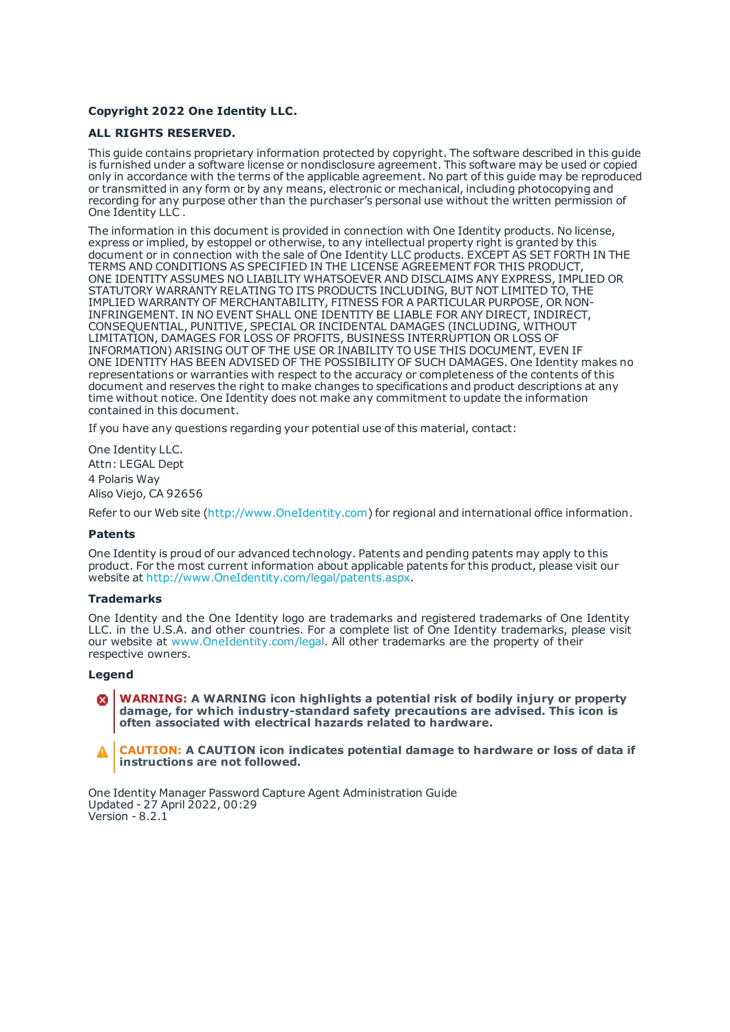**Copyright 2022 One Identity LLC.**

**ALL RIGHTS RESERVED.**

This guide contains proprietary information protected by copyright. The software described in this guide is furnished under a software license or nondisclosure agreement. This software may be used or copied only in accordance with the terms of the applicable agreement. No part of this guide may be reproduced or transmitted in any form or by any means, electronic or mechanical, including photocopying and recording for any purpose other than the purchaser's personal use without the written permission of One Identity LLC .

The information in this document is provided in connection with One Identity products. No license, express or implied, by estoppel or otherwise, to any intellectual property right is granted by this document or in connection with the sale of One Identity LLC products. EXCEPT AS SET FORTH IN THE TERMS AND CONDITIONS AS SPECIFIED IN THE LICENSE AGREEMENT FOR THIS PRODUCT, ONE IDENTITY ASSUMES NO LIABILITY WHATSOEVER AND DISCLAIMS ANY EXPRESS, IMPLIED OR STATUTORY WARRANTY RELATING TO ITS PRODUCTS INCLUDING, BUT NOT LIMITED TO, THE IMPLIED WARRANTY OF MERCHANTABILITY, FITNESS FOR A PARTICULAR PURPOSE, OR NON-INFRINGEMENT. IN NO EVENT SHALL ONE IDENTITY BE LIABLE FOR ANY DIRECT, INDIRECT, CONSEQUENTIAL, PUNITIVE, SPECIAL OR INCIDENTAL DAMAGES (INCLUDING, WITHOUT LIMITATION, DAMAGES FOR LOSS OF PROFITS, BUSINESS INTERRUPTION OR LOSS OF INFORMATION) ARISING OUT OF THE USE OR INABILITY TO USE THIS DOCUMENT, EVEN IF ONE IDENTITY HAS BEEN ADVISED OF THE POSSIBILITY OF SUCH DAMAGES. One Identity makes no representations or warranties with respect to the accuracy or completeness of the contents of this document and reserves the right to make changes to specifications and product descriptions at any time without notice. One Identity does not make any commitment to update the information contained in this document.

If you have any questions regarding your potential use of this material, contact:

One Identity LLC.
Attn: LEGAL Dept
4 Polaris Way
Aliso Viejo, CA 92656

Refer to our Web site (http://www.OneIdentity.com) for regional and international office information.

**Patents**

One Identity is proud of our advanced technology. Patents and pending patents may apply to this product. For the most current information about applicable patents for this product, please visit our website at http://www.OneIdentity.com/legal/patents.aspx.

**Trademarks**

One Identity and the One Identity logo are trademarks and registered trademarks of One Identity LLC. in the U.S.A. and other countries. For a complete list of One Identity trademarks, please visit our website at www.OneIdentity.com/legal. All other trademarks are the property of their respective owners.

**Legend**

**WARNING: A WARNING icon highlights a potential risk of bodily injury or property damage, for which industry-standard safety precautions are advised. This icon is often associated with electrical hazards related to hardware.**

**CAUTION: A CAUTION icon indicates potential damage to hardware or loss of data if instructions are not followed.**

One Identity Manager Password Capture Agent Administration Guide
Updated - 27 April 2022, 00:29
Version - 8.2.1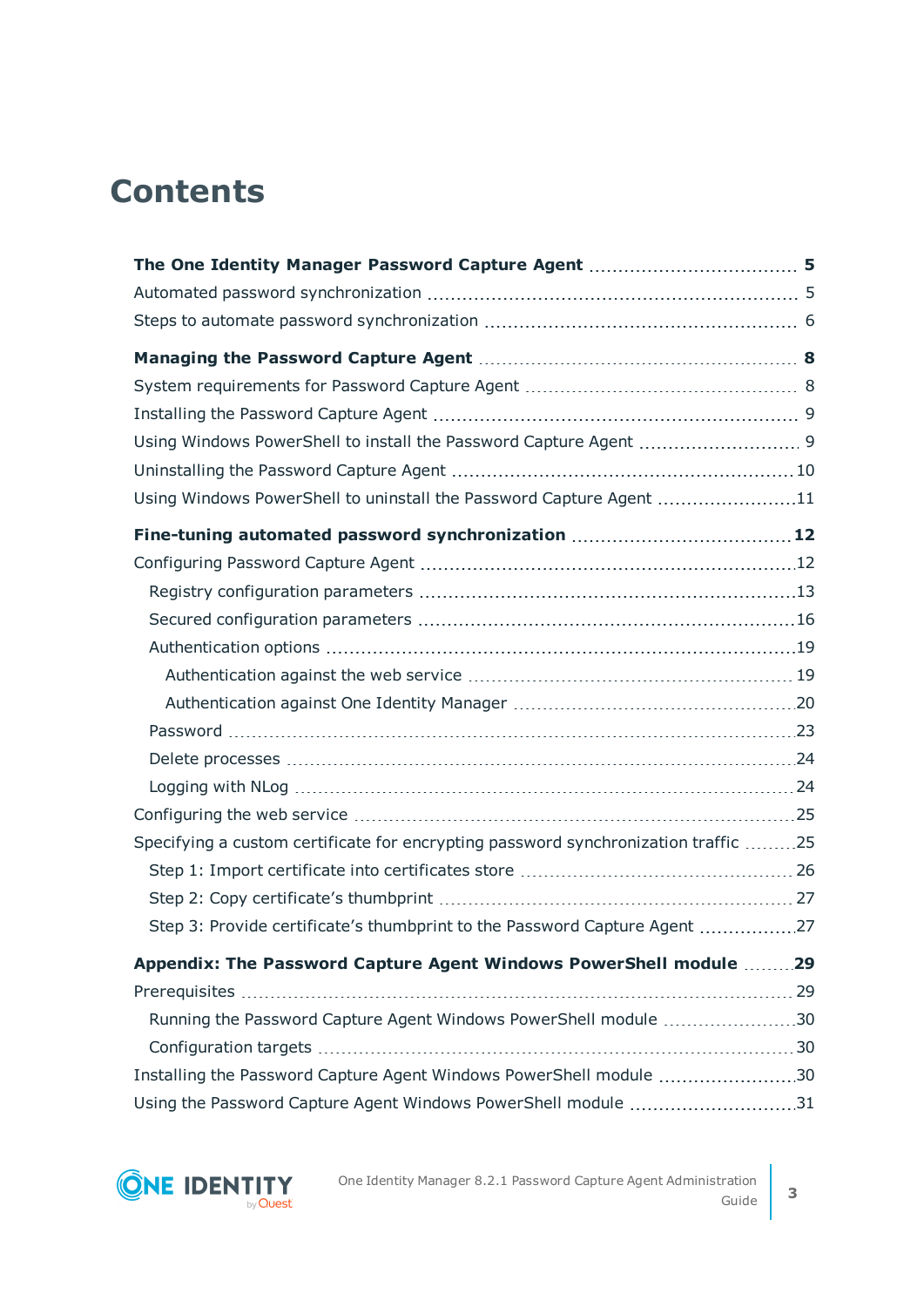# Contents

**The One Identity Manager Password Capture Agent** 5

Automated password synchronization 5

Steps to automate password synchronization 6

**Managing the Password Capture Agent** 8

System requirements for Password Capture Agent 8

Installing the Password Capture Agent 9

Using Windows PowerShell to install the Password Capture Agent 9

Uninstalling the Password Capture Agent 10

Using Windows PowerShell to uninstall the Password Capture Agent 11

**Fine-tuning automated password synchronization** 12

Configuring Password Capture Agent 12

- Registry configuration parameters 13
- Secured configuration parameters 16
- Authentication options 19
  - Authentication against the web service 19
  - Authentication against One Identity Manager 20
- Password 23
- Delete processes 24
- Logging with NLog 24

Configuring the web service 25

Specifying a custom certificate for encrypting password synchronization traffic 25

- Step 1: Import certificate into certificates store 26
- Step 2: Copy certificate’s thumbprint 27
- Step 3: Provide certificate’s thumbprint to the Password Capture Agent 27

**Appendix: The Password Capture Agent Windows PowerShell module** 29

Prerequisites 29

- Running the Password Capture Agent Windows PowerShell module 30
- Configuration targets 30

Installing the Password Capture Agent Windows PowerShell module 30

Using the Password Capture Agent Windows PowerShell module 31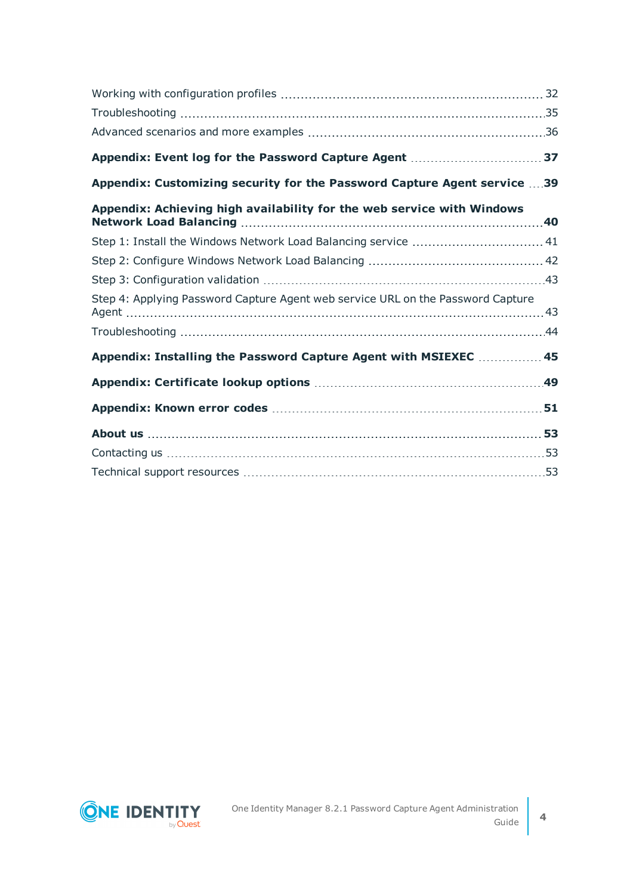Working with configuration profiles 32

Troubleshooting 35

Advanced scenarios and more examples 36

**Appendix: Event log for the Password Capture Agent 37**

**Appendix: Customizing security for the Password Capture Agent service 39**

**Appendix: Achieving high availability for the web service with Windows Network Load Balancing 40**

Step 1: Install the Windows Network Load Balancing service 41

Step 2: Configure Windows Network Load Balancing 42

Step 3: Configuration validation 43

Step 4: Applying Password Capture Agent web service URL on the Password Capture Agent 43

Troubleshooting 44

**Appendix: Installing the Password Capture Agent with MSIEXEC 45**

**Appendix: Certificate lookup options 49**

**Appendix: Known error codes 51**

**About us 53**

Contacting us 53

Technical support resources 53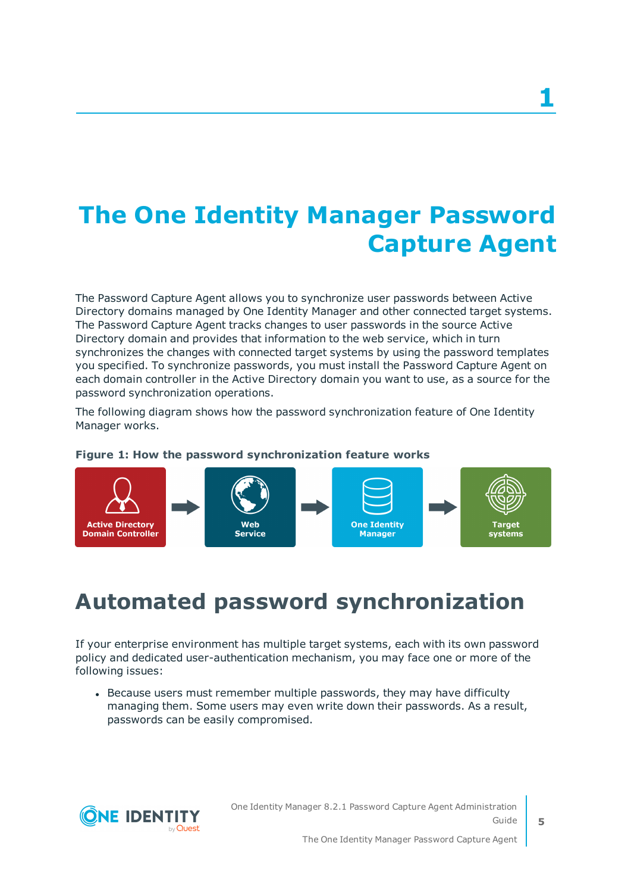# 1

# The One Identity Manager Password Capture Agent

The Password Capture Agent allows you to synchronize user passwords between Active Directory domains managed by One Identity Manager and other connected target systems. The Password Capture Agent tracks changes to user passwords in the source Active Directory domain and provides that information to the web service, which in turn synchronizes the changes with connected target systems by using the password templates you specified. To synchronize passwords, you must install the Password Capture Agent on each domain controller in the Active Directory domain you want to use, as a source for the password synchronization operations.

The following diagram shows how the password synchronization feature of One Identity Manager works.

**Figure 1: How the password synchronization feature works**

Active Directory Domain Controller → Web Service → One Identity Manager → Target systems

## Automated password synchronization

If your enterprise environment has multiple target systems, each with its own password policy and dedicated user-authentication mechanism, you may face one or more of the following issues:

- Because users must remember multiple passwords, they may have difficulty managing them. Some users may even write down their passwords. As a result, passwords can be easily compromised.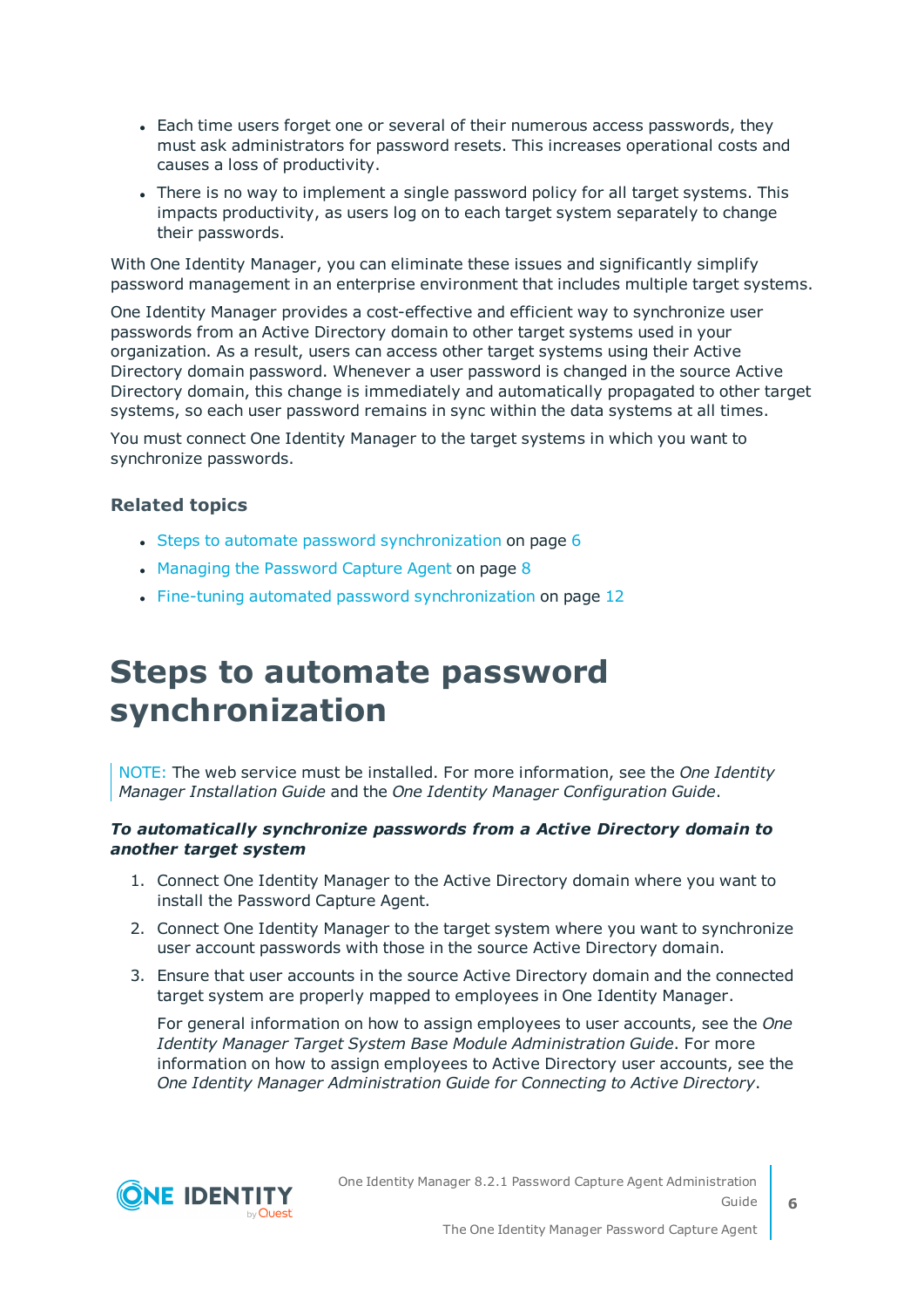- Each time users forget one or several of their numerous access passwords, they must ask administrators for password resets. This increases operational costs and causes a loss of productivity.
- There is no way to implement a single password policy for all target systems. This impacts productivity, as users log on to each target system separately to change their passwords.

With One Identity Manager, you can eliminate these issues and significantly simplify password management in an enterprise environment that includes multiple target systems.

One Identity Manager provides a cost-effective and efficient way to synchronize user passwords from an Active Directory domain to other target systems used in your organization. As a result, users can access other target systems using their Active Directory domain password. Whenever a user password is changed in the source Active Directory domain, this change is immediately and automatically propagated to other target systems, so each user password remains in sync within the data systems at all times.

You must connect One Identity Manager to the target systems in which you want to synchronize passwords.

### Related topics

- Steps to automate password synchronization on page 6
- Managing the Password Capture Agent on page 8
- Fine-tuning automated password synchronization on page 12

# Steps to automate password synchronization

> NOTE: The web service must be installed. For more information, see the *One Identity Manager Installation Guide* and the *One Identity Manager Configuration Guide*.

***To automatically synchronize passwords from a Active Directory domain to another target system***

1. Connect One Identity Manager to the Active Directory domain where you want to install the Password Capture Agent.
2. Connect One Identity Manager to the target system where you want to synchronize user account passwords with those in the source Active Directory domain.
3. Ensure that user accounts in the source Active Directory domain and the connected target system are properly mapped to employees in One Identity Manager.

   For general information on how to assign employees to user accounts, see the *One Identity Manager Target System Base Module Administration Guide*. For more information on how to assign employees to Active Directory user accounts, see the *One Identity Manager Administration Guide for Connecting to Active Directory*.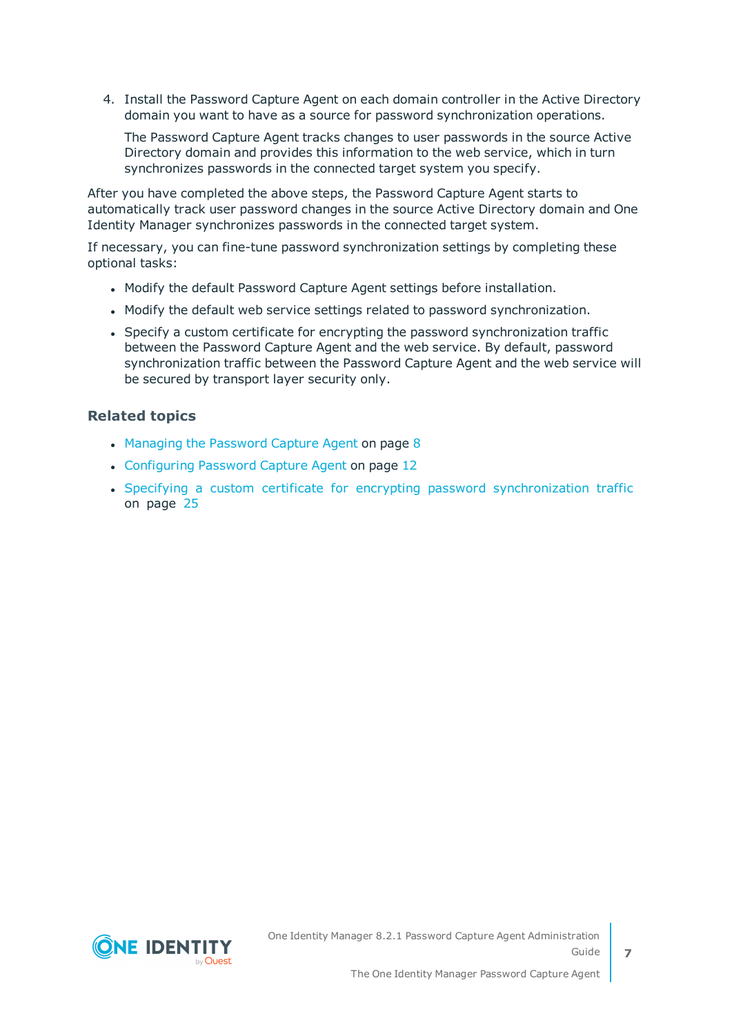4. Install the Password Capture Agent on each domain controller in the Active Directory domain you want to have as a source for password synchronization operations.

   The Password Capture Agent tracks changes to user passwords in the source Active Directory domain and provides this information to the web service, which in turn synchronizes passwords in the connected target system you specify.

After you have completed the above steps, the Password Capture Agent starts to automatically track user password changes in the source Active Directory domain and One Identity Manager synchronizes passwords in the connected target system.

If necessary, you can fine-tune password synchronization settings by completing these optional tasks:

- Modify the default Password Capture Agent settings before installation.
- Modify the default web service settings related to password synchronization.
- Specify a custom certificate for encrypting the password synchronization traffic between the Password Capture Agent and the web service. By default, password synchronization traffic between the Password Capture Agent and the web service will be secured by transport layer security only.

### Related topics

- Managing the Password Capture Agent on page 8
- Configuring Password Capture Agent on page 12
- Specifying a custom certificate for encrypting password synchronization traffic on page 25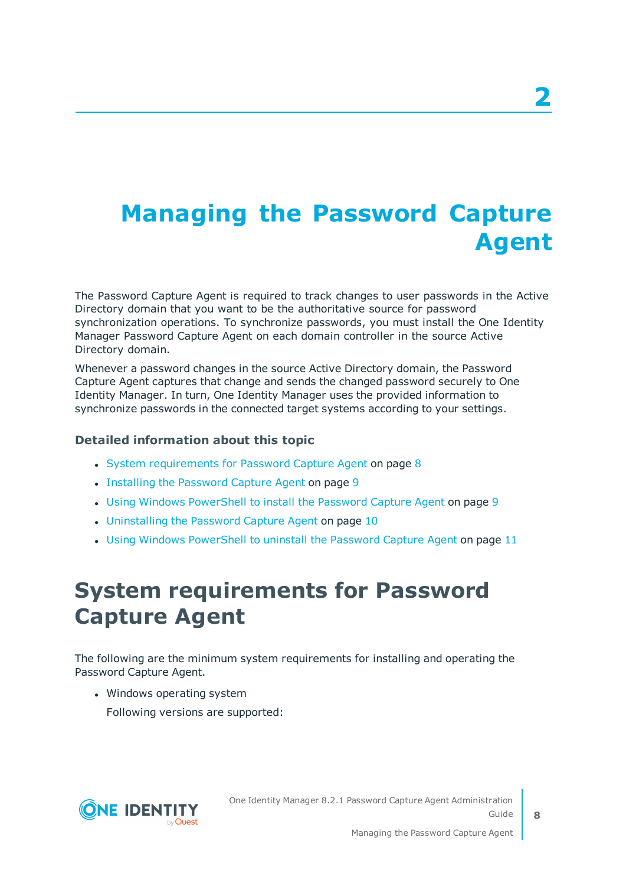# 2

# Managing the Password Capture Agent

The Password Capture Agent is required to track changes to user passwords in the Active Directory domain that you want to be the authoritative source for password synchronization operations. To synchronize passwords, you must install the One Identity Manager Password Capture Agent on each domain controller in the source Active Directory domain.

Whenever a password changes in the source Active Directory domain, the Password Capture Agent captures that change and sends the changed password securely to One Identity Manager. In turn, One Identity Manager uses the provided information to synchronize passwords in the connected target systems according to your settings.

### Detailed information about this topic

- System requirements for Password Capture Agent on page 8
- Installing the Password Capture Agent on page 9
- Using Windows PowerShell to install the Password Capture Agent on page 9
- Uninstalling the Password Capture Agent on page 10
- Using Windows PowerShell to uninstall the Password Capture Agent on page 11

## System requirements for Password Capture Agent

The following are the minimum system requirements for installing and operating the Password Capture Agent.

- Windows operating system

  Following versions are supported: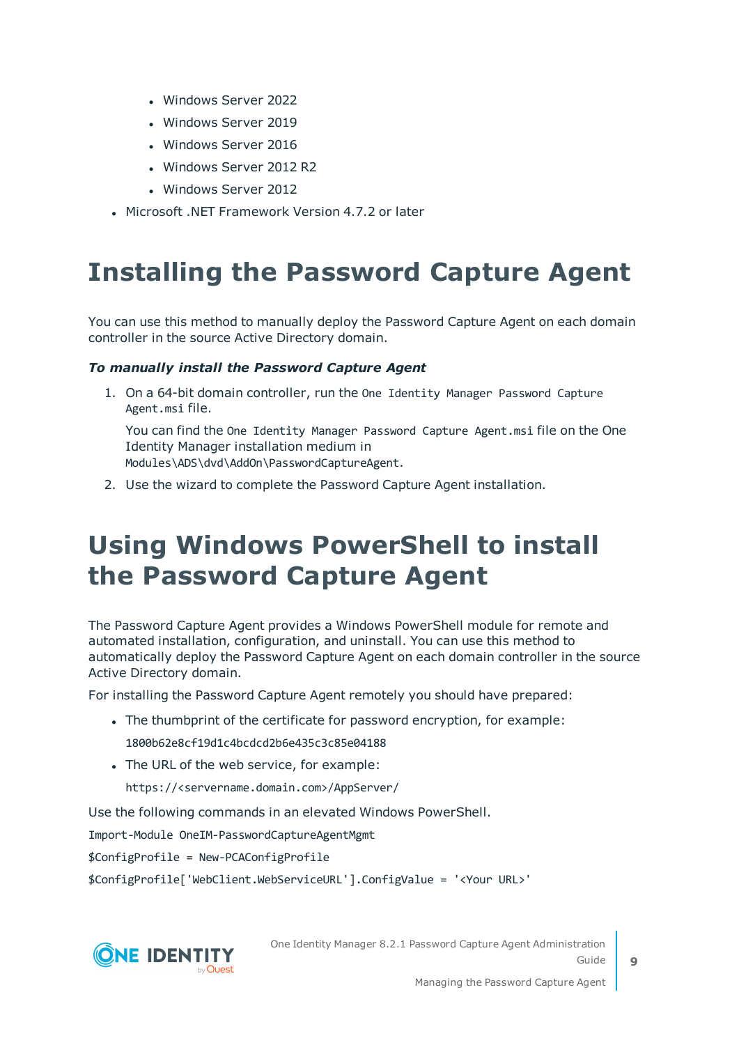- Windows Server 2022
- Windows Server 2019
- Windows Server 2016
- Windows Server 2012 R2
- Windows Server 2012

- Microsoft .NET Framework Version 4.7.2 or later

# Installing the Password Capture Agent

You can use this method to manually deploy the Password Capture Agent on each domain controller in the source Active Directory domain.

***To manually install the Password Capture Agent***

1. On a 64-bit domain controller, run the `One Identity Manager Password Capture Agent.msi` file.

   You can find the `One Identity Manager Password Capture Agent.msi` file on the One Identity Manager installation medium in `Modules\ADS\dvd\AddOn\PasswordCaptureAgent`.

2. Use the wizard to complete the Password Capture Agent installation.

# Using Windows PowerShell to install the Password Capture Agent

The Password Capture Agent provides a Windows PowerShell module for remote and automated installation, configuration, and uninstall. You can use this method to automatically deploy the Password Capture Agent on each domain controller in the source Active Directory domain.

For installing the Password Capture Agent remotely you should have prepared:

- The thumbprint of the certificate for password encryption, for example:

  `1800b62e8cf19d1c4bcdcd2b6e435c3c85e04188`

- The URL of the web service, for example:

  `https://<servername.domain.com>/AppServer/`

Use the following commands in an elevated Windows PowerShell.

```
Import-Module OneIM-PasswordCaptureAgentMgmt
$ConfigProfile = New-PCAConfigProfile
$ConfigProfile['WebClient.WebServiceURL'].ConfigValue = '<Your URL>'
```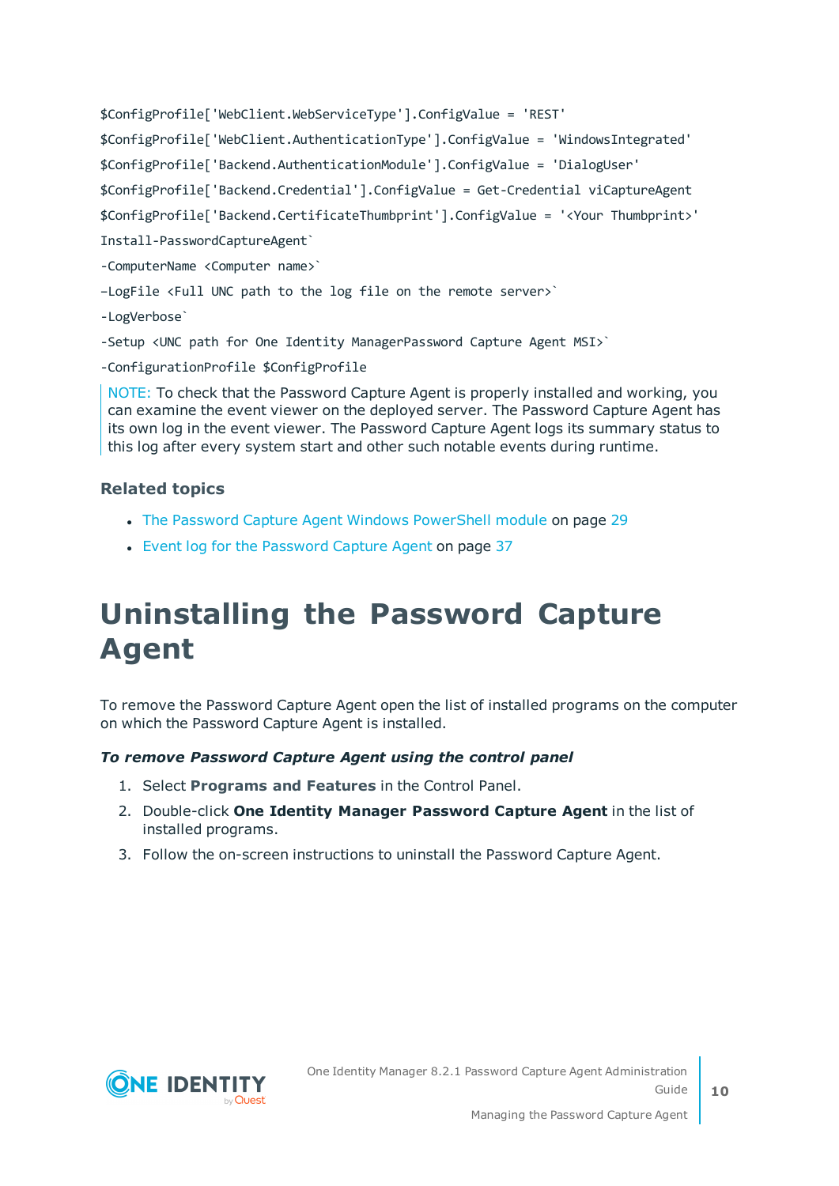```
$ConfigProfile['WebClient.WebServiceType'].ConfigValue = 'REST'
$ConfigProfile['WebClient.AuthenticationType'].ConfigValue = 'WindowsIntegrated'
$ConfigProfile['Backend.AuthenticationModule'].ConfigValue = 'DialogUser'
$ConfigProfile['Backend.Credential'].ConfigValue = Get-Credential viCaptureAgent
$ConfigProfile['Backend.CertificateThumbprint'].ConfigValue = '<Your Thumbprint>'
Install-PasswordCaptureAgent`
-ComputerName <Computer name>`
-LogFile <Full UNC path to the log file on the remote server>`
-LogVerbose`
-Setup <UNC path for One Identity ManagerPassword Capture Agent MSI>`
-ConfigurationProfile $ConfigProfile
```

NOTE: To check that the Password Capture Agent is properly installed and working, you can examine the event viewer on the deployed server. The Password Capture Agent has its own log in the event viewer. The Password Capture Agent logs its summary status to this log after every system start and other such notable events during runtime.

### Related topics

- The Password Capture Agent Windows PowerShell module on page 29
- Event log for the Password Capture Agent on page 37

# Uninstalling the Password Capture Agent

To remove the Password Capture Agent open the list of installed programs on the computer on which the Password Capture Agent is installed.

***To remove Password Capture Agent using the control panel***

1. Select **Programs and Features** in the Control Panel.
2. Double-click **One Identity Manager Password Capture Agent** in the list of installed programs.
3. Follow the on-screen instructions to uninstall the Password Capture Agent.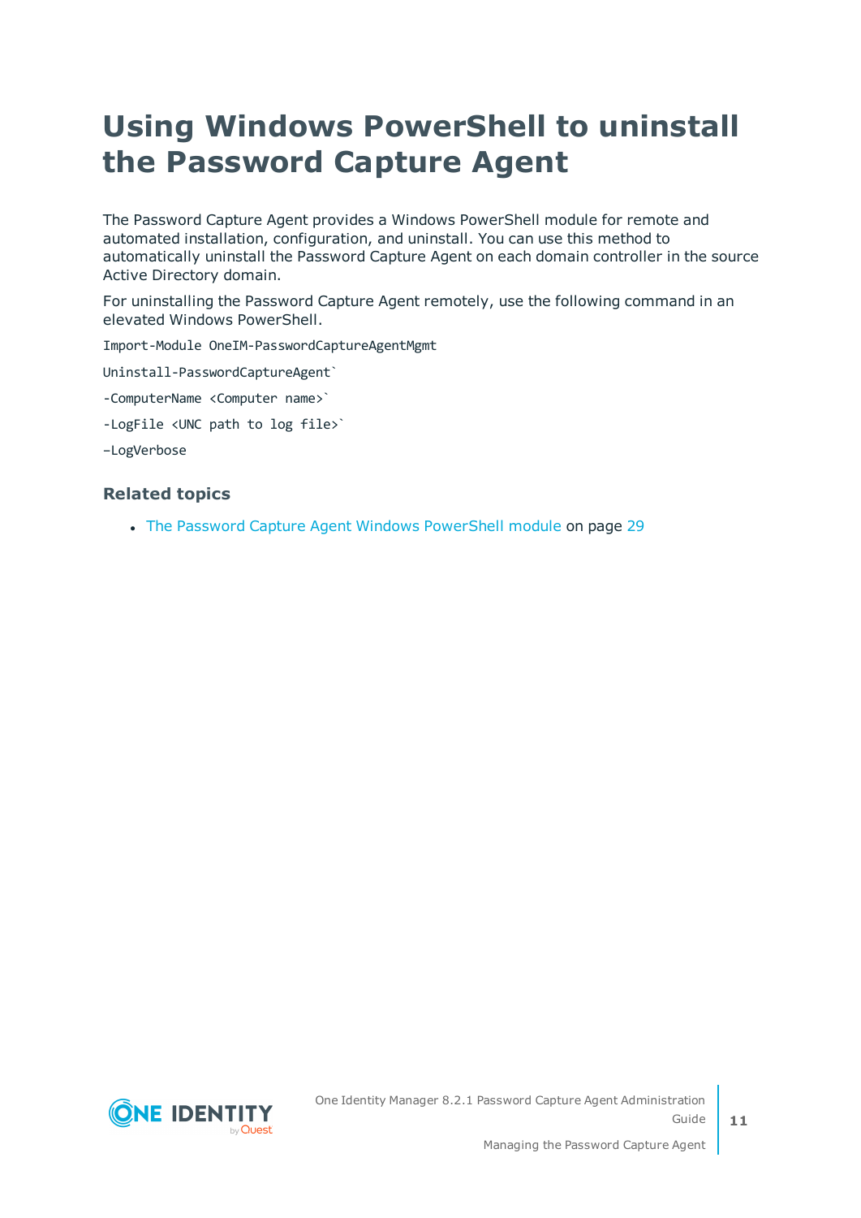# Using Windows PowerShell to uninstall the Password Capture Agent

The Password Capture Agent provides a Windows PowerShell module for remote and automated installation, configuration, and uninstall. You can use this method to automatically uninstall the Password Capture Agent on each domain controller in the source Active Directory domain.

For uninstalling the Password Capture Agent remotely, use the following command in an elevated Windows PowerShell.

```
Import-Module OneIM-PasswordCaptureAgentMgmt

Uninstall-PasswordCaptureAgent`

-ComputerName <Computer name>`

-LogFile <UNC path to log file>`

–LogVerbose
```

### Related topics

- The Password Capture Agent Windows PowerShell module on page 29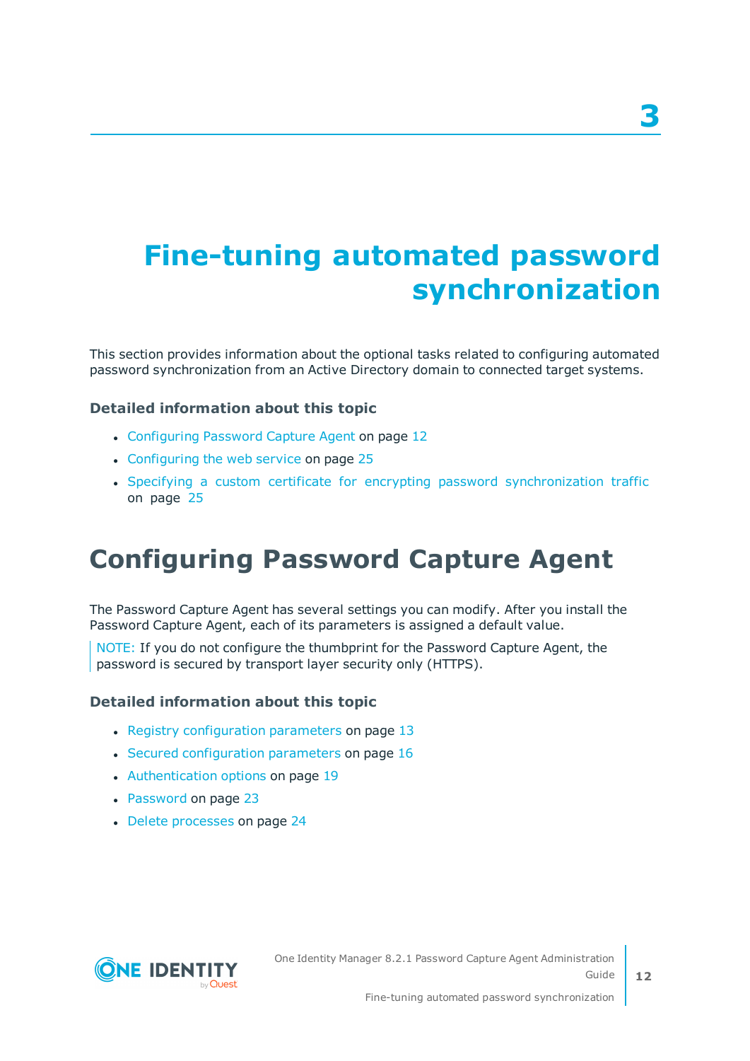# 3 Fine-tuning automated password synchronization

This section provides information about the optional tasks related to configuring automated password synchronization from an Active Directory domain to connected target systems.

### Detailed information about this topic

- Configuring Password Capture Agent on page 12
- Configuring the web service on page 25
- Specifying a custom certificate for encrypting password synchronization traffic on page 25

## Configuring Password Capture Agent

The Password Capture Agent has several settings you can modify. After you install the Password Capture Agent, each of its parameters is assigned a default value.

> NOTE: If you do not configure the thumbprint for the Password Capture Agent, the password is secured by transport layer security only (HTTPS).

### Detailed information about this topic

- Registry configuration parameters on page 13
- Secured configuration parameters on page 16
- Authentication options on page 19
- Password on page 23
- Delete processes on page 24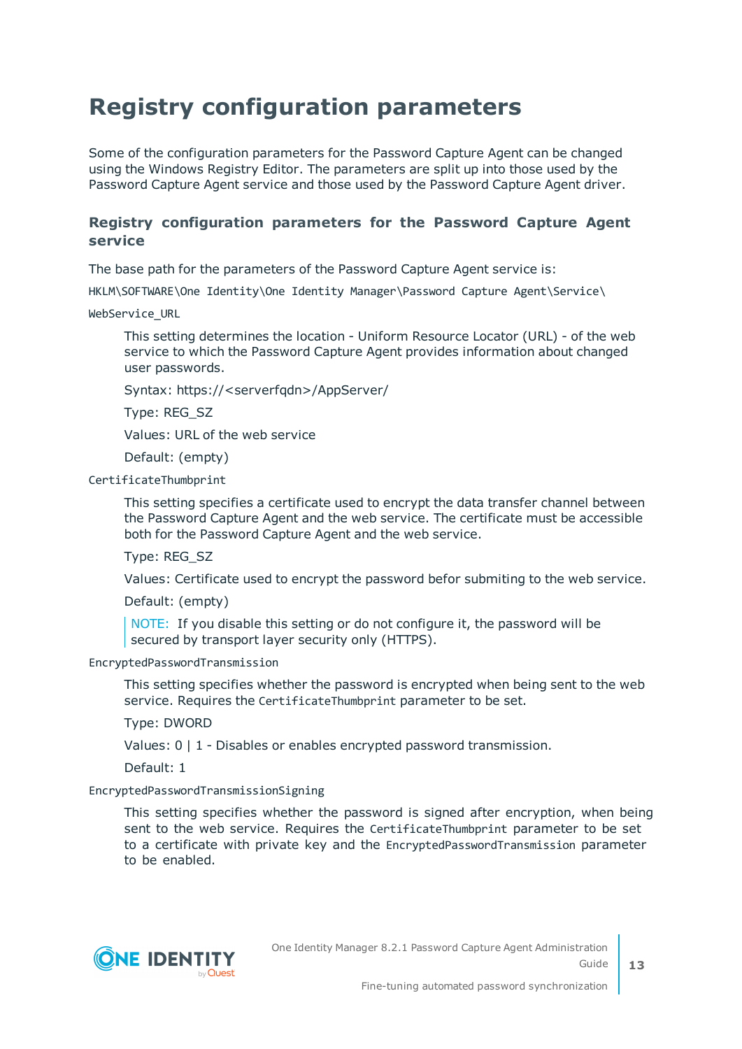# Registry configuration parameters

Some of the configuration parameters for the Password Capture Agent can be changed using the Windows Registry Editor. The parameters are split up into those used by the Password Capture Agent service and those used by the Password Capture Agent driver.

## Registry configuration parameters for the Password Capture Agent service

The base path for the parameters of the Password Capture Agent service is:

`HKLM\SOFTWARE\One Identity\One Identity Manager\Password Capture Agent\Service\`

`WebService_URL`

This setting determines the location - Uniform Resource Locator (URL) - of the web service to which the Password Capture Agent provides information about changed user passwords.

Syntax: https://<serverfqdn>/AppServer/

Type: REG_SZ

Values: URL of the web service

Default: (empty)

`CertificateThumbprint`

This setting specifies a certificate used to encrypt the data transfer channel between the Password Capture Agent and the web service. The certificate must be accessible both for the Password Capture Agent and the web service.

Type: REG_SZ

Values: Certificate used to encrypt the password befor submiting to the web service.

Default: (empty)

> NOTE: If you disable this setting or do not configure it, the password will be secured by transport layer security only (HTTPS).

`EncryptedPasswordTransmission`

This setting specifies whether the password is encrypted when being sent to the web service. Requires the `CertificateThumbprint` parameter to be set.

Type: DWORD

Values: 0 | 1 - Disables or enables encrypted password transmission.

Default: 1

`EncryptedPasswordTransmissionSigning`

This setting specifies whether the password is signed after encryption, when being sent to the web service. Requires the `CertificateThumbprint` parameter to be set to a certificate with private key and the `EncryptedPasswordTransmission` parameter to be enabled.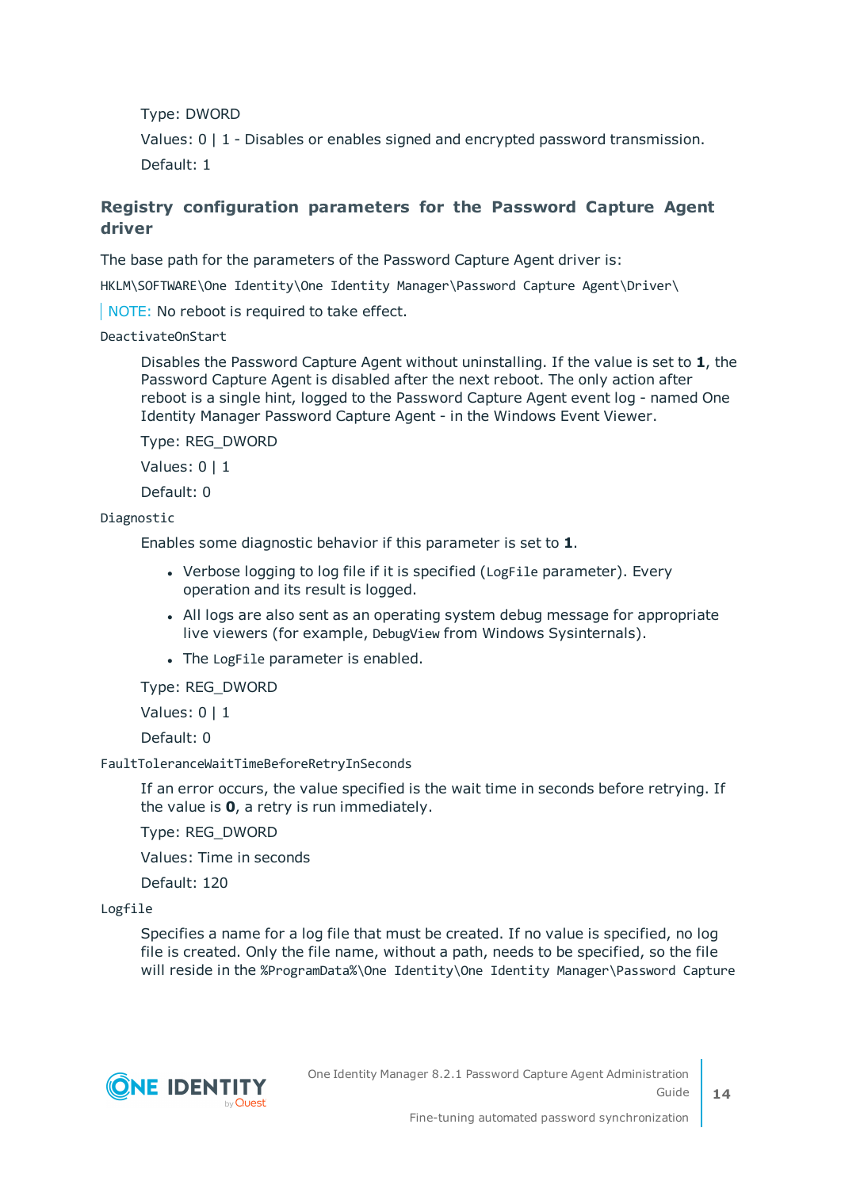Type: DWORD

Values: 0 | 1 - Disables or enables signed and encrypted password transmission.

Default: 1

### Registry configuration parameters for the Password Capture Agent driver

The base path for the parameters of the Password Capture Agent driver is:

`HKLM\SOFTWARE\One Identity\One Identity Manager\Password Capture Agent\Driver\`

NOTE: No reboot is required to take effect.

`DeactivateOnStart`

Disables the Password Capture Agent without uninstalling. If the value is set to **1**, the Password Capture Agent is disabled after the next reboot. The only action after reboot is a single hint, logged to the Password Capture Agent event log - named One Identity Manager Password Capture Agent - in the Windows Event Viewer.

Type: REG_DWORD

Values: 0 | 1

Default: 0

`Diagnostic`

Enables some diagnostic behavior if this parameter is set to **1**.

- Verbose logging to log file if it is specified (`LogFile` parameter). Every operation and its result is logged.
- All logs are also sent as an operating system debug message for appropriate live viewers (for example, `DebugView` from Windows Sysinternals).
- The `LogFile` parameter is enabled.

Type: REG_DWORD

Values: 0 | 1

Default: 0

`FaultToleranceWaitTimeBeforeRetryInSeconds`

If an error occurs, the value specified is the wait time in seconds before retrying. If the value is **0**, a retry is run immediately.

Type: REG_DWORD

Values: Time in seconds

Default: 120

`Logfile`

Specifies a name for a log file that must be created. If no value is specified, no log file is created. Only the file name, without a path, needs to be specified, so the file will reside in the `%ProgramData%\One Identity\One Identity Manager\Password Capture`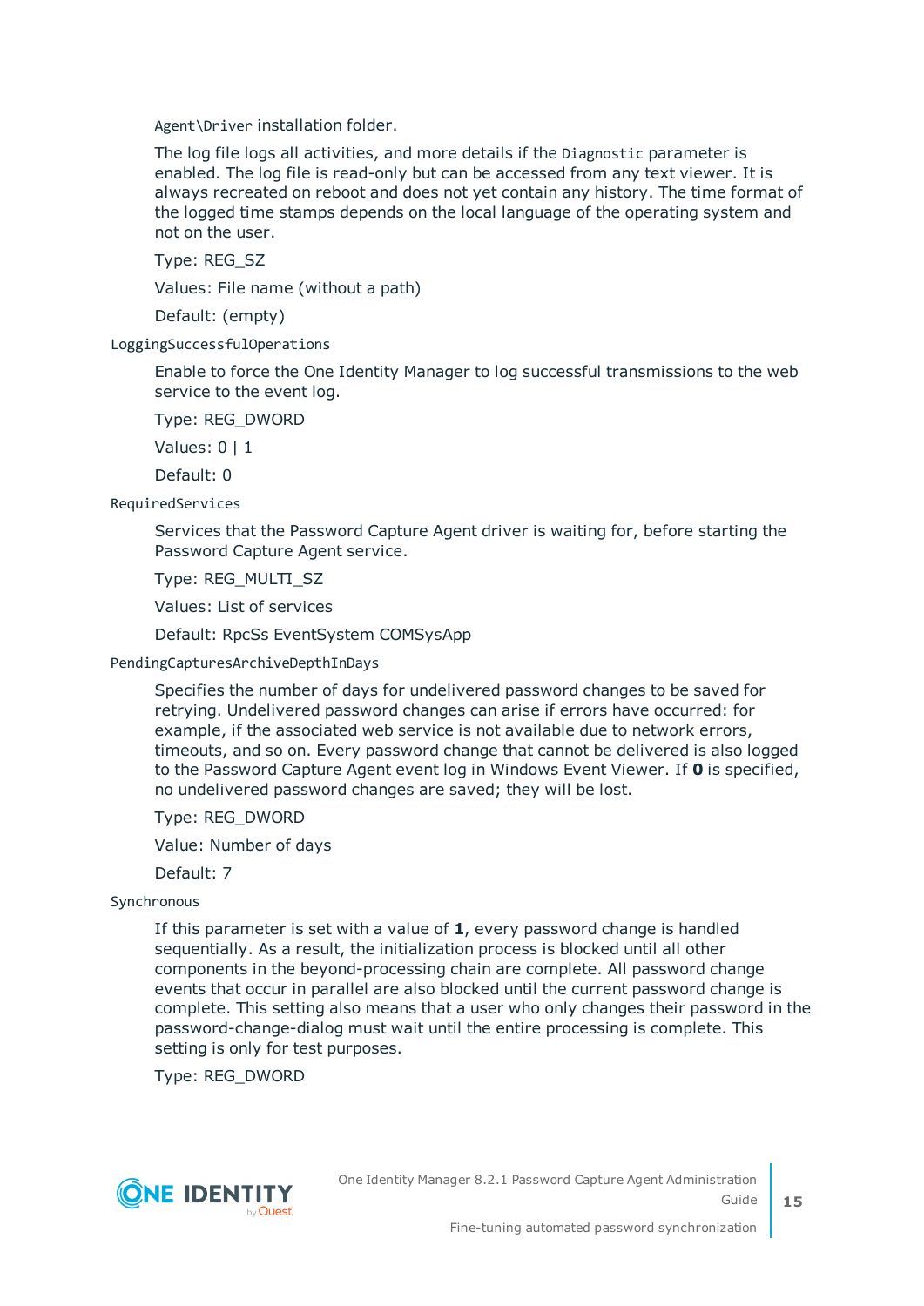`Agent\Driver` installation folder.

The log file logs all activities, and more details if the `Diagnostic` parameter is enabled. The log file is read-only but can be accessed from any text viewer. It is always recreated on reboot and does not yet contain any history. The time format of the logged time stamps depends on the local language of the operating system and not on the user.

Type: REG_SZ

Values: File name (without a path)

Default: (empty)

`LoggingSuccessfulOperations`

Enable to force the One Identity Manager to log successful transmissions to the web service to the event log.

Type: REG_DWORD

Values: 0 | 1

Default: 0

`RequiredServices`

Services that the Password Capture Agent driver is waiting for, before starting the Password Capture Agent service.

Type: REG_MULTI_SZ

Values: List of services

Default: RpcSs EventSystem COMSysApp

`PendingCapturesArchiveDepthInDays`

Specifies the number of days for undelivered password changes to be saved for retrying. Undelivered password changes can arise if errors have occurred: for example, if the associated web service is not available due to network errors, timeouts, and so on. Every password change that cannot be delivered is also logged to the Password Capture Agent event log in Windows Event Viewer. If **0** is specified, no undelivered password changes are saved; they will be lost.

Type: REG_DWORD

Value: Number of days

Default: 7

`Synchronous`

If this parameter is set with a value of **1**, every password change is handled sequentially. As a result, the initialization process is blocked until all other components in the beyond-processing chain are complete. All password change events that occur in parallel are also blocked until the current password change is complete. This setting also means that a user who only changes their password in the password-change-dialog must wait until the entire processing is complete. This setting is only for test purposes.

Type: REG_DWORD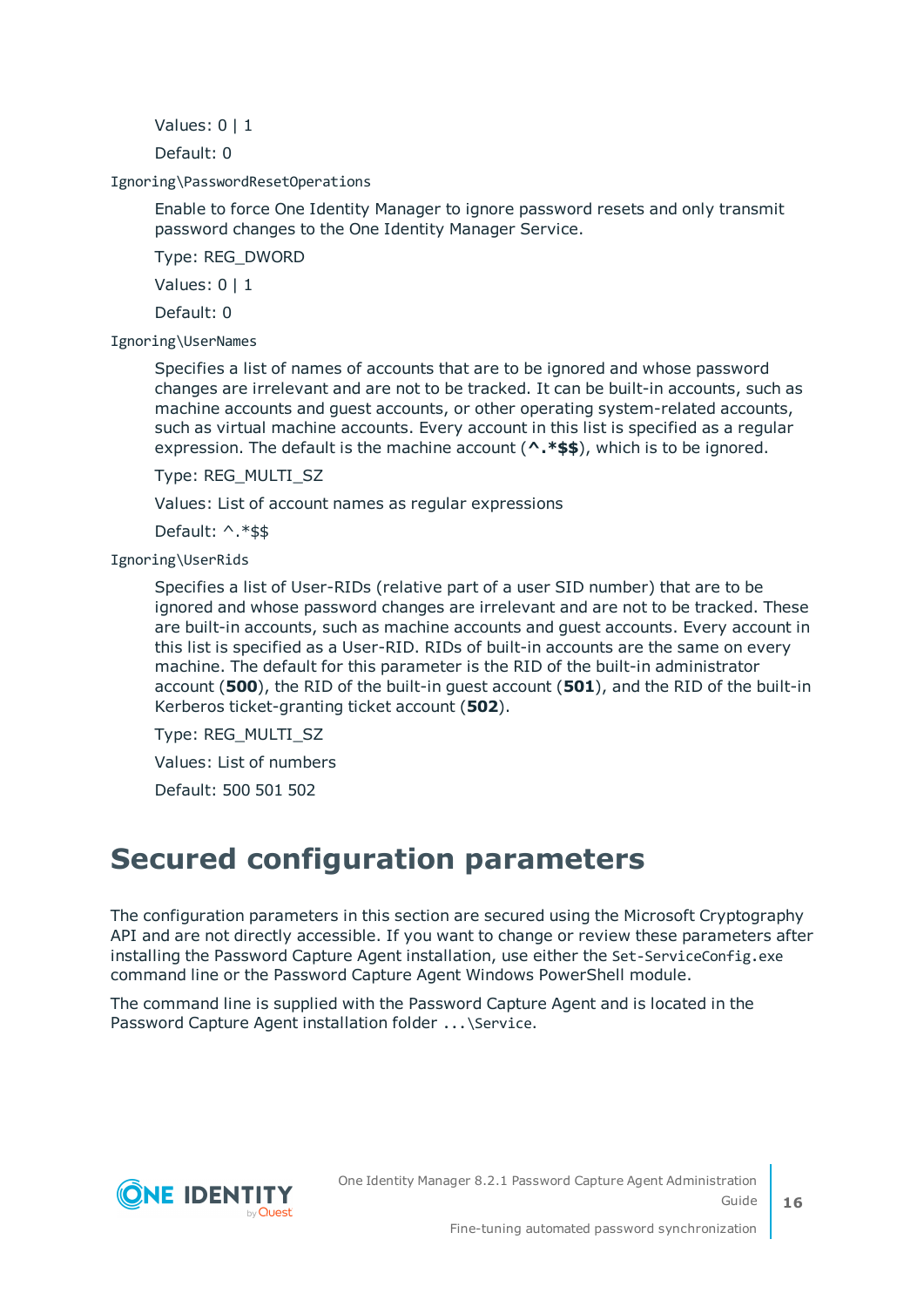Values: 0 | 1

Default: 0

`Ignoring\PasswordResetOperations`

Enable to force One Identity Manager to ignore password resets and only transmit password changes to the One Identity Manager Service.

Type: REG_DWORD

Values: 0 | 1

Default: 0

`Ignoring\UserNames`

Specifies a list of names of accounts that are to be ignored and whose password changes are irrelevant and are not to be tracked. It can be built-in accounts, such as machine accounts and guest accounts, or other operating system-related accounts, such as virtual machine accounts. Every account in this list is specified as a regular expression. The default is the machine account (**^.*$$**), which is to be ignored.

Type: REG_MULTI_SZ

Values: List of account names as regular expressions

Default: ^.*$$

`Ignoring\UserRids`

Specifies a list of User-RIDs (relative part of a user SID number) that are to be ignored and whose password changes are irrelevant and are not to be tracked. These are built-in accounts, such as machine accounts and guest accounts. Every account in this list is specified as a User-RID. RIDs of built-in accounts are the same on every machine. The default for this parameter is the RID of the built-in administrator account (**500**), the RID of the built-in guest account (**501**), and the RID of the built-in Kerberos ticket-granting ticket account (**502**).

Type: REG_MULTI_SZ

Values: List of numbers

Default: 500 501 502

## Secured configuration parameters

The configuration parameters in this section are secured using the Microsoft Cryptography API and are not directly accessible. If you want to change or review these parameters after installing the Password Capture Agent installation, use either the `Set-ServiceConfig.exe` command line or the Password Capture Agent Windows PowerShell module.

The command line is supplied with the Password Capture Agent and is located in the Password Capture Agent installation folder `...\Service`.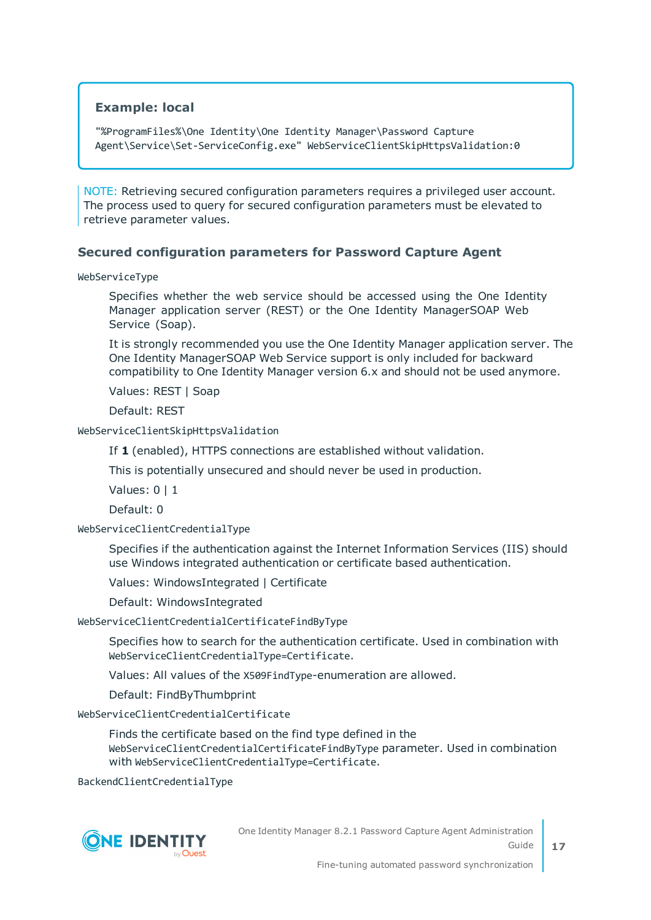**Example: local**

```
"%ProgramFiles%\One Identity\One Identity Manager\Password Capture
Agent\Service\Set-ServiceConfig.exe" WebServiceClientSkipHttpsValidation:0
```

NOTE: Retrieving secured configuration parameters requires a privileged user account. The process used to query for secured configuration parameters must be elevated to retrieve parameter values.

### Secured configuration parameters for Password Capture Agent

`WebServiceType`

Specifies whether the web service should be accessed using the One Identity Manager application server (REST) or the One Identity ManagerSOAP Web Service (Soap).

It is strongly recommended you use the One Identity Manager application server. The One Identity ManagerSOAP Web Service support is only included for backward compatibility to One Identity Manager version 6.x and should not be used anymore.

Values: REST | Soap

Default: REST

`WebServiceClientSkipHttpsValidation`

If **1** (enabled), HTTPS connections are established without validation.

This is potentially unsecured and should never be used in production.

Values: 0 | 1

Default: 0

`WebServiceClientCredentialType`

Specifies if the authentication against the Internet Information Services (IIS) should use Windows integrated authentication or certificate based authentication.

Values: WindowsIntegrated | Certificate

Default: WindowsIntegrated

`WebServiceClientCredentialCertificateFindByType`

Specifies how to search for the authentication certificate. Used in combination with `WebServiceClientCredentialType=Certificate`.

Values: All values of the `X509FindType`-enumeration are allowed.

Default: FindByThumbprint

`WebServiceClientCredentialCertificate`

Finds the certificate based on the find type defined in the `WebServiceClientCredentialCertificateFindByType` parameter. Used in combination with `WebServiceClientCredentialType=Certificate`.

`BackendClientCredentialType`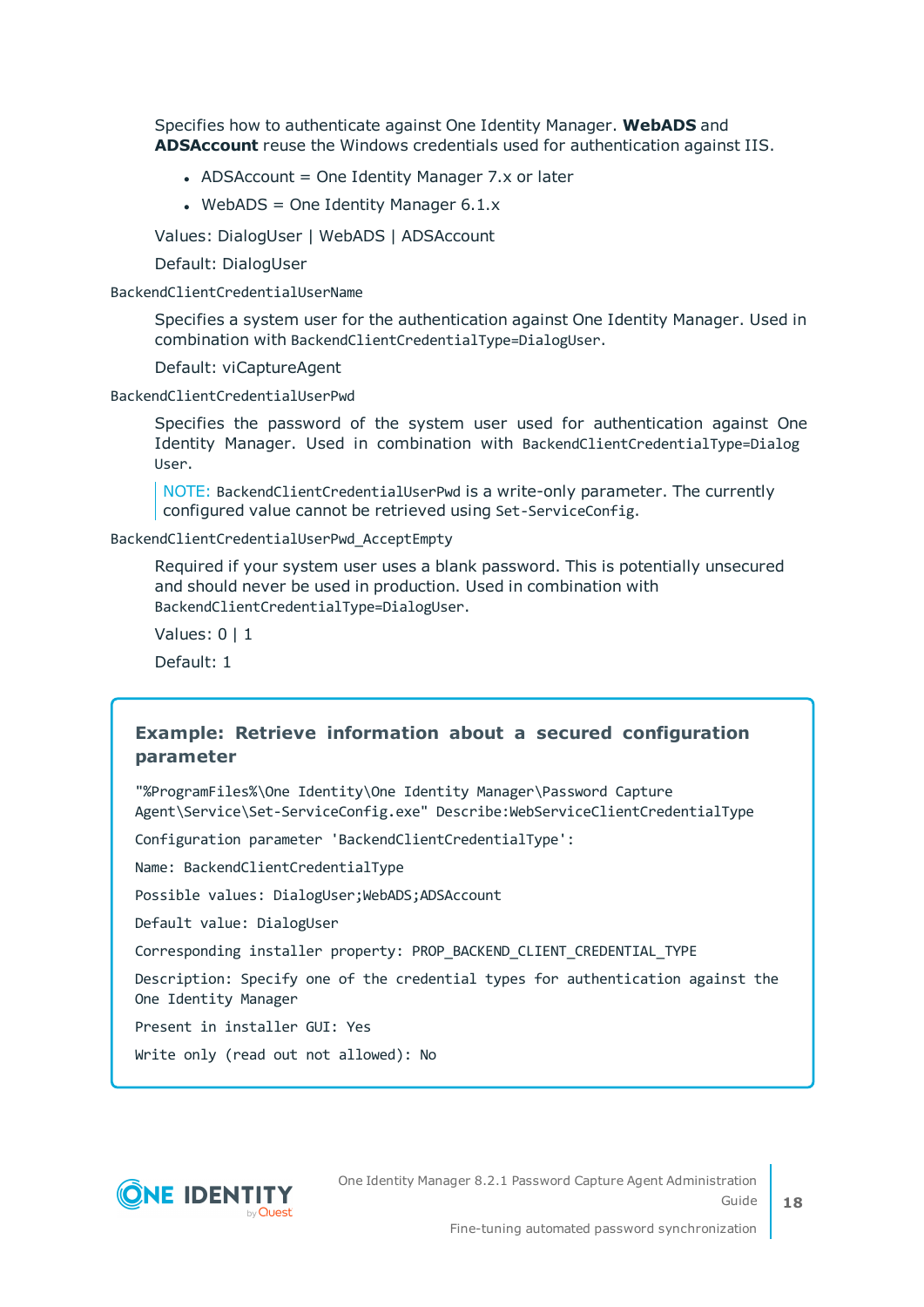Specifies how to authenticate against One Identity Manager. **WebADS** and **ADSAccount** reuse the Windows credentials used for authentication against IIS.

- ADSAccount = One Identity Manager 7.x or later
- WebADS = One Identity Manager 6.1.x

Values: DialogUser | WebADS | ADSAccount

Default: DialogUser

`BackendClientCredentialUserName`

Specifies a system user for the authentication against One Identity Manager. Used in combination with `BackendClientCredentialType=DialogUser`.

Default: viCaptureAgent

`BackendClientCredentialUserPwd`

Specifies the password of the system user used for authentication against One Identity Manager. Used in combination with `BackendClientCredentialType=DialogUser`.

> NOTE: `BackendClientCredentialUserPwd` is a write-only parameter. The currently configured value cannot be retrieved using `Set-ServiceConfig`.

`BackendClientCredentialUserPwd_AcceptEmpty`

Required if your system user uses a blank password. This is potentially unsecured and should never be used in production. Used in combination with `BackendClientCredentialType=DialogUser`.

Values: 0 | 1

Default: 1

**Example: Retrieve information about a secured configuration parameter**

```
"%ProgramFiles%\One Identity\One Identity Manager\Password Capture Agent\Service\Set-ServiceConfig.exe" Describe:WebServiceClientCredentialType

Configuration parameter 'BackendClientCredentialType':

Name: BackendClientCredentialType

Possible values: DialogUser;WebADS;ADSAccount

Default value: DialogUser

Corresponding installer property: PROP_BACKEND_CLIENT_CREDENTIAL_TYPE

Description: Specify one of the credential types for authentication against the One Identity Manager

Present in installer GUI: Yes

Write only (read out not allowed): No
```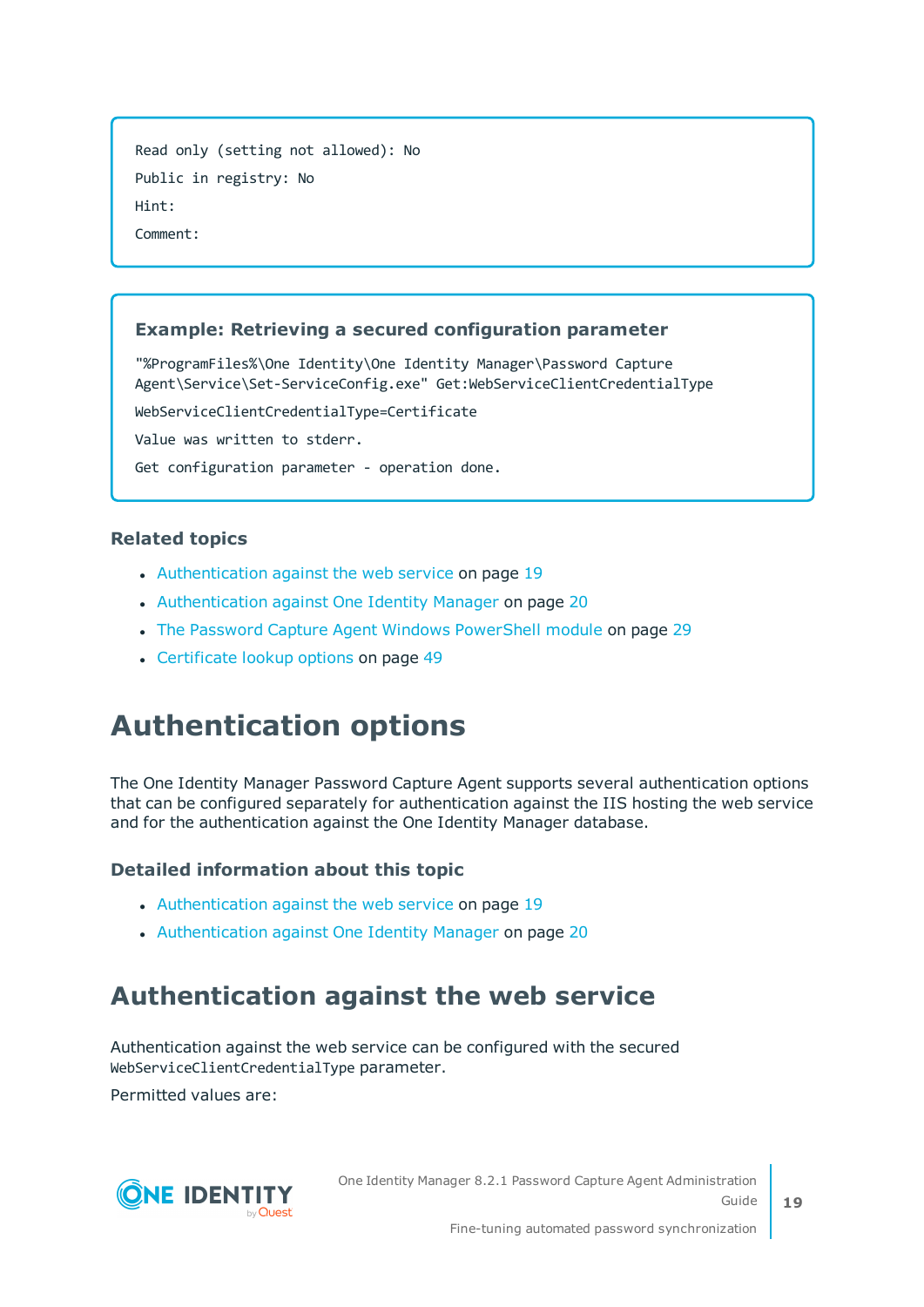```
Read only (setting not allowed): No
Public in registry: No
Hint:
Comment:
```

**Example: Retrieving a secured configuration parameter**

```
"%ProgramFiles%\One Identity\One Identity Manager\Password Capture
Agent\Service\Set-ServiceConfig.exe" Get:WebServiceClientCredentialType

WebServiceClientCredentialType=Certificate

Value was written to stderr.

Get configuration parameter - operation done.
```

### Related topics

- Authentication against the web service on page 19
- Authentication against One Identity Manager on page 20
- The Password Capture Agent Windows PowerShell module on page 29
- Certificate lookup options on page 49

# Authentication options

The One Identity Manager Password Capture Agent supports several authentication options that can be configured separately for authentication against the IIS hosting the web service and for the authentication against the One Identity Manager database.

### Detailed information about this topic

- Authentication against the web service on page 19
- Authentication against One Identity Manager on page 20

## Authentication against the web service

Authentication against the web service can be configured with the secured `WebServiceClientCredentialType` parameter.

Permitted values are: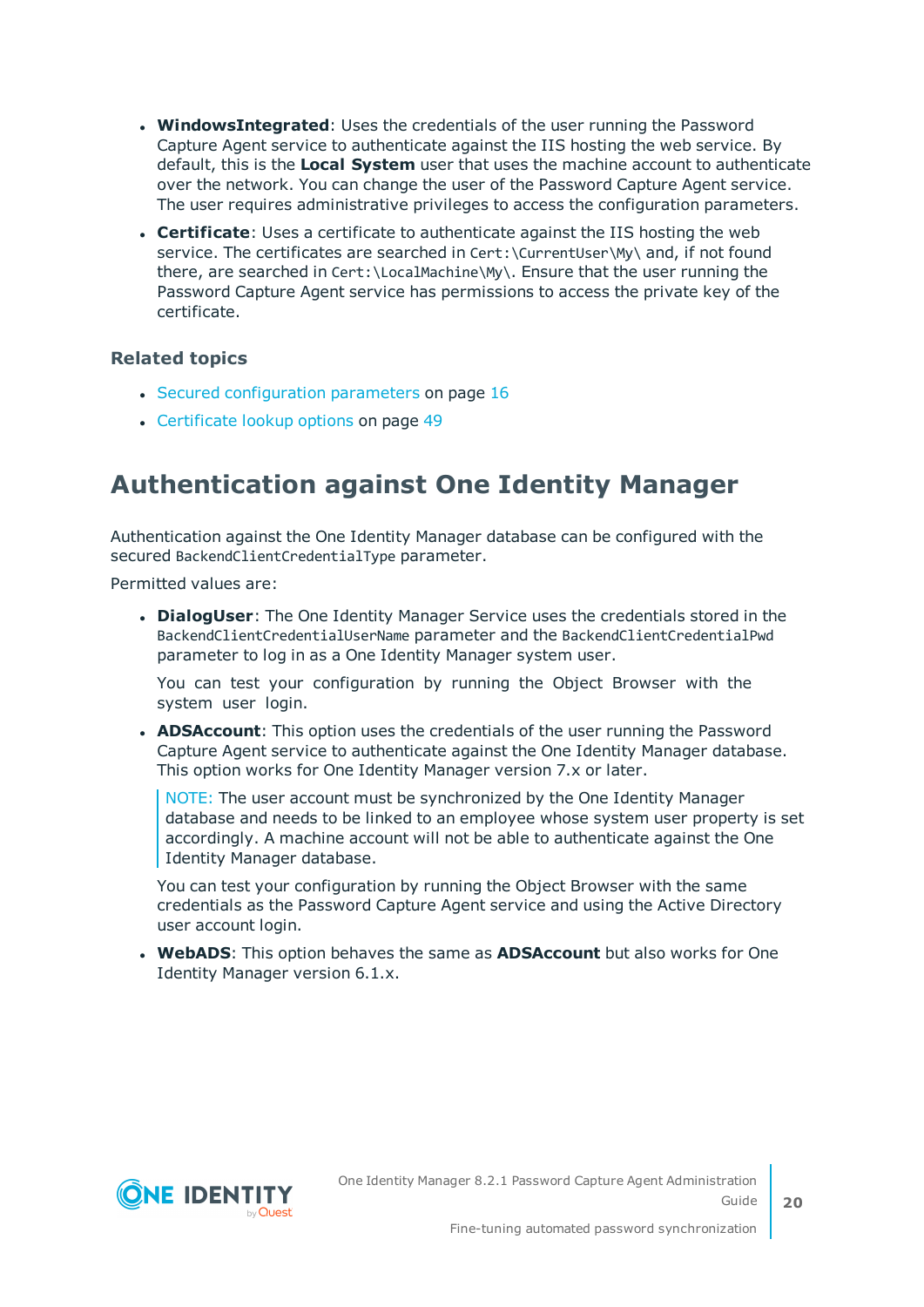- **WindowsIntegrated**: Uses the credentials of the user running the Password Capture Agent service to authenticate against the IIS hosting the web service. By default, this is the **Local System** user that uses the machine account to authenticate over the network. You can change the user of the Password Capture Agent service. The user requires administrative privileges to access the configuration parameters.
- **Certificate**: Uses a certificate to authenticate against the IIS hosting the web service. The certificates are searched in `Cert:\CurrentUser\My\` and, if not found there, are searched in `Cert:\LocalMachine\My\`. Ensure that the user running the Password Capture Agent service has permissions to access the private key of the certificate.

### Related topics

- Secured configuration parameters on page 16
- Certificate lookup options on page 49

## Authentication against One Identity Manager

Authentication against the One Identity Manager database can be configured with the secured `BackendClientCredentialType` parameter.

Permitted values are:

- **DialogUser**: The One Identity Manager Service uses the credentials stored in the `BackendClientCredentialUserName` parameter and the `BackendClientCredentialPwd` parameter to log in as a One Identity Manager system user.

  You can test your configuration by running the Object Browser with the system user login.

- **ADSAccount**: This option uses the credentials of the user running the Password Capture Agent service to authenticate against the One Identity Manager database. This option works for One Identity Manager version 7.x or later.

  NOTE: The user account must be synchronized by the One Identity Manager database and needs to be linked to an employee whose system user property is set accordingly. A machine account will not be able to authenticate against the One Identity Manager database.

  You can test your configuration by running the Object Browser with the same credentials as the Password Capture Agent service and using the Active Directory user account login.

- **WebADS**: This option behaves the same as **ADSAccount** but also works for One Identity Manager version 6.1.x.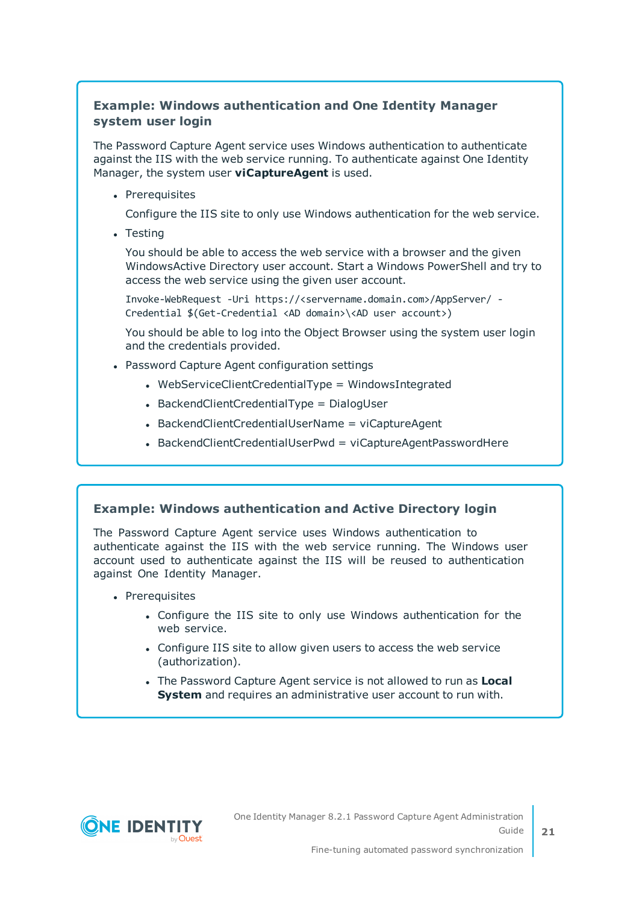**Example: Windows authentication and One Identity Manager system user login**

The Password Capture Agent service uses Windows authentication to authenticate against the IIS with the web service running. To authenticate against One Identity Manager, the system user **viCaptureAgent** is used.

- Prerequisites

  Configure the IIS site to only use Windows authentication for the web service.

- Testing

  You should be able to access the web service with a browser and the given WindowsActive Directory user account. Start a Windows PowerShell and try to access the web service using the given user account.

  ```
  Invoke-WebRequest -Uri https://<servername.domain.com>/AppServer/ -
  Credential $(Get-Credential <AD domain>\<AD user account>)
  ```

  You should be able to log into the Object Browser using the system user login and the credentials provided.

- Password Capture Agent configuration settings
  - WebServiceClientCredentialType = WindowsIntegrated
  - BackendClientCredentialType = DialogUser
  - BackendClientCredentialUserName = viCaptureAgent
  - BackendClientCredentialUserPwd = viCaptureAgentPasswordHere

**Example: Windows authentication and Active Directory login**

The Password Capture Agent service uses Windows authentication to authenticate against the IIS with the web service running. The Windows user account used to authenticate against the IIS will be reused to authentication against One Identity Manager.

- Prerequisites
  - Configure the IIS site to only use Windows authentication for the web service.
  - Configure IIS site to allow given users to access the web service (authorization).
  - The Password Capture Agent service is not allowed to run as **Local System** and requires an administrative user account to run with.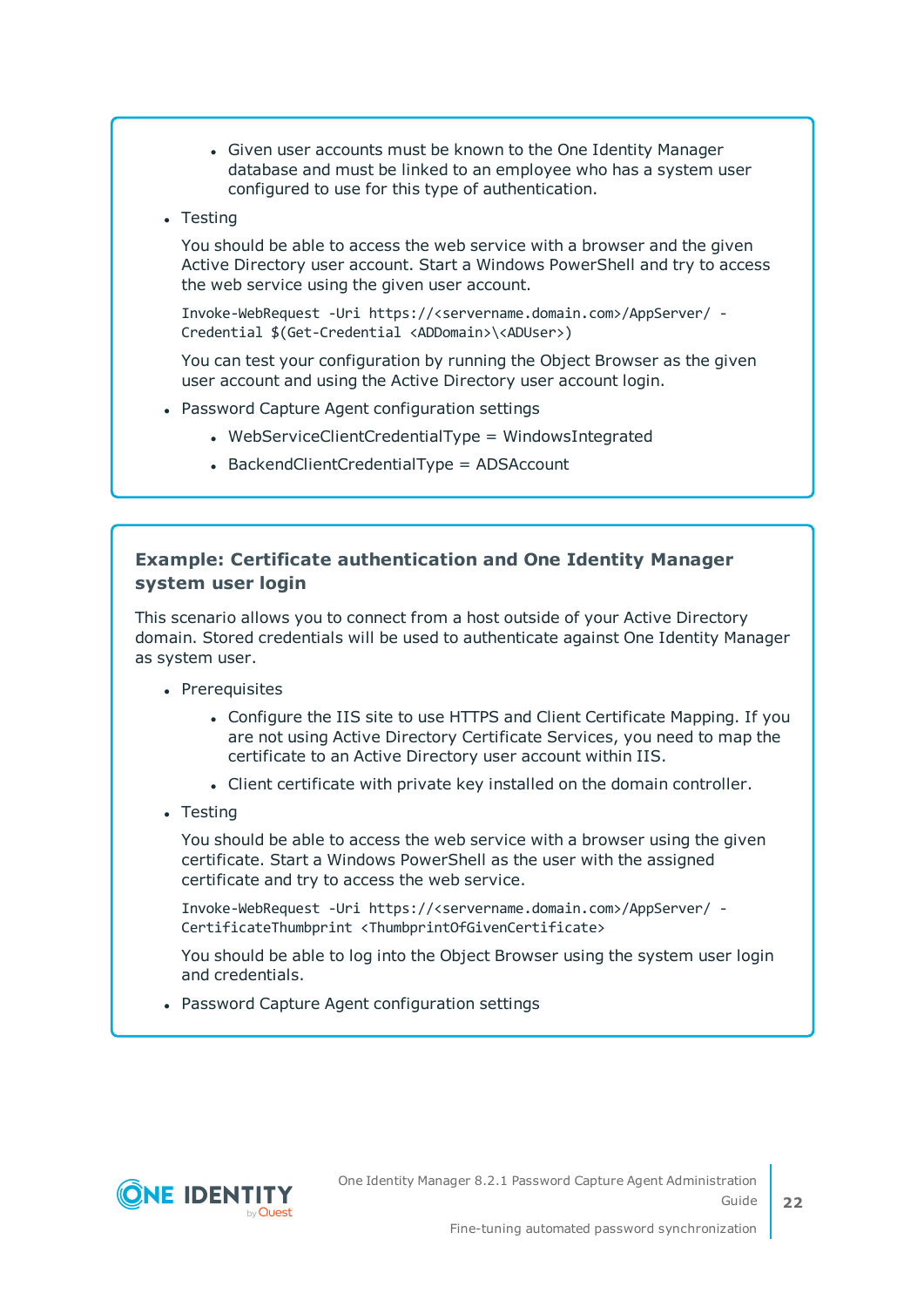- Given user accounts must be known to the One Identity Manager database and must be linked to an employee who has a system user configured to use for this type of authentication.

- Testing

  You should be able to access the web service with a browser and the given Active Directory user account. Start a Windows PowerShell and try to access the web service using the given user account.

  ```
  Invoke-WebRequest -Uri https://<servername.domain.com>/AppServer/ -
  Credential $(Get-Credential <ADDomain>\<ADUser>)
  ```

  You can test your configuration by running the Object Browser as the given user account and using the Active Directory user account login.

- Password Capture Agent configuration settings
  - WebServiceClientCredentialType = WindowsIntegrated
  - BackendClientCredentialType = ADSAccount

### Example: Certificate authentication and One Identity Manager system user login

This scenario allows you to connect from a host outside of your Active Directory domain. Stored credentials will be used to authenticate against One Identity Manager as system user.

- Prerequisites
  - Configure the IIS site to use HTTPS and Client Certificate Mapping. If you are not using Active Directory Certificate Services, you need to map the certificate to an Active Directory user account within IIS.
  - Client certificate with private key installed on the domain controller.

- Testing

  You should be able to access the web service with a browser using the given certificate. Start a Windows PowerShell as the user with the assigned certificate and try to access the web service.

  ```
  Invoke-WebRequest -Uri https://<servername.domain.com>/AppServer/ -
  CertificateThumbprint <ThumbprintOfGivenCertificate>
  ```

  You should be able to log into the Object Browser using the system user login and credentials.

- Password Capture Agent configuration settings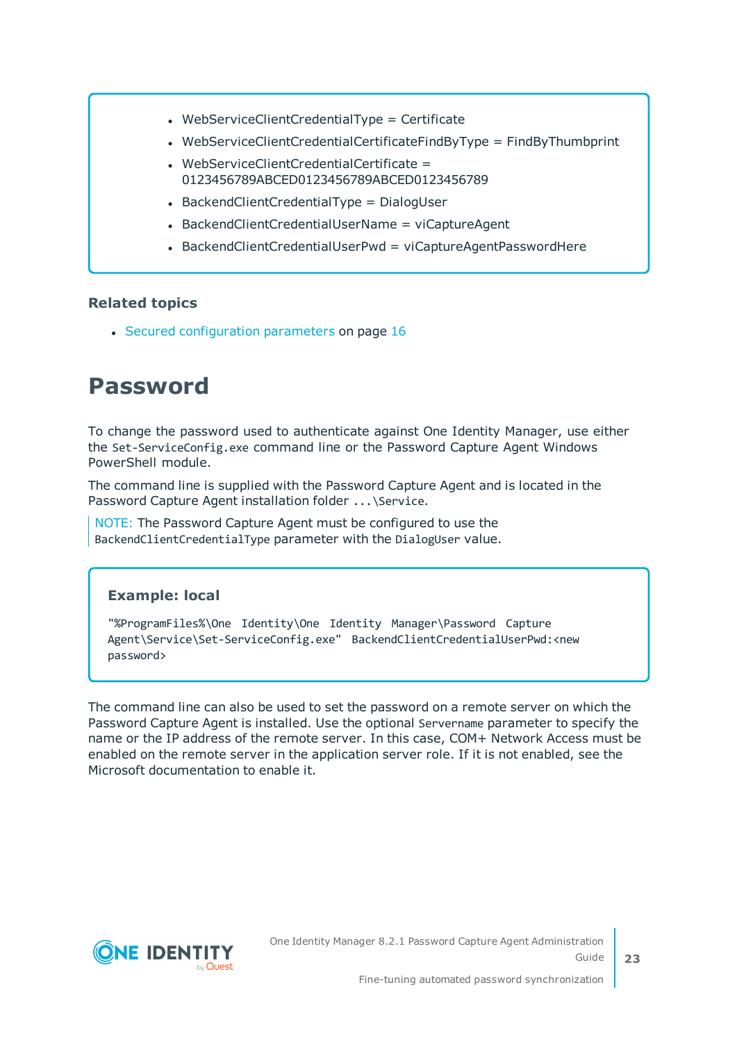- WebServiceClientCredentialType = Certificate
- WebServiceClientCredentialCertificateFindByType = FindByThumbprint
- WebServiceClientCredentialCertificate = 0123456789ABCED0123456789ABCED0123456789
- BackendClientCredentialType = DialogUser
- BackendClientCredentialUserName = viCaptureAgent
- BackendClientCredentialUserPwd = viCaptureAgentPasswordHere

### Related topics

- Secured configuration parameters on page 16

# Password

To change the password used to authenticate against One Identity Manager, use either the `Set-ServiceConfig.exe` command line or the Password Capture Agent Windows PowerShell module.

The command line is supplied with the Password Capture Agent and is located in the Password Capture Agent installation folder `...\Service`.

NOTE: The Password Capture Agent must be configured to use the `BackendClientCredentialType` parameter with the `DialogUser` value.

**Example: local**

```
"%ProgramFiles%\One Identity\One Identity Manager\Password Capture Agent\Service\Set-ServiceConfig.exe" BackendClientCredentialUserPwd:<new password>
```

The command line can also be used to set the password on a remote server on which the Password Capture Agent is installed. Use the optional `Servername` parameter to specify the name or the IP address of the remote server. In this case, COM+ Network Access must be enabled on the remote server in the application server role. If it is not enabled, see the Microsoft documentation to enable it.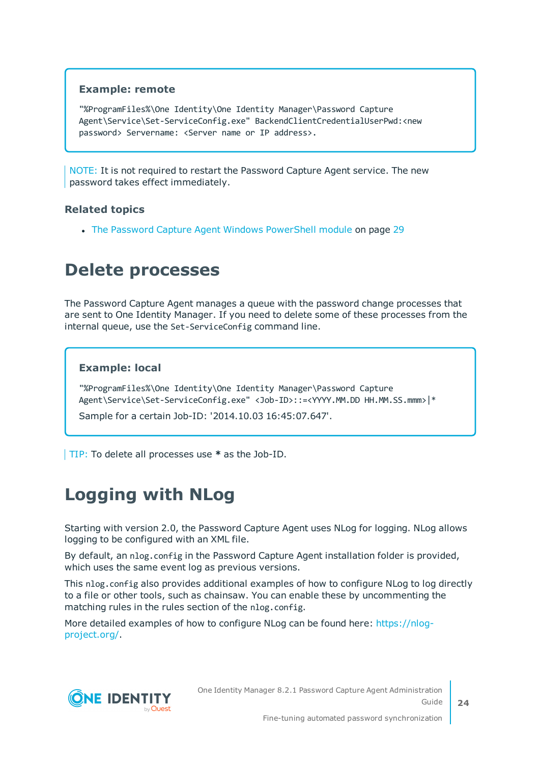**Example: remote**

```
"%ProgramFiles%\One Identity\One Identity Manager\Password Capture
Agent\Service\Set-ServiceConfig.exe" BackendClientCredentialUserPwd:<new
password> Servername: <Server name or IP address>.
```

NOTE: It is not required to restart the Password Capture Agent service. The new password takes effect immediately.

### Related topics

- The Password Capture Agent Windows PowerShell module on page 29

# Delete processes

The Password Capture Agent manages a queue with the password change processes that are sent to One Identity Manager. If you need to delete some of these processes from the internal queue, use the `Set-ServiceConfig` command line.

**Example: local**

```
"%ProgramFiles%\One Identity\One Identity Manager\Password Capture
Agent\Service\Set-ServiceConfig.exe" <Job-ID>::=<YYYY.MM.DD HH.MM.SS.mmm>|*
```

Sample for a certain Job-ID: '2014.10.03 16:45:07.647'.

TIP: To delete all processes use **\*** as the Job-ID.

# Logging with NLog

Starting with version 2.0, the Password Capture Agent uses NLog for logging. NLog allows logging to be configured with an XML file.

By default, an `nlog.config` in the Password Capture Agent installation folder is provided, which uses the same event log as previous versions.

This `nlog.config` also provides additional examples of how to configure NLog to log directly to a file or other tools, such as chainsaw. You can enable these by uncommenting the matching rules in the rules section of the `nlog.config`.

More detailed examples of how to configure NLog can be found here: https://nlog-project.org/.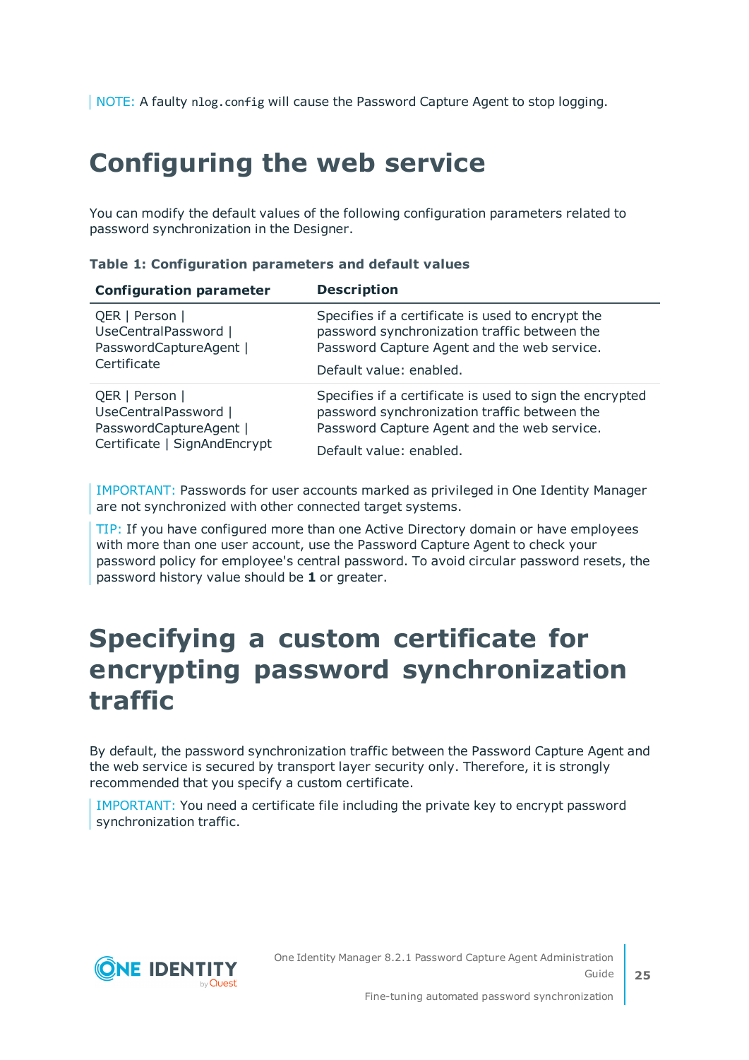NOTE: A faulty `nlog.config` will cause the Password Capture Agent to stop logging.

# Configuring the web service

You can modify the default values of the following configuration parameters related to password synchronization in the Designer.

**Table 1: Configuration parameters and default values**

| Configuration parameter | Description |
|---|---|
| QER \| Person \| UseCentralPassword \| PasswordCaptureAgent \| Certificate | Specifies if a certificate is used to encrypt the password synchronization traffic between the Password Capture Agent and the web service. Default value: enabled. |
| QER \| Person \| UseCentralPassword \| PasswordCaptureAgent \| Certificate \| SignAndEncrypt | Specifies if a certificate is used to sign the encrypted password synchronization traffic between the Password Capture Agent and the web service. Default value: enabled. |

IMPORTANT: Passwords for user accounts marked as privileged in One Identity Manager are not synchronized with other connected target systems.

TIP: If you have configured more than one Active Directory domain or have employees with more than one user account, use the Password Capture Agent to check your password policy for employee's central password. To avoid circular password resets, the password history value should be **1** or greater.

# Specifying a custom certificate for encrypting password synchronization traffic

By default, the password synchronization traffic between the Password Capture Agent and the web service is secured by transport layer security only. Therefore, it is strongly recommended that you specify a custom certificate.

IMPORTANT: You need a certificate file including the private key to encrypt password synchronization traffic.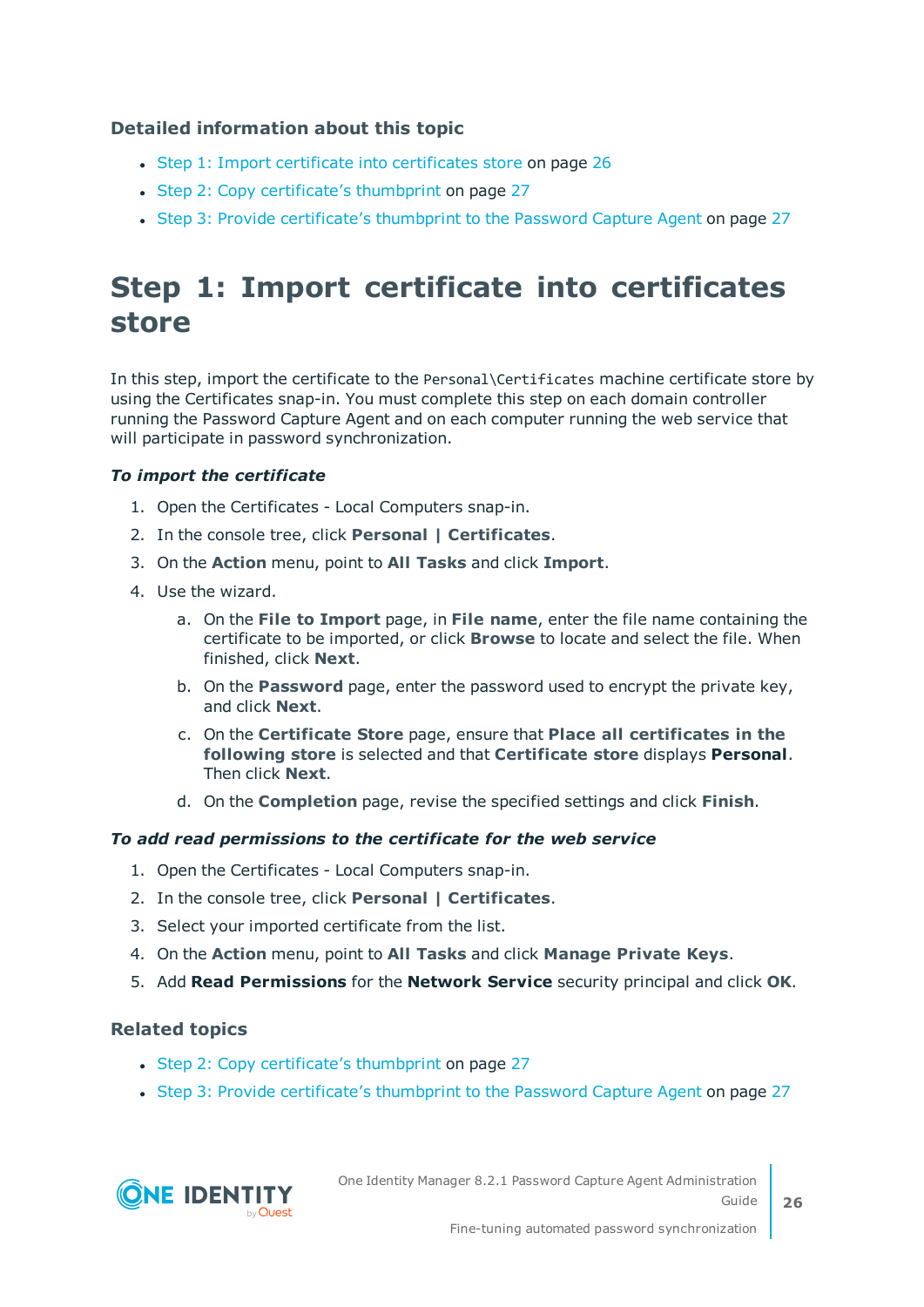### Detailed information about this topic

- Step 1: Import certificate into certificates store on page 26
- Step 2: Copy certificate's thumbprint on page 27
- Step 3: Provide certificate's thumbprint to the Password Capture Agent on page 27

# Step 1: Import certificate into certificates store

In this step, import the certificate to the `Personal\Certificates` machine certificate store by using the Certificates snap-in. You must complete this step on each domain controller running the Password Capture Agent and on each computer running the web service that will participate in password synchronization.

***To import the certificate***

1. Open the Certificates - Local Computers snap-in.
2. In the console tree, click **Personal | Certificates**.
3. On the **Action** menu, point to **All Tasks** and click **Import**.
4. Use the wizard.
   a. On the **File to Import** page, in **File name**, enter the file name containing the certificate to be imported, or click **Browse** to locate and select the file. When finished, click **Next**.
   b. On the **Password** page, enter the password used to encrypt the private key, and click **Next**.
   c. On the **Certificate Store** page, ensure that **Place all certificates in the following store** is selected and that **Certificate store** displays **Personal**. Then click **Next**.
   d. On the **Completion** page, revise the specified settings and click **Finish**.

***To add read permissions to the certificate for the web service***

1. Open the Certificates - Local Computers snap-in.
2. In the console tree, click **Personal | Certificates**.
3. Select your imported certificate from the list.
4. On the **Action** menu, point to **All Tasks** and click **Manage Private Keys**.
5. Add **Read Permissions** for the **Network Service** security principal and click **OK**.

### Related topics

- Step 2: Copy certificate's thumbprint on page 27
- Step 3: Provide certificate's thumbprint to the Password Capture Agent on page 27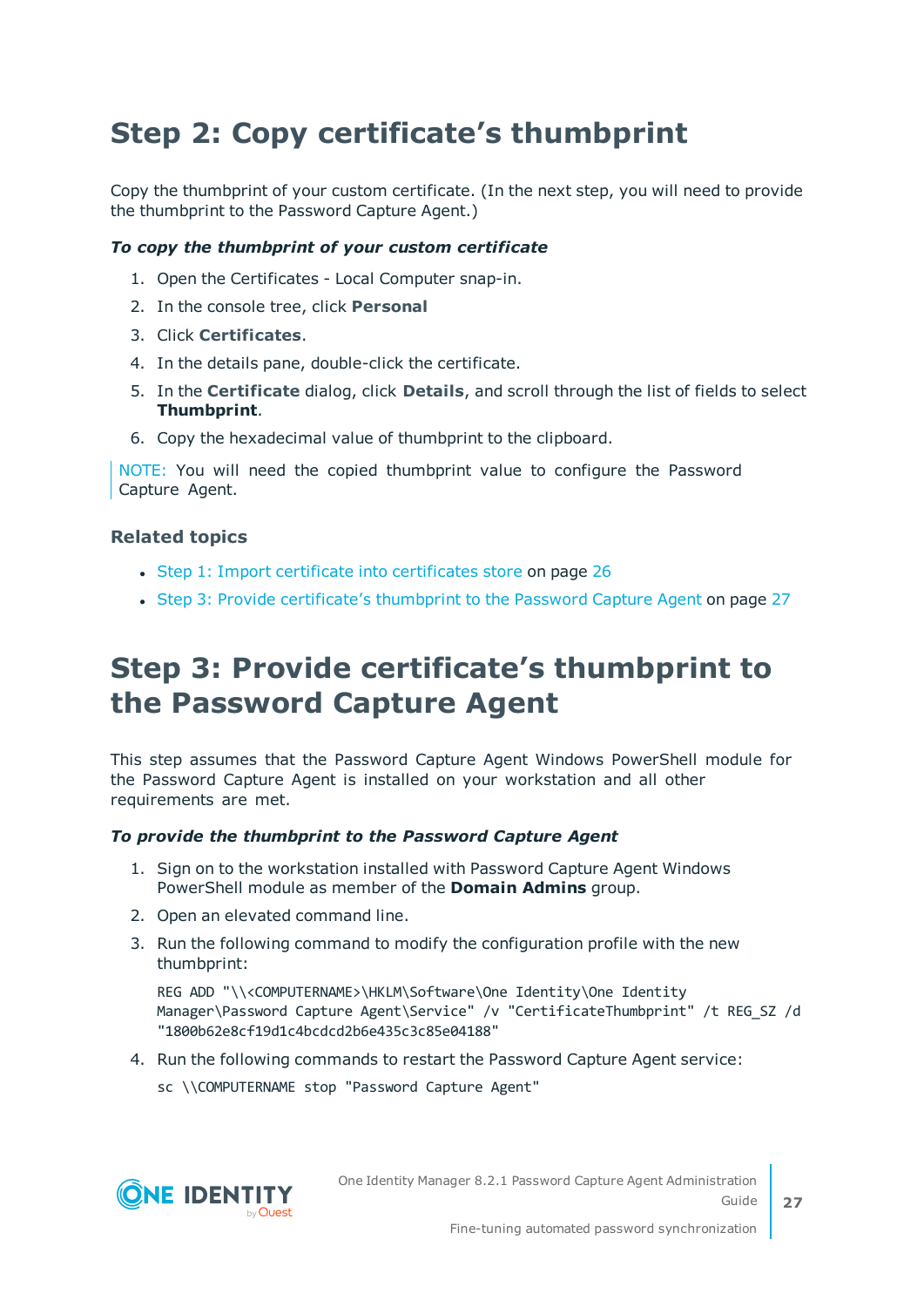# Step 2: Copy certificate's thumbprint

Copy the thumbprint of your custom certificate. (In the next step, you will need to provide the thumbprint to the Password Capture Agent.)

***To copy the thumbprint of your custom certificate***

1. Open the Certificates - Local Computer snap-in.
2. In the console tree, click **Personal**
3. Click **Certificates**.
4. In the details pane, double-click the certificate.
5. In the **Certificate** dialog, click **Details**, and scroll through the list of fields to select **Thumbprint**.
6. Copy the hexadecimal value of thumbprint to the clipboard.

NOTE: You will need the copied thumbprint value to configure the Password Capture Agent.

### Related topics

- Step 1: Import certificate into certificates store on page 26
- Step 3: Provide certificate's thumbprint to the Password Capture Agent on page 27

# Step 3: Provide certificate's thumbprint to the Password Capture Agent

This step assumes that the Password Capture Agent Windows PowerShell module for the Password Capture Agent is installed on your workstation and all other requirements are met.

***To provide the thumbprint to the Password Capture Agent***

1. Sign on to the workstation installed with Password Capture Agent Windows PowerShell module as member of the **Domain Admins** group.
2. Open an elevated command line.
3. Run the following command to modify the configuration profile with the new thumbprint:

   ```
   REG ADD "\\<COMPUTERNAME>\HKLM\Software\One Identity\One Identity Manager\Password Capture Agent\Service" /v "CertificateThumbprint" /t REG_SZ /d "1800b62e8cf19d1c4bcdcd2b6e435c3c85e04188"
   ```

4. Run the following commands to restart the Password Capture Agent service:

   ```
   sc \\COMPUTERNAME stop "Password Capture Agent"
   ```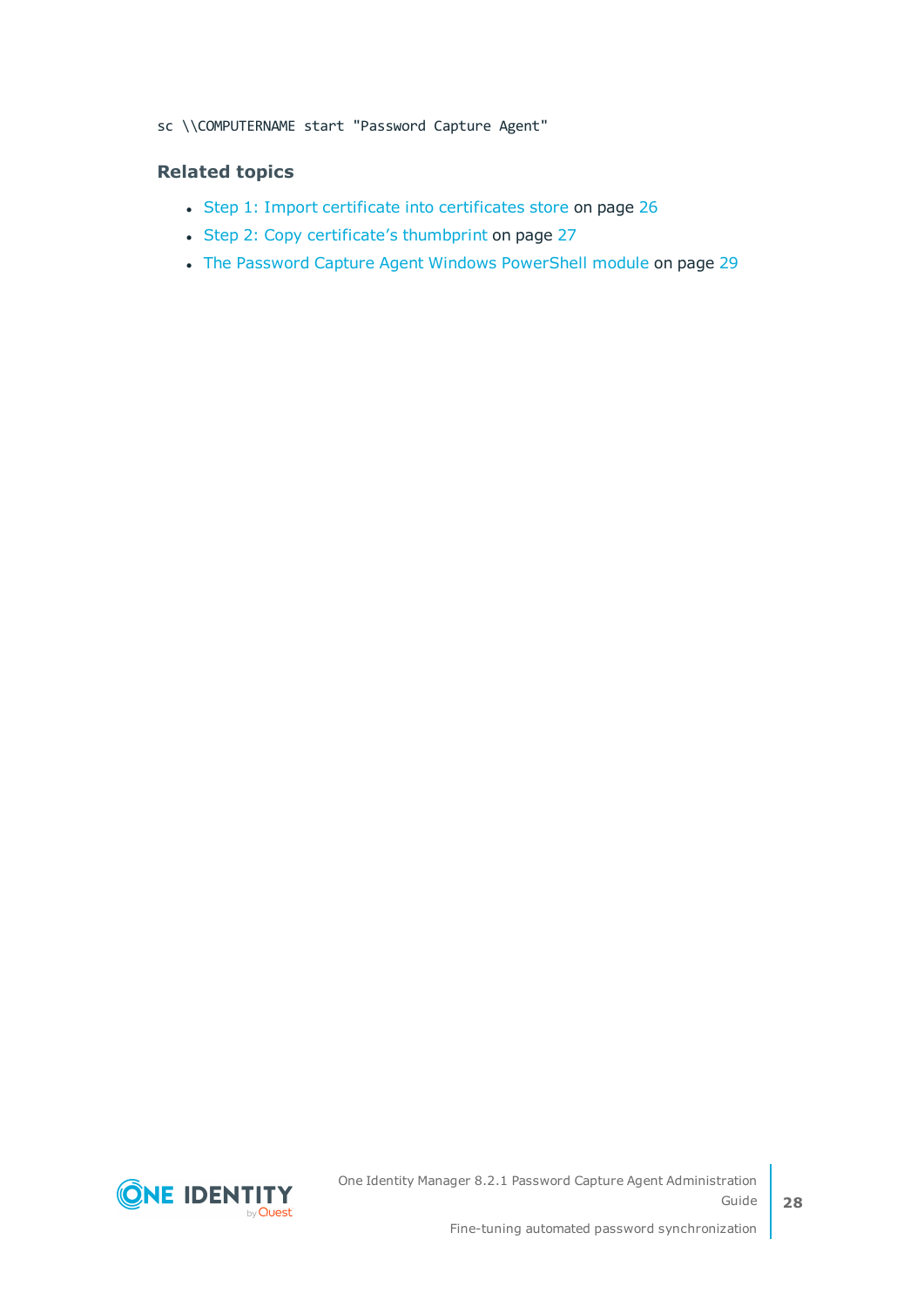```
sc \\COMPUTERNAME start "Password Capture Agent"
```

### Related topics

- Step 1: Import certificate into certificates store on page 26
- Step 2: Copy certificate's thumbprint on page 27
- The Password Capture Agent Windows PowerShell module on page 29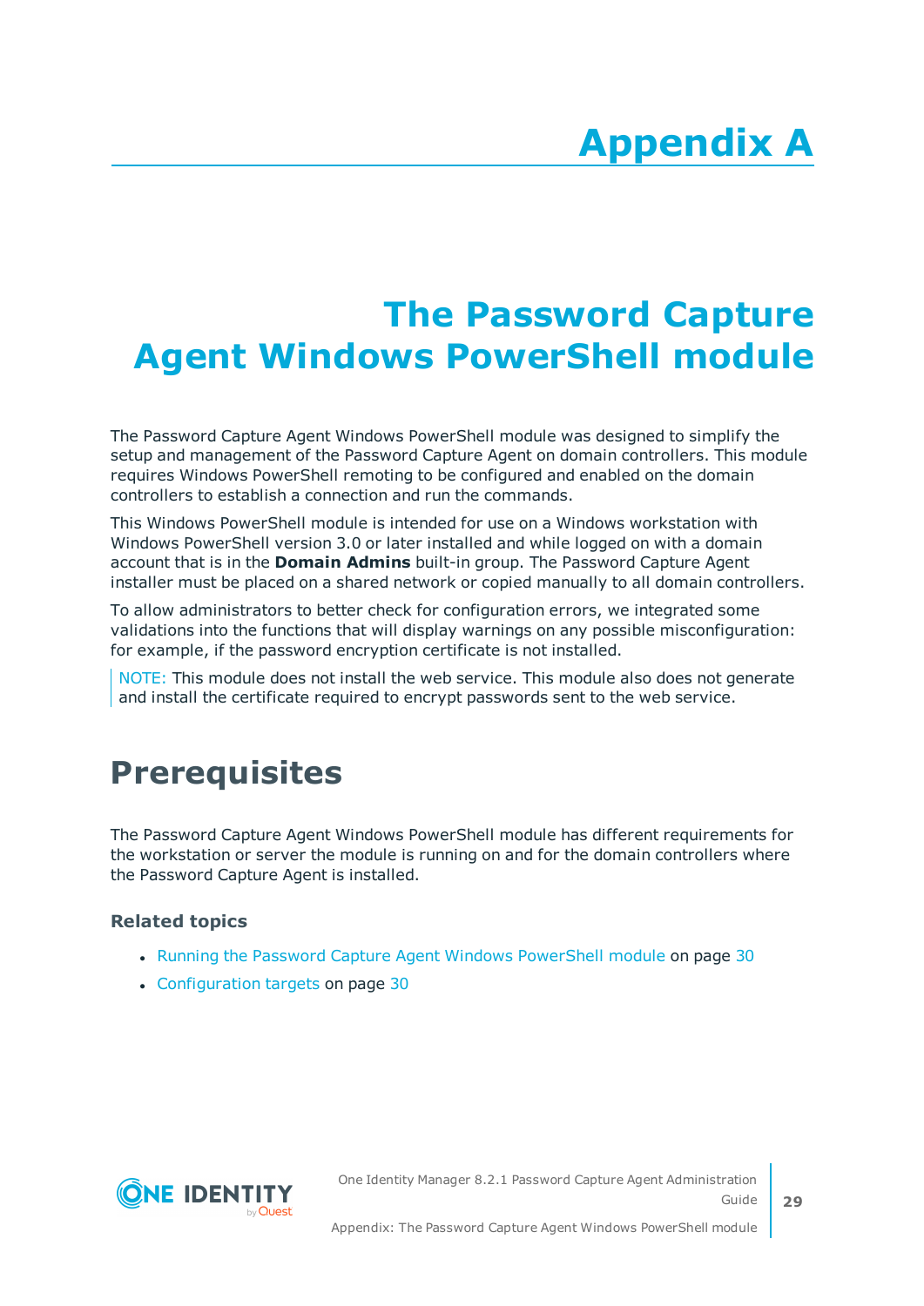# Appendix A

# The Password Capture Agent Windows PowerShell module

The Password Capture Agent Windows PowerShell module was designed to simplify the setup and management of the Password Capture Agent on domain controllers. This module requires Windows PowerShell remoting to be configured and enabled on the domain controllers to establish a connection and run the commands.

This Windows PowerShell module is intended for use on a Windows workstation with Windows PowerShell version 3.0 or later installed and while logged on with a domain account that is in the **Domain Admins** built-in group. The Password Capture Agent installer must be placed on a shared network or copied manually to all domain controllers.

To allow administrators to better check for configuration errors, we integrated some validations into the functions that will display warnings on any possible misconfiguration: for example, if the password encryption certificate is not installed.

NOTE: This module does not install the web service. This module also does not generate and install the certificate required to encrypt passwords sent to the web service.

## Prerequisites

The Password Capture Agent Windows PowerShell module has different requirements for the workstation or server the module is running on and for the domain controllers where the Password Capture Agent is installed.

### Related topics

- Running the Password Capture Agent Windows PowerShell module on page 30
- Configuration targets on page 30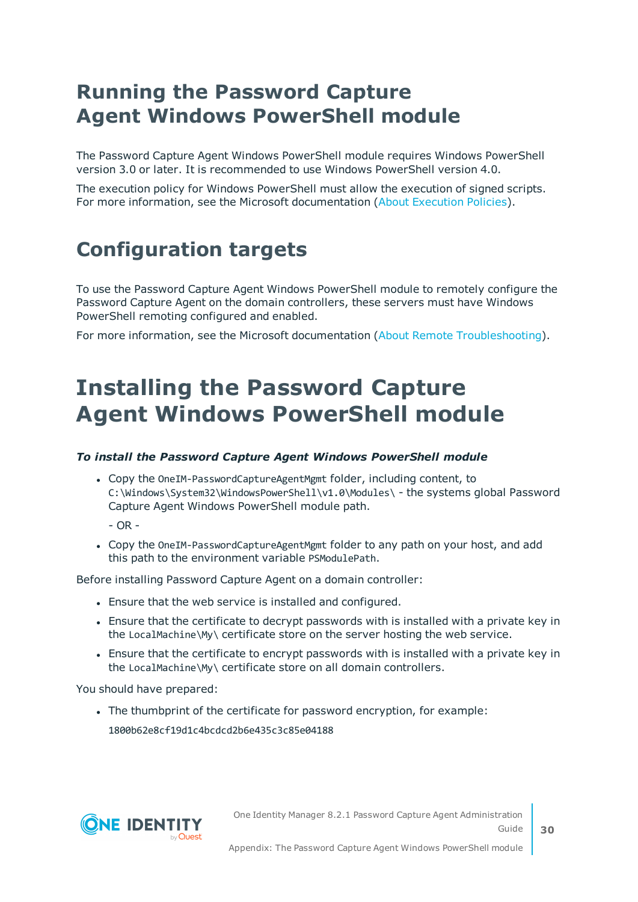# Running the Password Capture Agent Windows PowerShell module

The Password Capture Agent Windows PowerShell module requires Windows PowerShell version 3.0 or later. It is recommended to use Windows PowerShell version 4.0.

The execution policy for Windows PowerShell must allow the execution of signed scripts. For more information, see the Microsoft documentation (About Execution Policies).

# Configuration targets

To use the Password Capture Agent Windows PowerShell module to remotely configure the Password Capture Agent on the domain controllers, these servers must have Windows PowerShell remoting configured and enabled.

For more information, see the Microsoft documentation (About Remote Troubleshooting).

# Installing the Password Capture Agent Windows PowerShell module

***To install the Password Capture Agent Windows PowerShell module***

- Copy the `OneIM-PasswordCaptureAgentMgmt` folder, including content, to `C:\Windows\System32\WindowsPowerShell\v1.0\Modules\` - the systems global Password Capture Agent Windows PowerShell module path.

  \- OR -

- Copy the `OneIM-PasswordCaptureAgentMgmt` folder to any path on your host, and add this path to the environment variable `PSModulePath`.

Before installing Password Capture Agent on a domain controller:

- Ensure that the web service is installed and configured.
- Ensure that the certificate to decrypt passwords with is installed with a private key in the `LocalMachine\My\` certificate store on the server hosting the web service.
- Ensure that the certificate to encrypt passwords with is installed with a private key in the `LocalMachine\My\` certificate store on all domain controllers.

You should have prepared:

- The thumbprint of the certificate for password encryption, for example:

  `1800b62e8cf19d1c4bcdcd2b6e435c3c85e04188`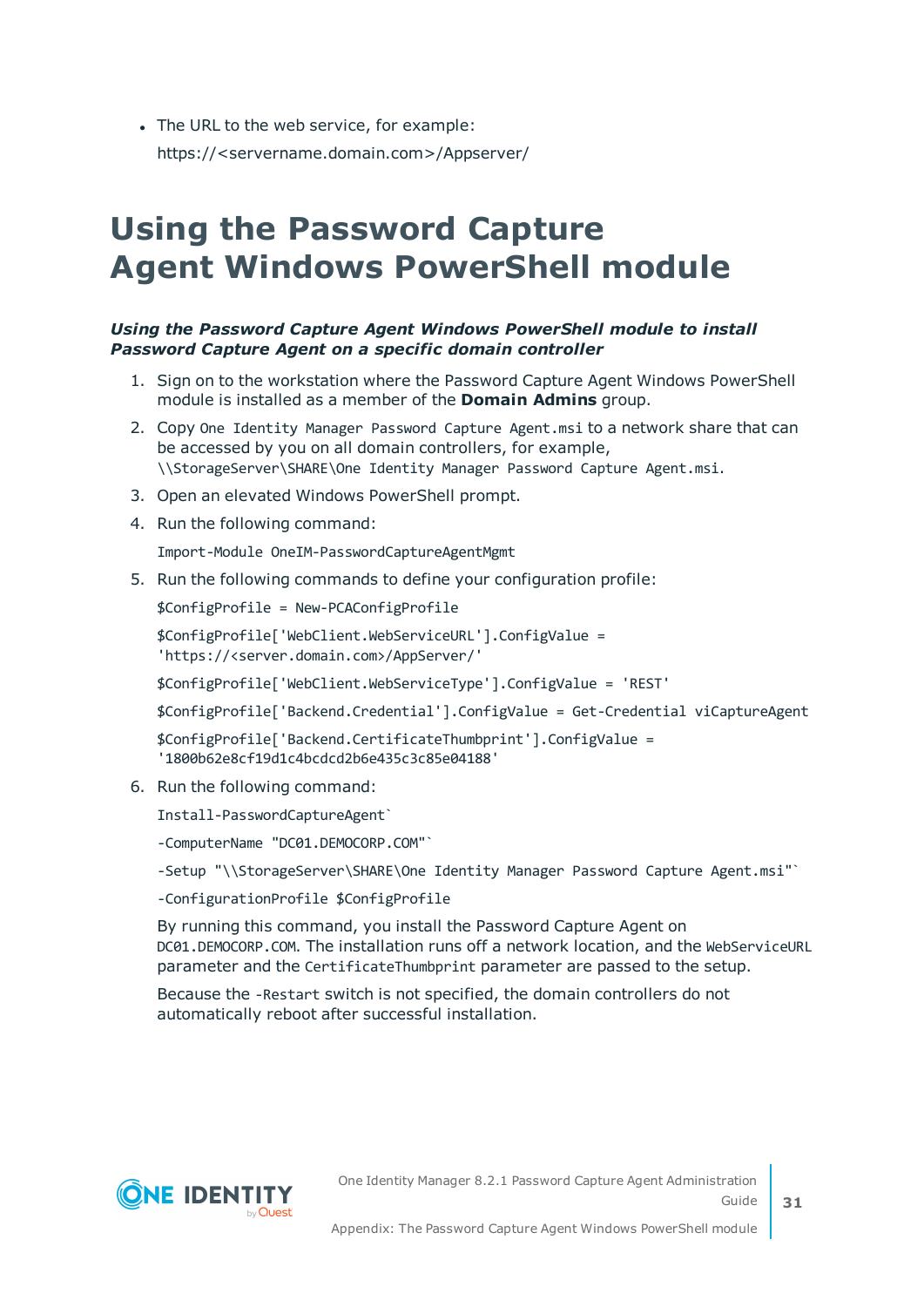- The URL to the web service, for example:

  https://<servername.domain.com>/Appserver/

# Using the Password Capture Agent Windows PowerShell module

***Using the Password Capture Agent Windows PowerShell module to install Password Capture Agent on a specific domain controller***

1. Sign on to the workstation where the Password Capture Agent Windows PowerShell module is installed as a member of the **Domain Admins** group.
2. Copy `One Identity Manager Password Capture Agent.msi` to a network share that can be accessed by you on all domain controllers, for example, `\\StorageServer\SHARE\One Identity Manager Password Capture Agent.msi`.
3. Open an elevated Windows PowerShell prompt.
4. Run the following command:

   ```
   Import-Module OneIM-PasswordCaptureAgentMgmt
   ```

5. Run the following commands to define your configuration profile:

   ```
   $ConfigProfile = New-PCAConfigProfile

   $ConfigProfile['WebClient.WebServiceURL'].ConfigValue =
   'https://<server.domain.com>/AppServer/'

   $ConfigProfile['WebClient.WebServiceType'].ConfigValue = 'REST'

   $ConfigProfile['Backend.Credential'].ConfigValue = Get-Credential viCaptureAgent

   $ConfigProfile['Backend.CertificateThumbprint'].ConfigValue =
   '1800b62e8cf19d1c4bcdcd2b6e435c3c85e04188'
   ```

6. Run the following command:

   ```
   Install-PasswordCaptureAgent`

   -ComputerName "DC01.DEMOCORP.COM"`

   -Setup "\\StorageServer\SHARE\One Identity Manager Password Capture Agent.msi"`

   -ConfigurationProfile $ConfigProfile
   ```

   By running this command, you install the Password Capture Agent on `DC01.DEMOCORP.COM`. The installation runs off a network location, and the `WebServiceURL` parameter and the `CertificateThumbprint` parameter are passed to the setup.

   Because the `-Restart` switch is not specified, the domain controllers do not automatically reboot after successful installation.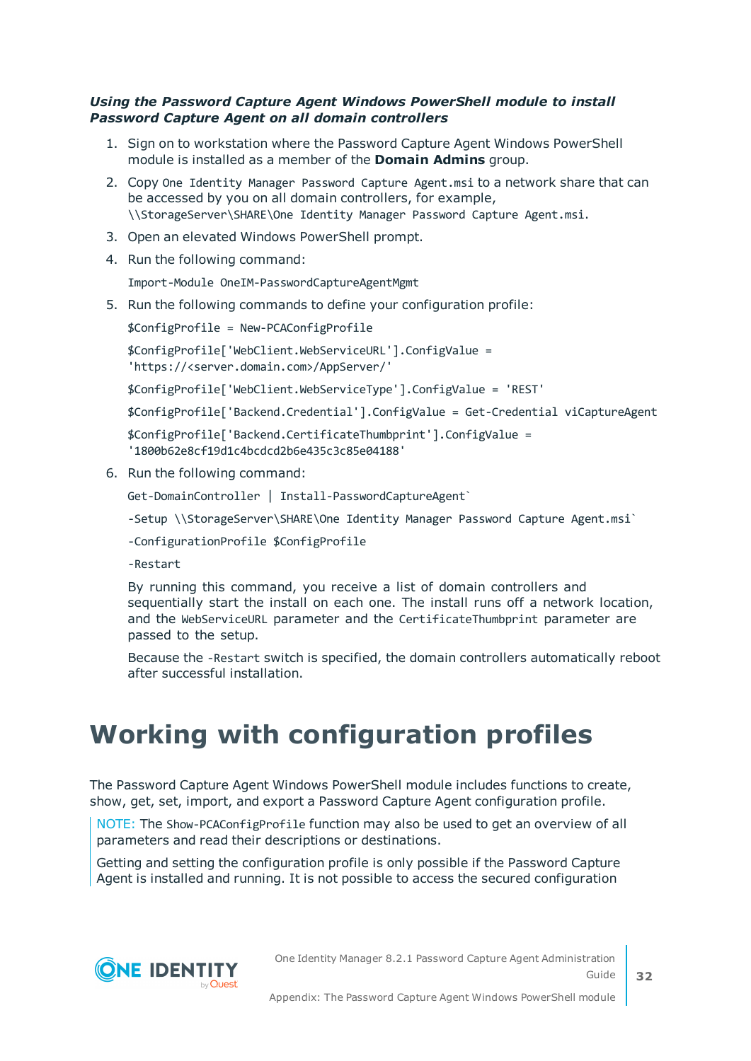***Using the Password Capture Agent Windows PowerShell module to install Password Capture Agent on all domain controllers***

1. Sign on to workstation where the Password Capture Agent Windows PowerShell module is installed as a member of the **Domain Admins** group.
2. Copy `One Identity Manager Password Capture Agent.msi` to a network share that can be accessed by you on all domain controllers, for example, `\\StorageServer\SHARE\One Identity Manager Password Capture Agent.msi`.
3. Open an elevated Windows PowerShell prompt.
4. Run the following command:

   ```
   Import-Module OneIM-PasswordCaptureAgentMgmt
   ```

5. Run the following commands to define your configuration profile:

   ```
   $ConfigProfile = New-PCAConfigProfile
   $ConfigProfile['WebClient.WebServiceURL'].ConfigValue = 'https://<server.domain.com>/AppServer/'
   $ConfigProfile['WebClient.WebServiceType'].ConfigValue = 'REST'
   $ConfigProfile['Backend.Credential'].ConfigValue = Get-Credential viCaptureAgent
   $ConfigProfile['Backend.CertificateThumbprint'].ConfigValue = '1800b62e8cf19d1c4bcdcd2b6e435c3c85e04188'
   ```

6. Run the following command:

   ```
   Get-DomainController | Install-PasswordCaptureAgent`
   -Setup \\StorageServer\SHARE\One Identity Manager Password Capture Agent.msi`
   -ConfigurationProfile $ConfigProfile
   -Restart
   ```

   By running this command, you receive a list of domain controllers and sequentially start the install on each one. The install runs off a network location, and the `WebServiceURL` parameter and the `CertificateThumbprint` parameter are passed to the setup.

   Because the `-Restart` switch is specified, the domain controllers automatically reboot after successful installation.

# Working with configuration profiles

The Password Capture Agent Windows PowerShell module includes functions to create, show, get, set, import, and export a Password Capture Agent configuration profile.

NOTE: The `Show-PCAConfigProfile` function may also be used to get an overview of all parameters and read their descriptions or destinations.

Getting and setting the configuration profile is only possible if the Password Capture Agent is installed and running. It is not possible to access the secured configuration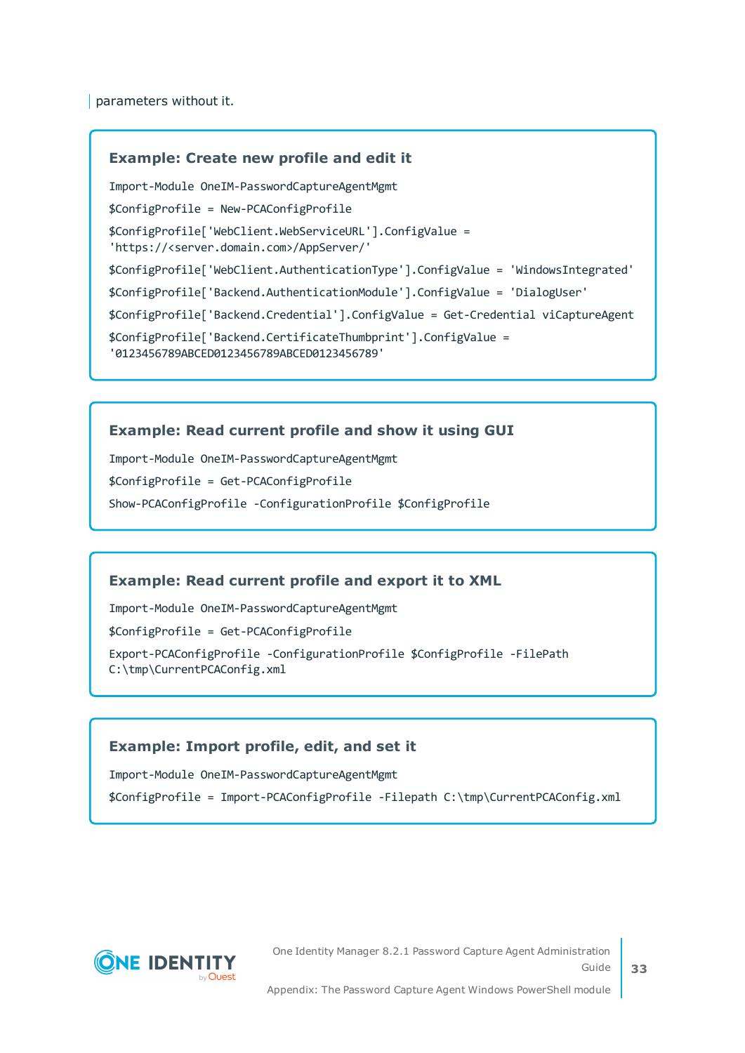parameters without it.

**Example: Create new profile and edit it**

```
Import-Module OneIM-PasswordCaptureAgentMgmt
$ConfigProfile = New-PCAConfigProfile
$ConfigProfile['WebClient.WebServiceURL'].ConfigValue =
'https://<server.domain.com>/AppServer/'
$ConfigProfile['WebClient.AuthenticationType'].ConfigValue = 'WindowsIntegrated'
$ConfigProfile['Backend.AuthenticationModule'].ConfigValue = 'DialogUser'
$ConfigProfile['Backend.Credential'].ConfigValue = Get-Credential viCaptureAgent
$ConfigProfile['Backend.CertificateThumbprint'].ConfigValue =
'0123456789ABCED0123456789ABCED0123456789'
```

**Example: Read current profile and show it using GUI**

```
Import-Module OneIM-PasswordCaptureAgentMgmt
$ConfigProfile = Get-PCAConfigProfile
Show-PCAConfigProfile -ConfigurationProfile $ConfigProfile
```

**Example: Read current profile and export it to XML**

```
Import-Module OneIM-PasswordCaptureAgentMgmt
$ConfigProfile = Get-PCAConfigProfile
Export-PCAConfigProfile -ConfigurationProfile $ConfigProfile -FilePath
C:\tmp\CurrentPCAConfig.xml
```

**Example: Import profile, edit, and set it**

```
Import-Module OneIM-PasswordCaptureAgentMgmt
$ConfigProfile = Import-PCAConfigProfile -Filepath C:\tmp\CurrentPCAConfig.xml
```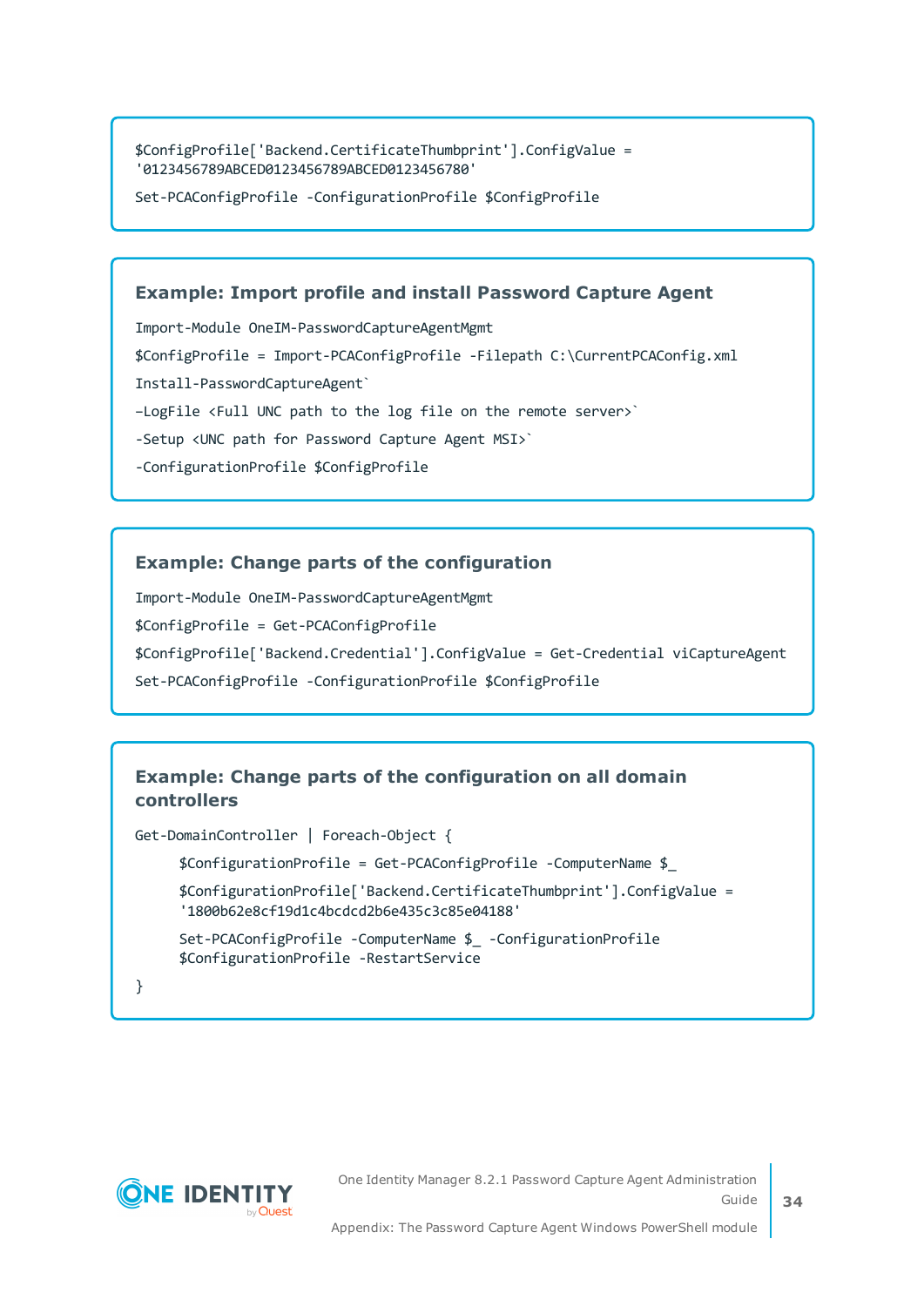```
$ConfigProfile['Backend.CertificateThumbprint'].ConfigValue =
'0123456789ABCED0123456789ABCED0123456780'
Set-PCAConfigProfile -ConfigurationProfile $ConfigProfile
```

**Example: Import profile and install Password Capture Agent**

```
Import-Module OneIM-PasswordCaptureAgentMgmt
$ConfigProfile = Import-PCAConfigProfile -Filepath C:\CurrentPCAConfig.xml
Install-PasswordCaptureAgent`
–LogFile <Full UNC path to the log file on the remote server>`
-Setup <UNC path for Password Capture Agent MSI>`
-ConfigurationProfile $ConfigProfile
```

**Example: Change parts of the configuration**

```
Import-Module OneIM-PasswordCaptureAgentMgmt
$ConfigProfile = Get-PCAConfigProfile
$ConfigProfile['Backend.Credential'].ConfigValue = Get-Credential viCaptureAgent
Set-PCAConfigProfile -ConfigurationProfile $ConfigProfile
```

**Example: Change parts of the configuration on all domain controllers**

```
Get-DomainController | Foreach-Object {
    $ConfigurationProfile = Get-PCAConfigProfile -ComputerName $_
    $ConfigurationProfile['Backend.CertificateThumbprint'].ConfigValue =
    '1800b62e8cf19d1c4bcdcd2b6e435c3c85e04188'
    Set-PCAConfigProfile -ComputerName $_ -ConfigurationProfile
    $ConfigurationProfile -RestartService
}
```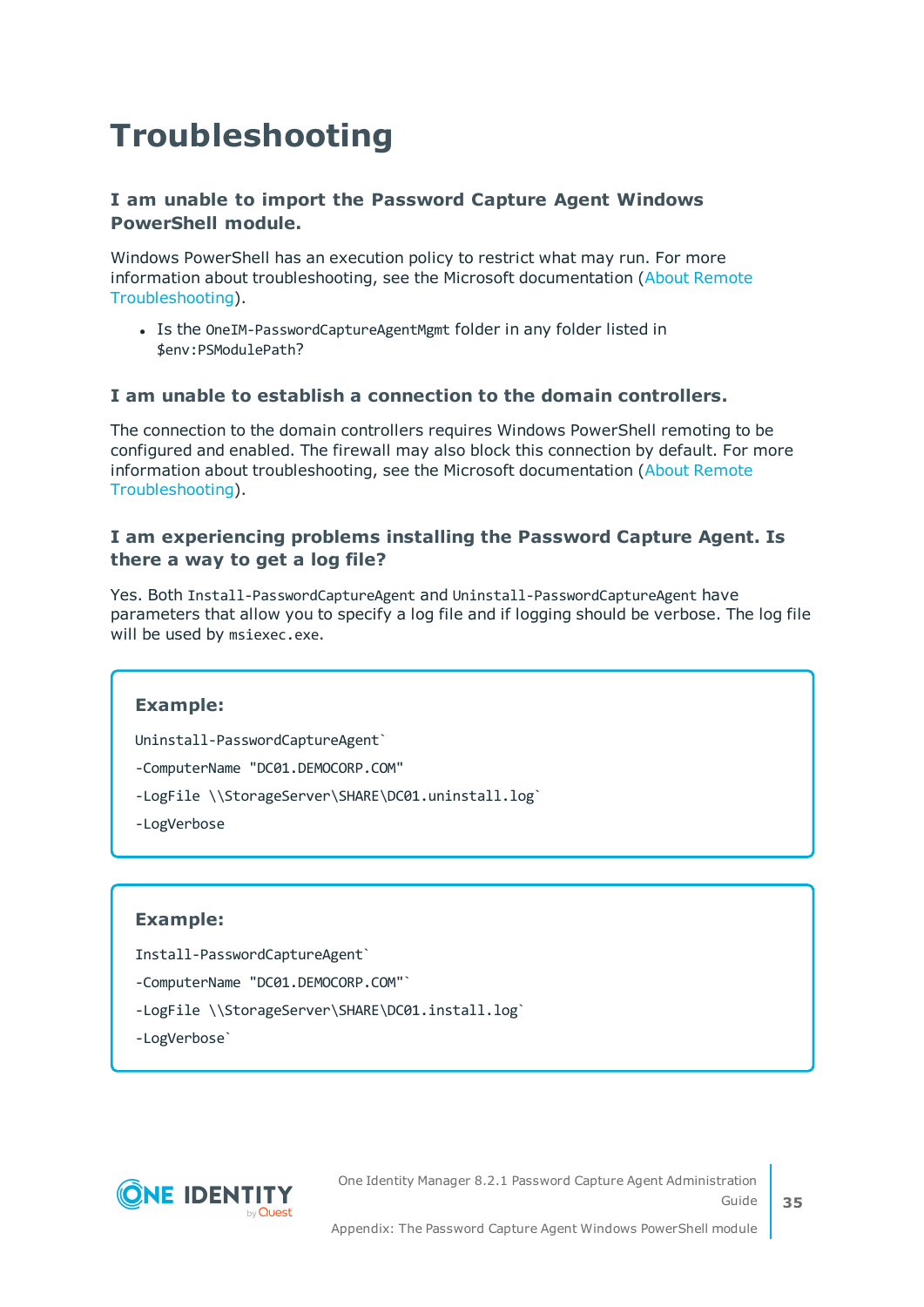# Troubleshooting

### I am unable to import the Password Capture Agent Windows PowerShell module.

Windows PowerShell has an execution policy to restrict what may run. For more information about troubleshooting, see the Microsoft documentation (About Remote Troubleshooting).

- Is the `OneIM-PasswordCaptureAgentMgmt` folder in any folder listed in `$env:PSModulePath`?

### I am unable to establish a connection to the domain controllers.

The connection to the domain controllers requires Windows PowerShell remoting to be configured and enabled. The firewall may also block this connection by default. For more information about troubleshooting, see the Microsoft documentation (About Remote Troubleshooting).

### I am experiencing problems installing the Password Capture Agent. Is there a way to get a log file?

Yes. Both `Install-PasswordCaptureAgent` and `Uninstall-PasswordCaptureAgent` have parameters that allow you to specify a log file and if logging should be verbose. The log file will be used by `msiexec.exe`.

**Example:**

```
Uninstall-PasswordCaptureAgent`
-ComputerName "DC01.DEMOCORP.COM"
-LogFile \\StorageServer\SHARE\DC01.uninstall.log`
-LogVerbose
```

**Example:**

```
Install-PasswordCaptureAgent`
-ComputerName "DC01.DEMOCORP.COM"`
-LogFile \\StorageServer\SHARE\DC01.install.log`
-LogVerbose`
```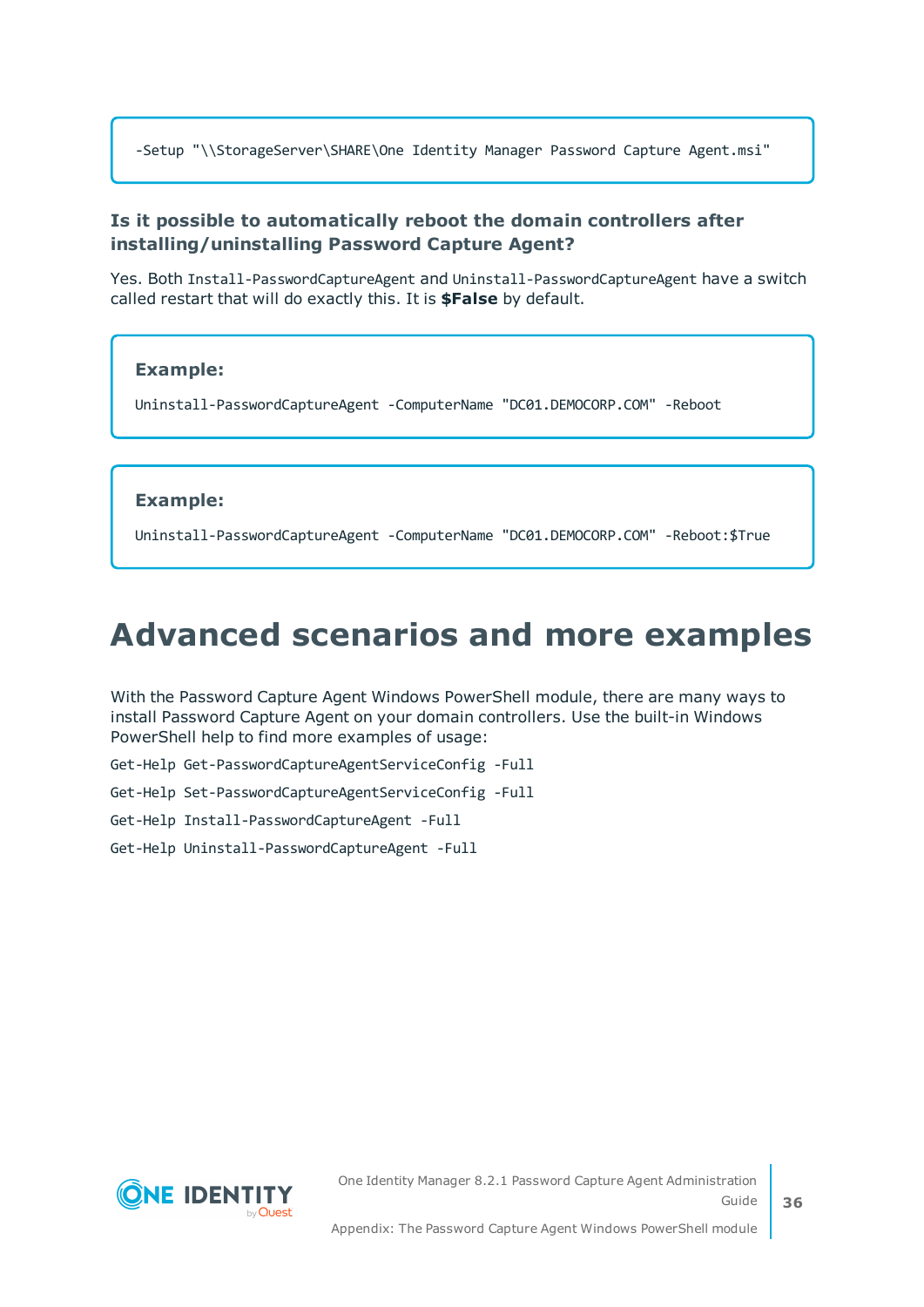```
-Setup "\\StorageServer\SHARE\One Identity Manager Password Capture Agent.msi"
```

### Is it possible to automatically reboot the domain controllers after installing/uninstalling Password Capture Agent?

Yes. Both `Install-PasswordCaptureAgent` and `Uninstall-PasswordCaptureAgent` have a switch called restart that will do exactly this. It is **$False** by default.

**Example:**

```
Uninstall-PasswordCaptureAgent -ComputerName "DC01.DEMOCORP.COM" -Reboot
```

**Example:**

```
Uninstall-PasswordCaptureAgent -ComputerName "DC01.DEMOCORP.COM" -Reboot:$True
```

# Advanced scenarios and more examples

With the Password Capture Agent Windows PowerShell module, there are many ways to install Password Capture Agent on your domain controllers. Use the built-in Windows PowerShell help to find more examples of usage:

```
Get-Help Get-PasswordCaptureAgentServiceConfig -Full
Get-Help Set-PasswordCaptureAgentServiceConfig -Full
Get-Help Install-PasswordCaptureAgent -Full
Get-Help Uninstall-PasswordCaptureAgent -Full
```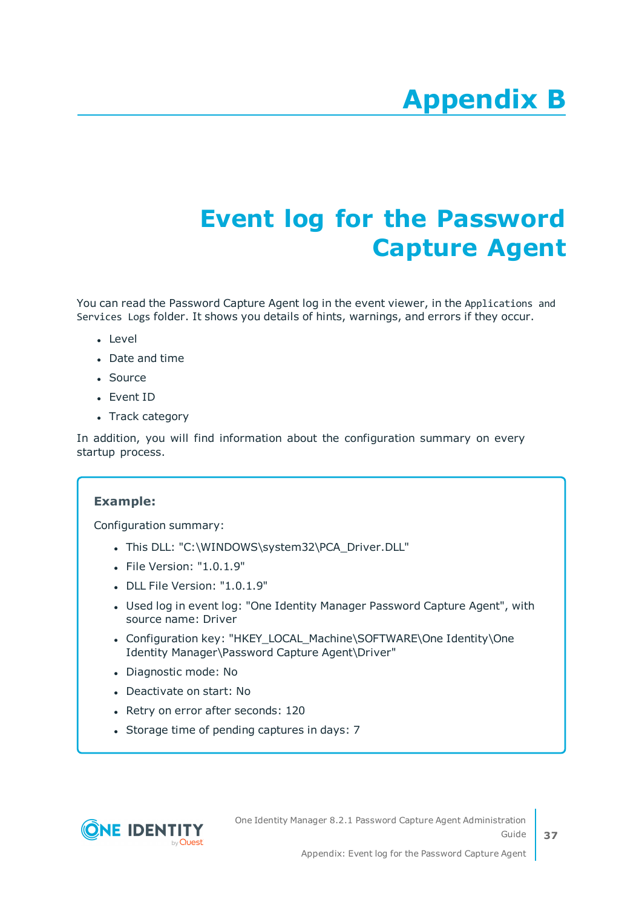# Appendix B

# Event log for the Password Capture Agent

You can read the Password Capture Agent log in the event viewer, in the `Applications and Services Logs` folder. It shows you details of hints, warnings, and errors if they occur.

- Level
- Date and time
- Source
- Event ID
- Track category

In addition, you will find information about the configuration summary on every startup process.

**Example:**

Configuration summary:

- This DLL: "C:\WINDOWS\system32\PCA_Driver.DLL"
- File Version: "1.0.1.9"
- DLL File Version: "1.0.1.9"
- Used log in event log: "One Identity Manager Password Capture Agent", with source name: Driver
- Configuration key: "HKEY_LOCAL_Machine\SOFTWARE\One Identity\One Identity Manager\Password Capture Agent\Driver"
- Diagnostic mode: No
- Deactivate on start: No
- Retry on error after seconds: 120
- Storage time of pending captures in days: 7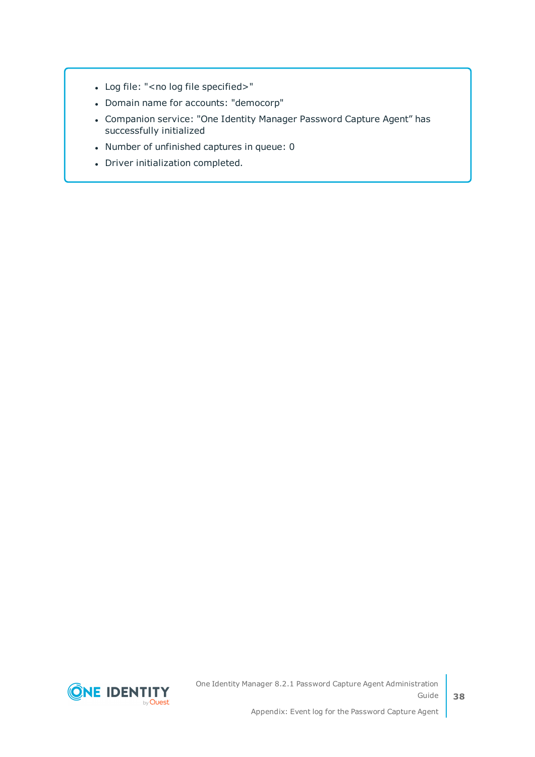- Log file: "<no log file specified>"
- Domain name for accounts: "democorp"
- Companion service: "One Identity Manager Password Capture Agent” has successfully initialized
- Number of unfinished captures in queue: 0
- Driver initialization completed.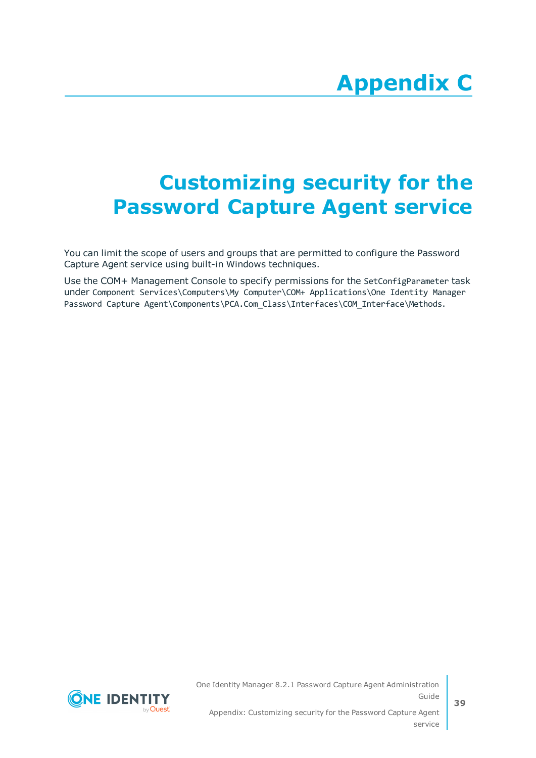# Appendix C

# Customizing security for the Password Capture Agent service

You can limit the scope of users and groups that are permitted to configure the Password Capture Agent service using built-in Windows techniques.

Use the COM+ Management Console to specify permissions for the `SetConfigParameter` task under `Component Services\Computers\My Computer\COM+ Applications\One Identity Manager Password Capture Agent\Components\PCA.Com_Class\Interfaces\COM_Interface\Methods`.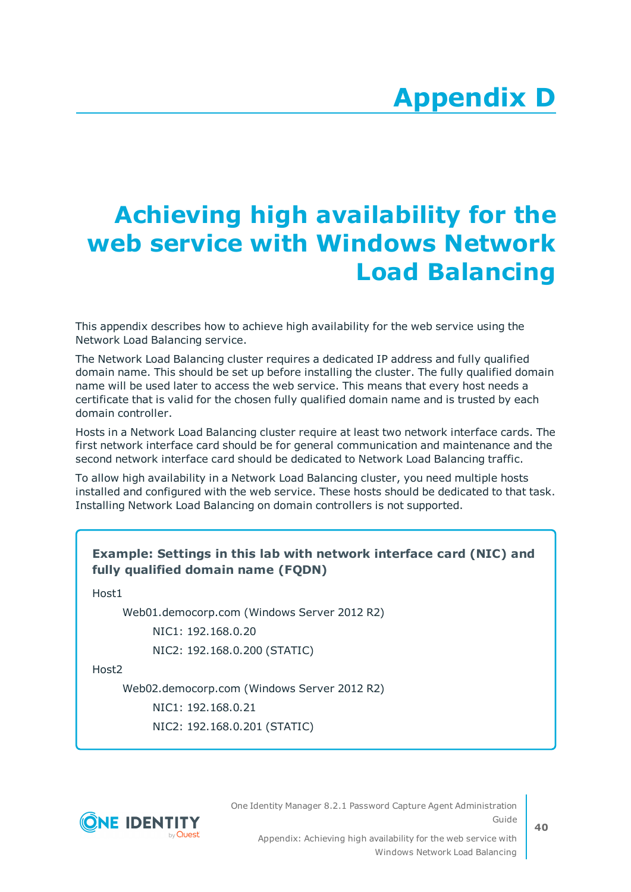# Appendix D

# Achieving high availability for the web service with Windows Network Load Balancing

This appendix describes how to achieve high availability for the web service using the Network Load Balancing service.

The Network Load Balancing cluster requires a dedicated IP address and fully qualified domain name. This should be set up before installing the cluster. The fully qualified domain name will be used later to access the web service. This means that every host needs a certificate that is valid for the chosen fully qualified domain name and is trusted by each domain controller.

Hosts in a Network Load Balancing cluster require at least two network interface cards. The first network interface card should be for general communication and maintenance and the second network interface card should be dedicated to Network Load Balancing traffic.

To allow high availability in a Network Load Balancing cluster, you need multiple hosts installed and configured with the web service. These hosts should be dedicated to that task. Installing Network Load Balancing on domain controllers is not supported.

**Example: Settings in this lab with network interface card (NIC) and fully qualified domain name (FQDN)**

Host1

- Web01.democorp.com (Windows Server 2012 R2)
    - NIC1: 192.168.0.20
    - NIC2: 192.168.0.200 (STATIC)

Host2

- Web02.democorp.com (Windows Server 2012 R2)
    - NIC1: 192.168.0.21
    - NIC2: 192.168.0.201 (STATIC)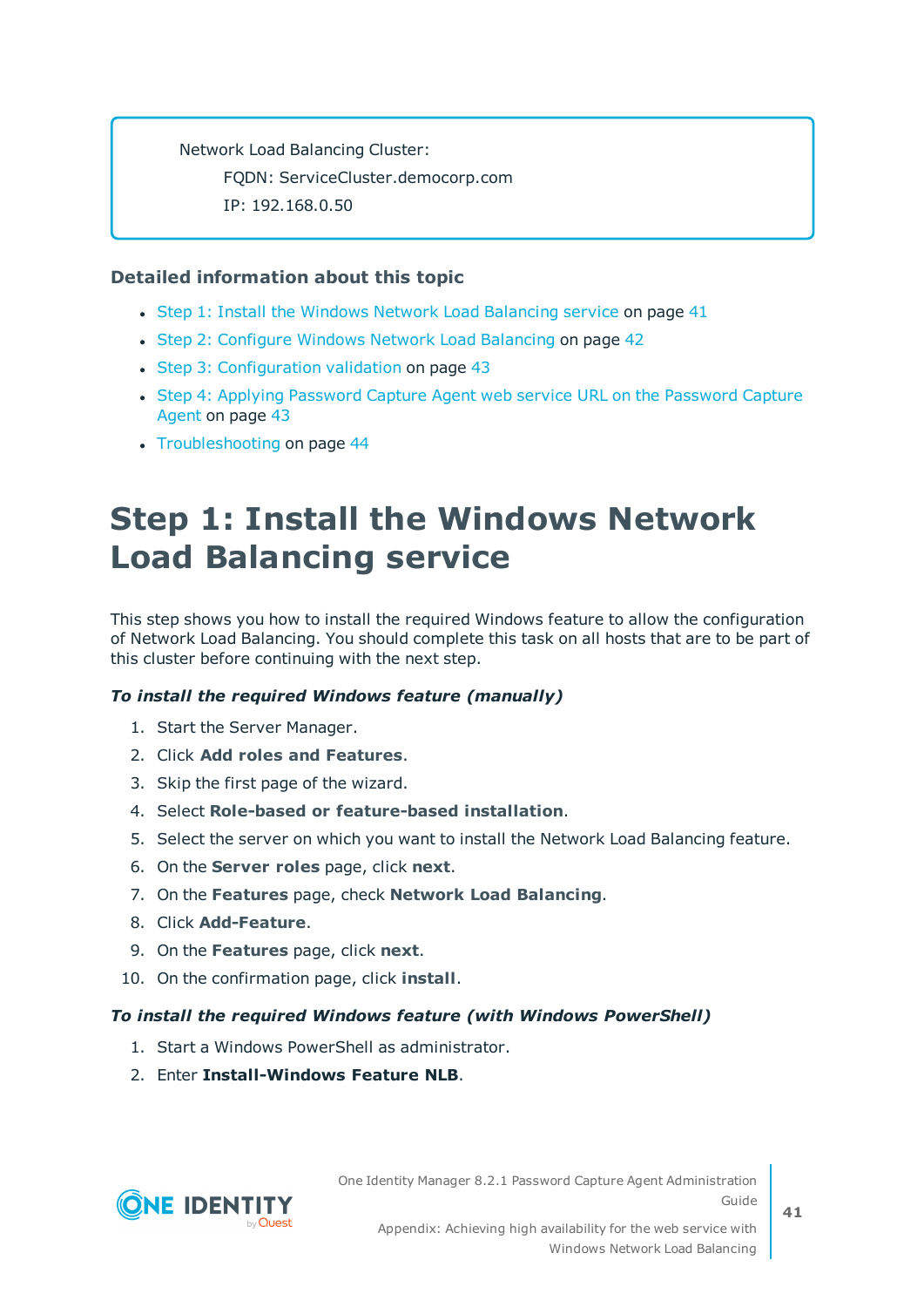Network Load Balancing Cluster:

FQDN: ServiceCluster.democorp.com

IP: 192.168.0.50

### Detailed information about this topic

- Step 1: Install the Windows Network Load Balancing service on page 41
- Step 2: Configure Windows Network Load Balancing on page 42
- Step 3: Configuration validation on page 43
- Step 4: Applying Password Capture Agent web service URL on the Password Capture Agent on page 43
- Troubleshooting on page 44

# Step 1: Install the Windows Network Load Balancing service

This step shows you how to install the required Windows feature to allow the configuration of Network Load Balancing. You should complete this task on all hosts that are to be part of this cluster before continuing with the next step.

***To install the required Windows feature (manually)***

1. Start the Server Manager.
2. Click **Add roles and Features**.
3. Skip the first page of the wizard.
4. Select **Role-based or feature-based installation**.
5. Select the server on which you want to install the Network Load Balancing feature.
6. On the **Server roles** page, click **next**.
7. On the **Features** page, check **Network Load Balancing**.
8. Click **Add-Feature**.
9. On the **Features** page, click **next**.
10. On the confirmation page, click **install**.

***To install the required Windows feature (with Windows PowerShell)***

1. Start a Windows PowerShell as administrator.
2. Enter **Install-Windows Feature NLB**.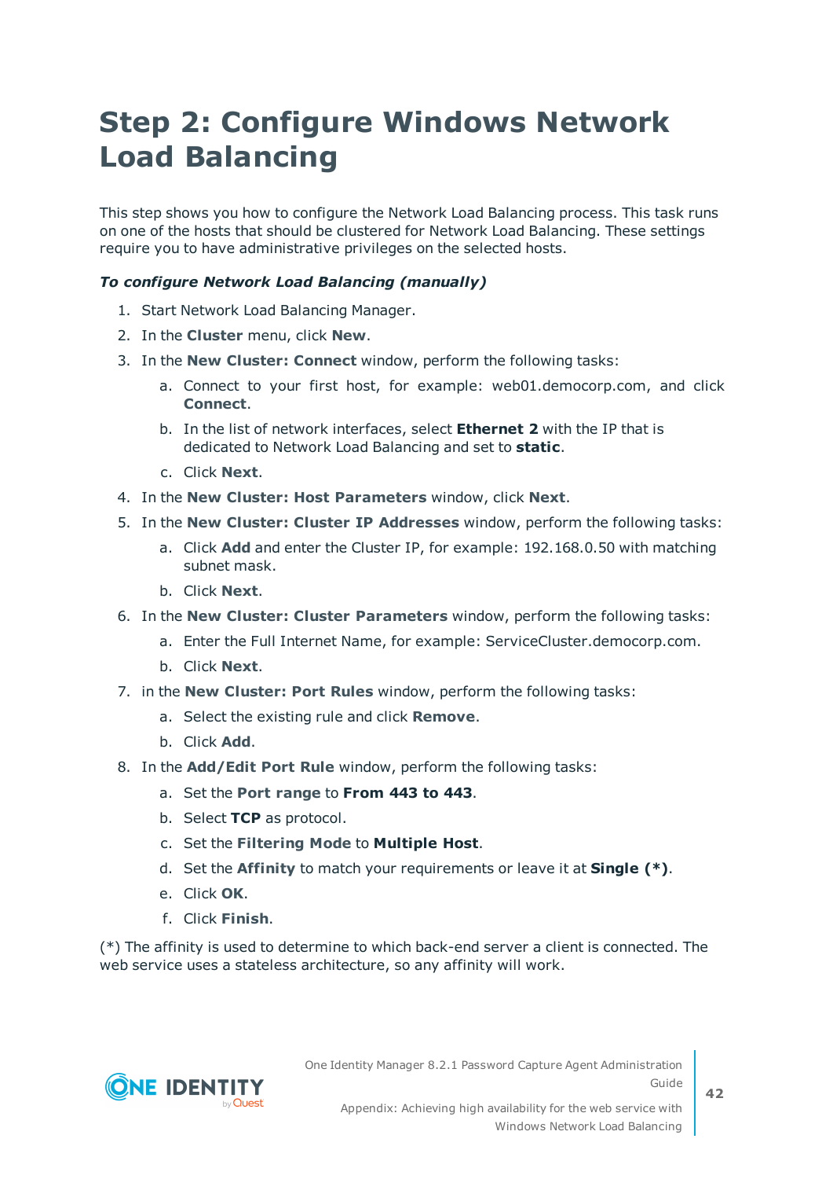# Step 2: Configure Windows Network Load Balancing

This step shows you how to configure the Network Load Balancing process. This task runs on one of the hosts that should be clustered for Network Load Balancing. These settings require you to have administrative privileges on the selected hosts.

***To configure Network Load Balancing (manually)***

1. Start Network Load Balancing Manager.
2. In the **Cluster** menu, click **New**.
3. In the **New Cluster: Connect** window, perform the following tasks:
   a. Connect to your first host, for example: web01.democorp.com, and click **Connect**.
   b. In the list of network interfaces, select **Ethernet 2** with the IP that is dedicated to Network Load Balancing and set to **static**.
   c. Click **Next**.
4. In the **New Cluster: Host Parameters** window, click **Next**.
5. In the **New Cluster: Cluster IP Addresses** window, perform the following tasks:
   a. Click **Add** and enter the Cluster IP, for example: 192.168.0.50 with matching subnet mask.
   b. Click **Next**.
6. In the **New Cluster: Cluster Parameters** window, perform the following tasks:
   a. Enter the Full Internet Name, for example: ServiceCluster.democorp.com.
   b. Click **Next**.
7. in the **New Cluster: Port Rules** window, perform the following tasks:
   a. Select the existing rule and click **Remove**.
   b. Click **Add**.
8. In the **Add/Edit Port Rule** window, perform the following tasks:
   a. Set the **Port range** to **From 443 to 443**.
   b. Select **TCP** as protocol.
   c. Set the **Filtering Mode** to **Multiple Host**.
   d. Set the **Affinity** to match your requirements or leave it at **Single (*)**.
   e. Click **OK**.
   f. Click **Finish**.

(*) The affinity is used to determine to which back-end server a client is connected. The web service uses a stateless architecture, so any affinity will work.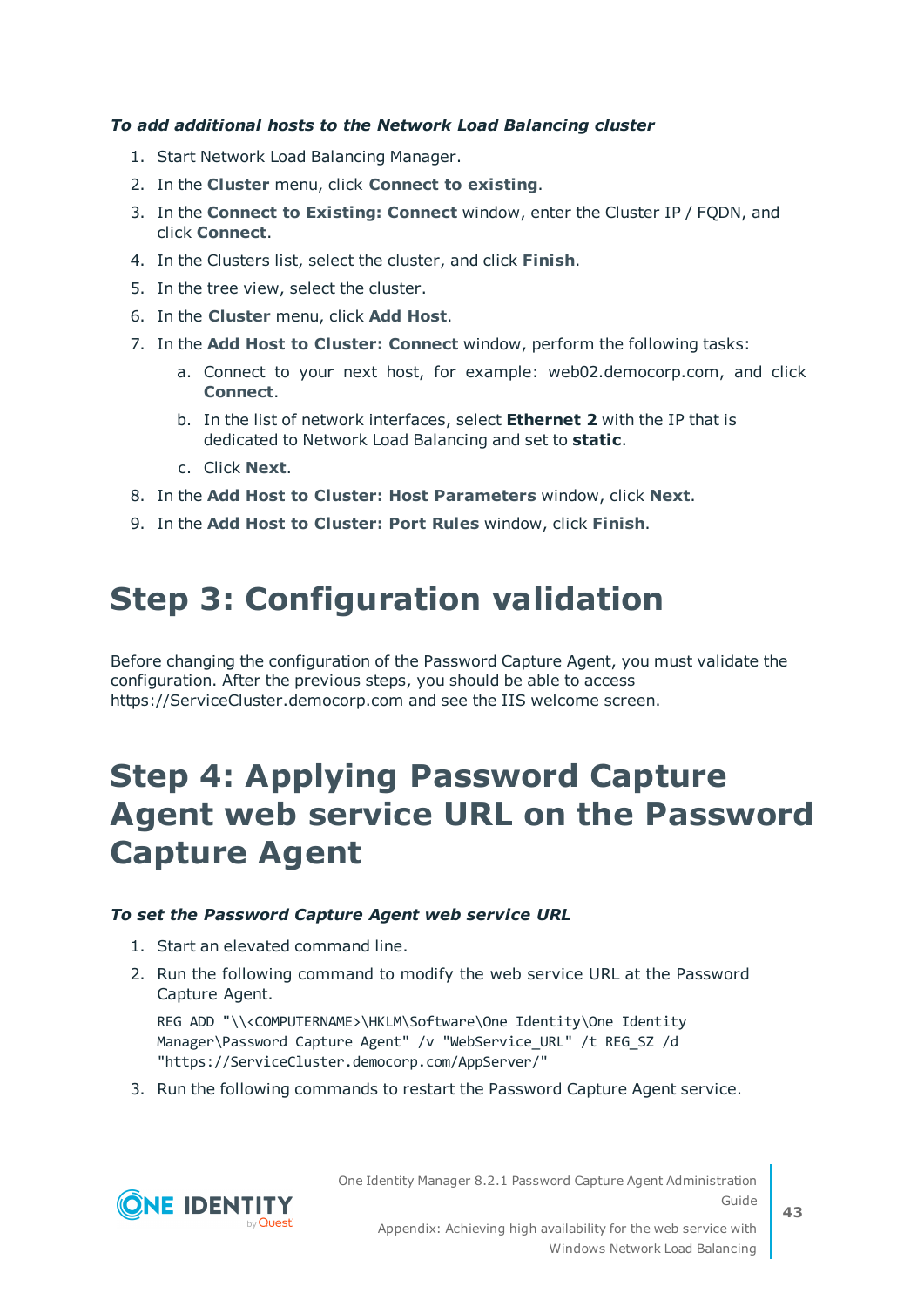***To add additional hosts to the Network Load Balancing cluster***

1. Start Network Load Balancing Manager.
2. In the **Cluster** menu, click **Connect to existing**.
3. In the **Connect to Existing: Connect** window, enter the Cluster IP / FQDN, and click **Connect**.
4. In the Clusters list, select the cluster, and click **Finish**.
5. In the tree view, select the cluster.
6. In the **Cluster** menu, click **Add Host**.
7. In the **Add Host to Cluster: Connect** window, perform the following tasks:
   a. Connect to your next host, for example: web02.democorp.com, and click **Connect**.
   b. In the list of network interfaces, select **Ethernet 2** with the IP that is dedicated to Network Load Balancing and set to **static**.
   c. Click **Next**.
8. In the **Add Host to Cluster: Host Parameters** window, click **Next**.
9. In the **Add Host to Cluster: Port Rules** window, click **Finish**.

# Step 3: Configuration validation

Before changing the configuration of the Password Capture Agent, you must validate the configuration. After the previous steps, you should be able to access https://ServiceCluster.democorp.com and see the IIS welcome screen.

# Step 4: Applying Password Capture Agent web service URL on the Password Capture Agent

***To set the Password Capture Agent web service URL***

1. Start an elevated command line.
2. Run the following command to modify the web service URL at the Password Capture Agent.

   ```
   REG ADD "\\<COMPUTERNAME>\HKLM\Software\One Identity\One Identity
   Manager\Password Capture Agent" /v "WebService_URL" /t REG_SZ /d
   "https://ServiceCluster.democorp.com/AppServer/"
   ```

3. Run the following commands to restart the Password Capture Agent service.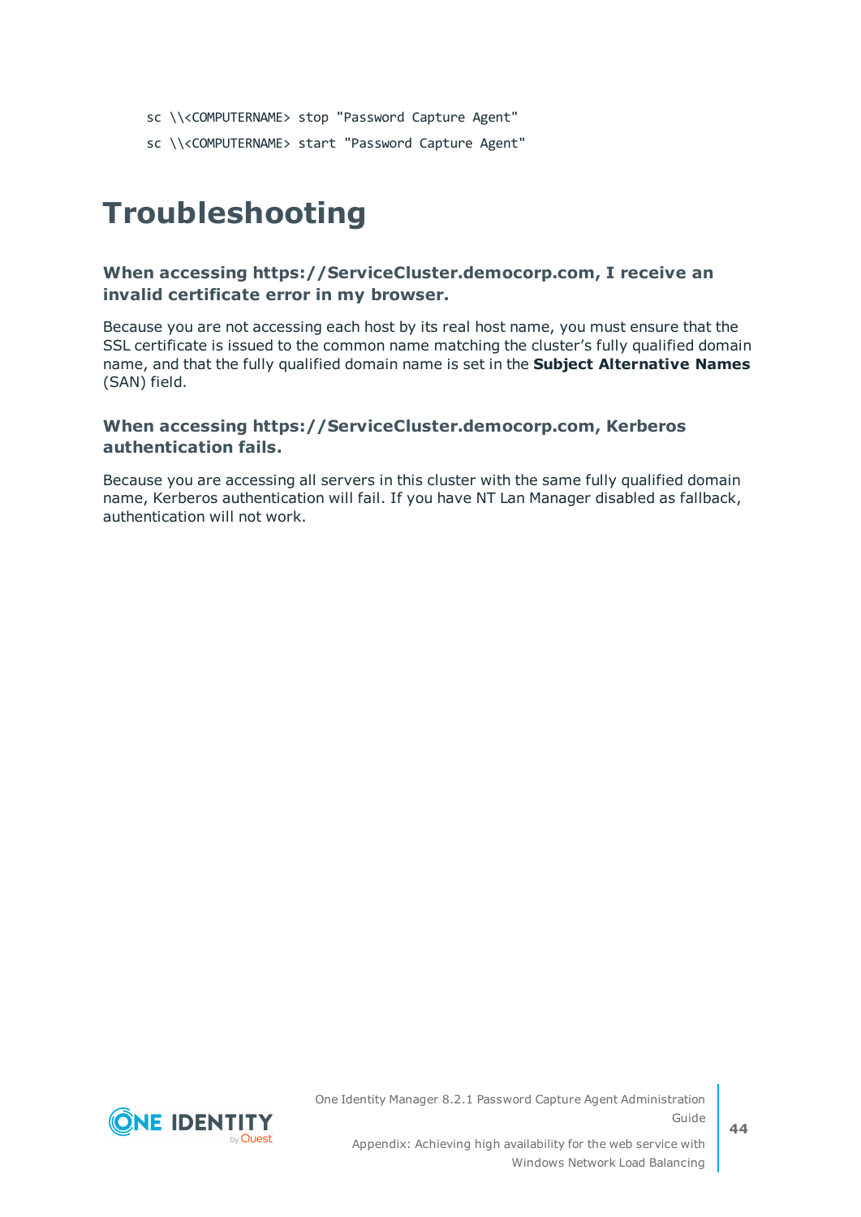```
sc \\<COMPUTERNAME> stop "Password Capture Agent"
sc \\<COMPUTERNAME> start "Password Capture Agent"
```

# Troubleshooting

### When accessing https://ServiceCluster.democorp.com, I receive an invalid certificate error in my browser.

Because you are not accessing each host by its real host name, you must ensure that the SSL certificate is issued to the common name matching the cluster's fully qualified domain name, and that the fully qualified domain name is set in the **Subject Alternative Names** (SAN) field.

### When accessing https://ServiceCluster.democorp.com, Kerberos authentication fails.

Because you are accessing all servers in this cluster with the same fully qualified domain name, Kerberos authentication will fail. If you have NT Lan Manager disabled as fallback, authentication will not work.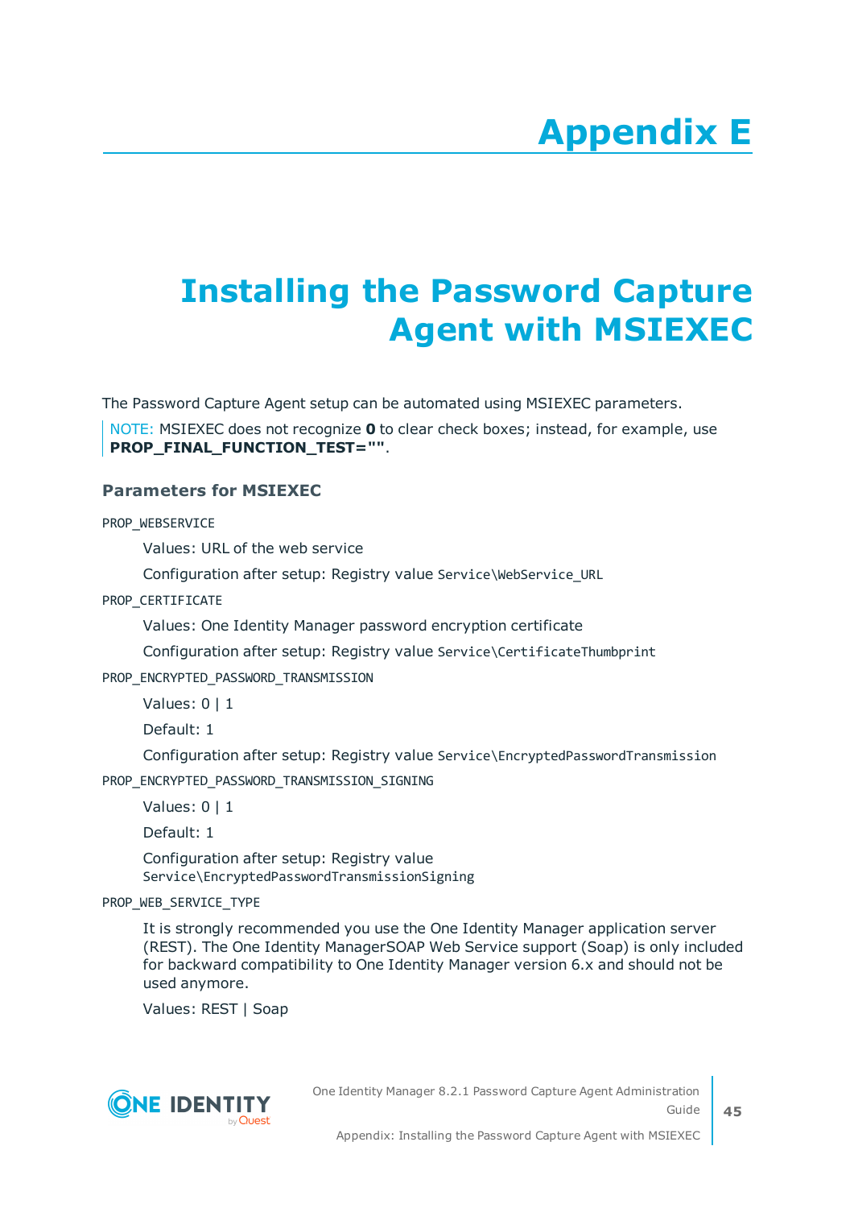# Appendix E

# Installing the Password Capture Agent with MSIEXEC

The Password Capture Agent setup can be automated using MSIEXEC parameters.

> NOTE: MSIEXEC does not recognize **0** to clear check boxes; instead, for example, use **PROP_FINAL_FUNCTION_TEST=""**.

### Parameters for MSIEXEC

`PROP_WEBSERVICE`

Values: URL of the web service

Configuration after setup: Registry value `Service\WebService_URL`

`PROP_CERTIFICATE`

Values: One Identity Manager password encryption certificate

Configuration after setup: Registry value `Service\CertificateThumbprint`

`PROP_ENCRYPTED_PASSWORD_TRANSMISSION`

Values: 0 | 1

Default: 1

Configuration after setup: Registry value `Service\EncryptedPasswordTransmission`

`PROP_ENCRYPTED_PASSWORD_TRANSMISSION_SIGNING`

Values: 0 | 1

Default: 1

Configuration after setup: Registry value `Service\EncryptedPasswordTransmissionSigning`

`PROP_WEB_SERVICE_TYPE`

It is strongly recommended you use the One Identity Manager application server (REST). The One Identity ManagerSOAP Web Service support (Soap) is only included for backward compatibility to One Identity Manager version 6.x and should not be used anymore.

Values: REST | Soap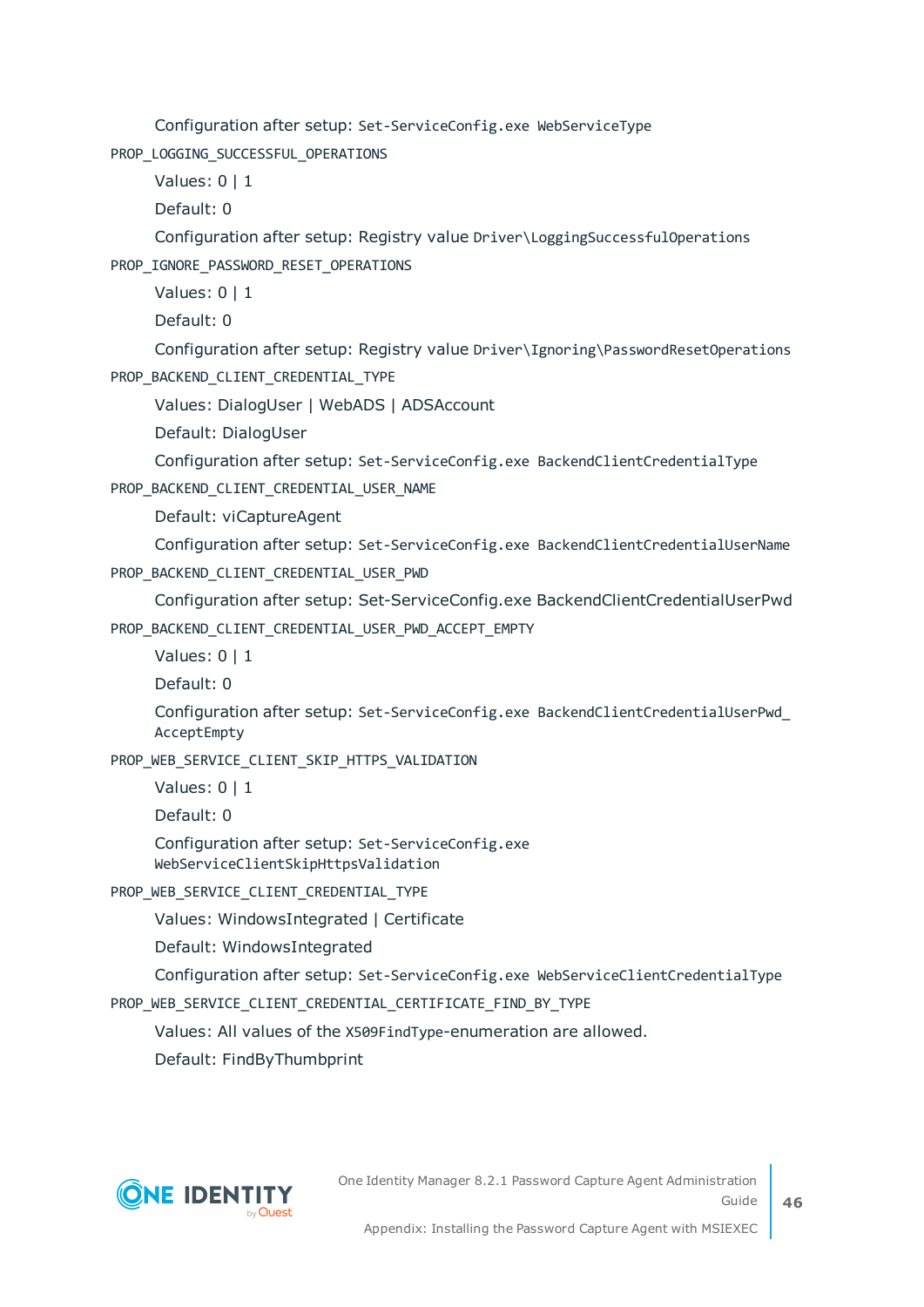Configuration after setup: `Set-ServiceConfig.exe WebServiceType`

`PROP_LOGGING_SUCCESSFUL_OPERATIONS`

Values: 0 | 1

Default: 0

Configuration after setup: Registry value `Driver\LoggingSuccessfulOperations`

`PROP_IGNORE_PASSWORD_RESET_OPERATIONS`

Values: 0 | 1

Default: 0

Configuration after setup: Registry value `Driver\Ignoring\PasswordResetOperations`

`PROP_BACKEND_CLIENT_CREDENTIAL_TYPE`

Values: DialogUser | WebADS | ADSAccount

Default: DialogUser

Configuration after setup: `Set-ServiceConfig.exe BackendClientCredentialType`

`PROP_BACKEND_CLIENT_CREDENTIAL_USER_NAME`

Default: viCaptureAgent

Configuration after setup: `Set-ServiceConfig.exe BackendClientCredentialUserName`

`PROP_BACKEND_CLIENT_CREDENTIAL_USER_PWD`

Configuration after setup: Set-ServiceConfig.exe BackendClientCredentialUserPwd

`PROP_BACKEND_CLIENT_CREDENTIAL_USER_PWD_ACCEPT_EMPTY`

Values: 0 | 1

Default: 0

Configuration after setup: `Set-ServiceConfig.exe BackendClientCredentialUserPwd_AcceptEmpty`

`PROP_WEB_SERVICE_CLIENT_SKIP_HTTPS_VALIDATION`

Values: 0 | 1

Default: 0

Configuration after setup: `Set-ServiceConfig.exe WebServiceClientSkipHttpsValidation`

`PROP_WEB_SERVICE_CLIENT_CREDENTIAL_TYPE`

Values: WindowsIntegrated | Certificate

Default: WindowsIntegrated

Configuration after setup: `Set-ServiceConfig.exe WebServiceClientCredentialType`

`PROP_WEB_SERVICE_CLIENT_CREDENTIAL_CERTIFICATE_FIND_BY_TYPE`

Values: All values of the `X509FindType`-enumeration are allowed.

Default: FindByThumbprint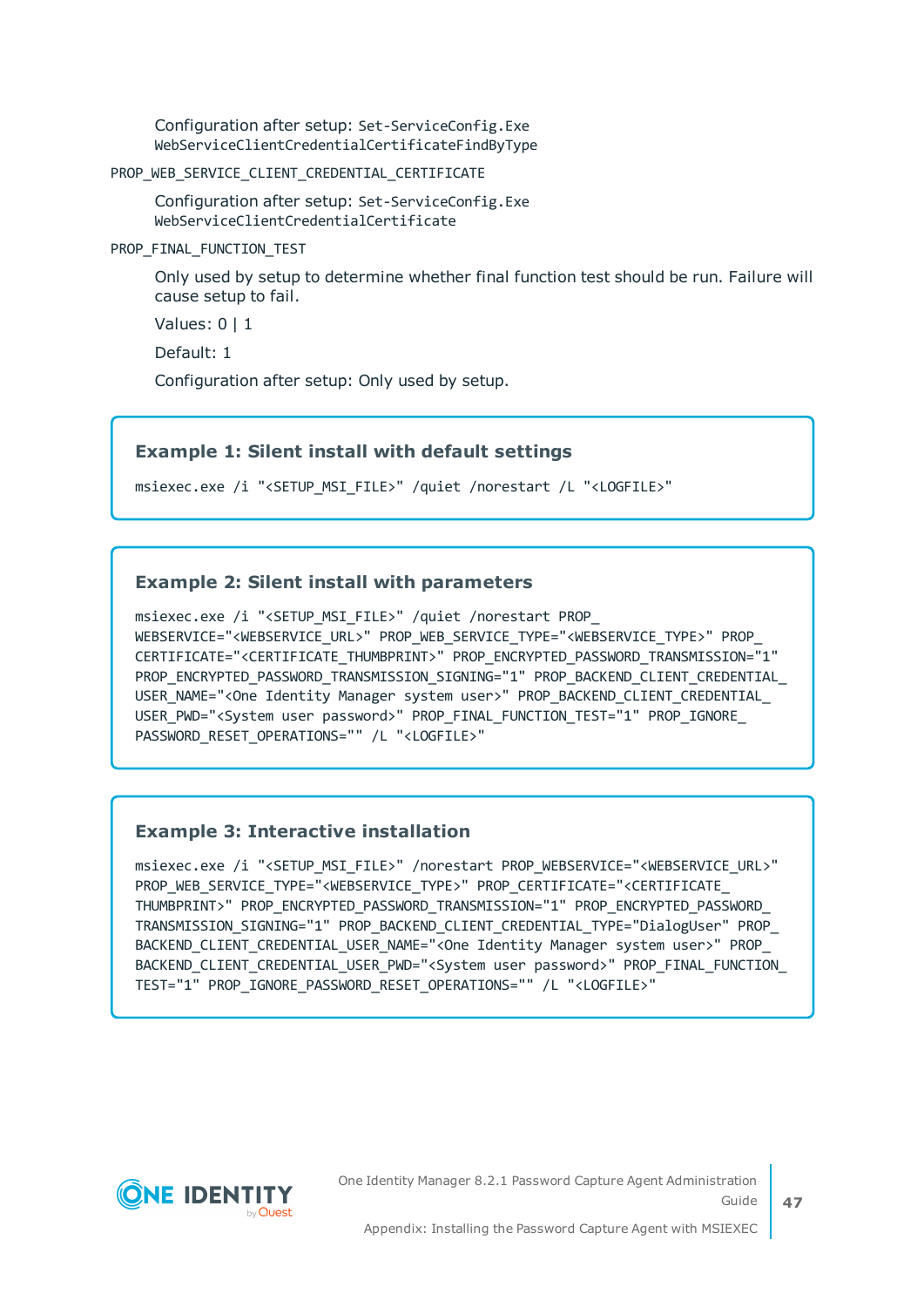Configuration after setup: `Set-ServiceConfig.Exe WebServiceClientCredentialCertificateFindByType`

PROP_WEB_SERVICE_CLIENT_CREDENTIAL_CERTIFICATE

Configuration after setup: `Set-ServiceConfig.Exe WebServiceClientCredentialCertificate`

PROP_FINAL_FUNCTION_TEST

Only used by setup to determine whether final function test should be run. Failure will cause setup to fail.

Values: 0 | 1

Default: 1

Configuration after setup: Only used by setup.

**Example 1: Silent install with default settings**

```
msiexec.exe /i "<SETUP_MSI_FILE>" /quiet /norestart /L "<LOGFILE>"
```

**Example 2: Silent install with parameters**

```
msiexec.exe /i "<SETUP_MSI_FILE>" /quiet /norestart PROP_WEBSERVICE="<WEBSERVICE_URL>" PROP_WEB_SERVICE_TYPE="<WEBSERVICE_TYPE>" PROP_CERTIFICATE="<CERTIFICATE_THUMBPRINT>" PROP_ENCRYPTED_PASSWORD_TRANSMISSION="1" PROP_ENCRYPTED_PASSWORD_TRANSMISSION_SIGNING="1" PROP_BACKEND_CLIENT_CREDENTIAL_USER_NAME="<One Identity Manager system user>" PROP_BACKEND_CLIENT_CREDENTIAL_USER_PWD="<System user password>" PROP_FINAL_FUNCTION_TEST="1" PROP_IGNORE_PASSWORD_RESET_OPERATIONS="" /L "<LOGFILE>"
```

**Example 3: Interactive installation**

```
msiexec.exe /i "<SETUP_MSI_FILE>" /norestart PROP_WEBSERVICE="<WEBSERVICE_URL>" PROP_WEB_SERVICE_TYPE="<WEBSERVICE_TYPE>" PROP_CERTIFICATE="<CERTIFICATE_THUMBPRINT>" PROP_ENCRYPTED_PASSWORD_TRANSMISSION="1" PROP_ENCRYPTED_PASSWORD_TRANSMISSION_SIGNING="1" PROP_BACKEND_CLIENT_CREDENTIAL_TYPE="DialogUser" PROP_BACKEND_CLIENT_CREDENTIAL_USER_NAME="<One Identity Manager system user>" PROP_BACKEND_CLIENT_CREDENTIAL_USER_PWD="<System user password>" PROP_FINAL_FUNCTION_TEST="1" PROP_IGNORE_PASSWORD_RESET_OPERATIONS="" /L "<LOGFILE>"
```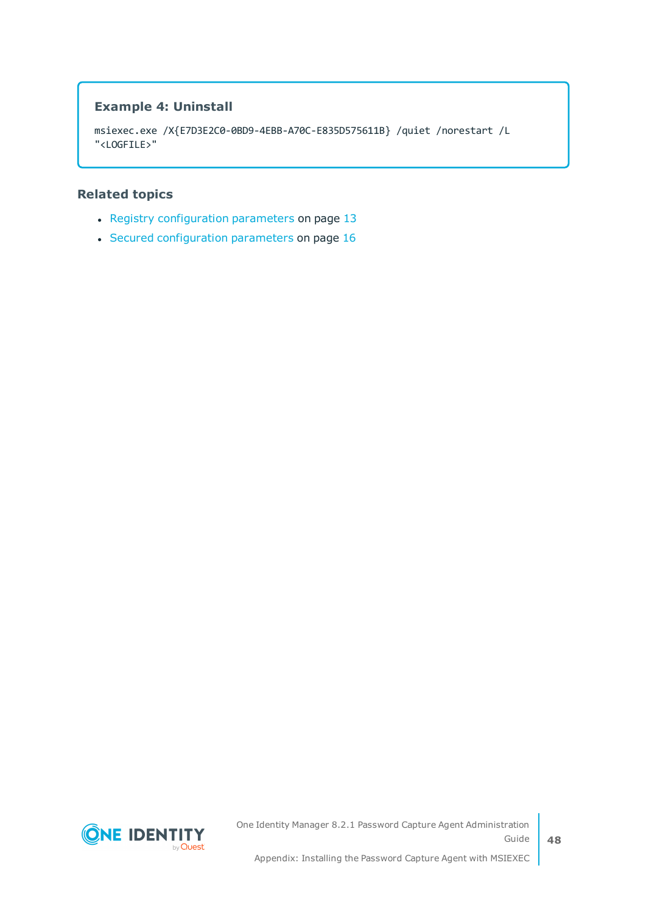**Example 4: Uninstall**

```
msiexec.exe /X{E7D3E2C0-0BD9-4EBB-A70C-E835D575611B} /quiet /norestart /L
"<LOGFILE>"
```

### Related topics

- Registry configuration parameters on page 13
- Secured configuration parameters on page 16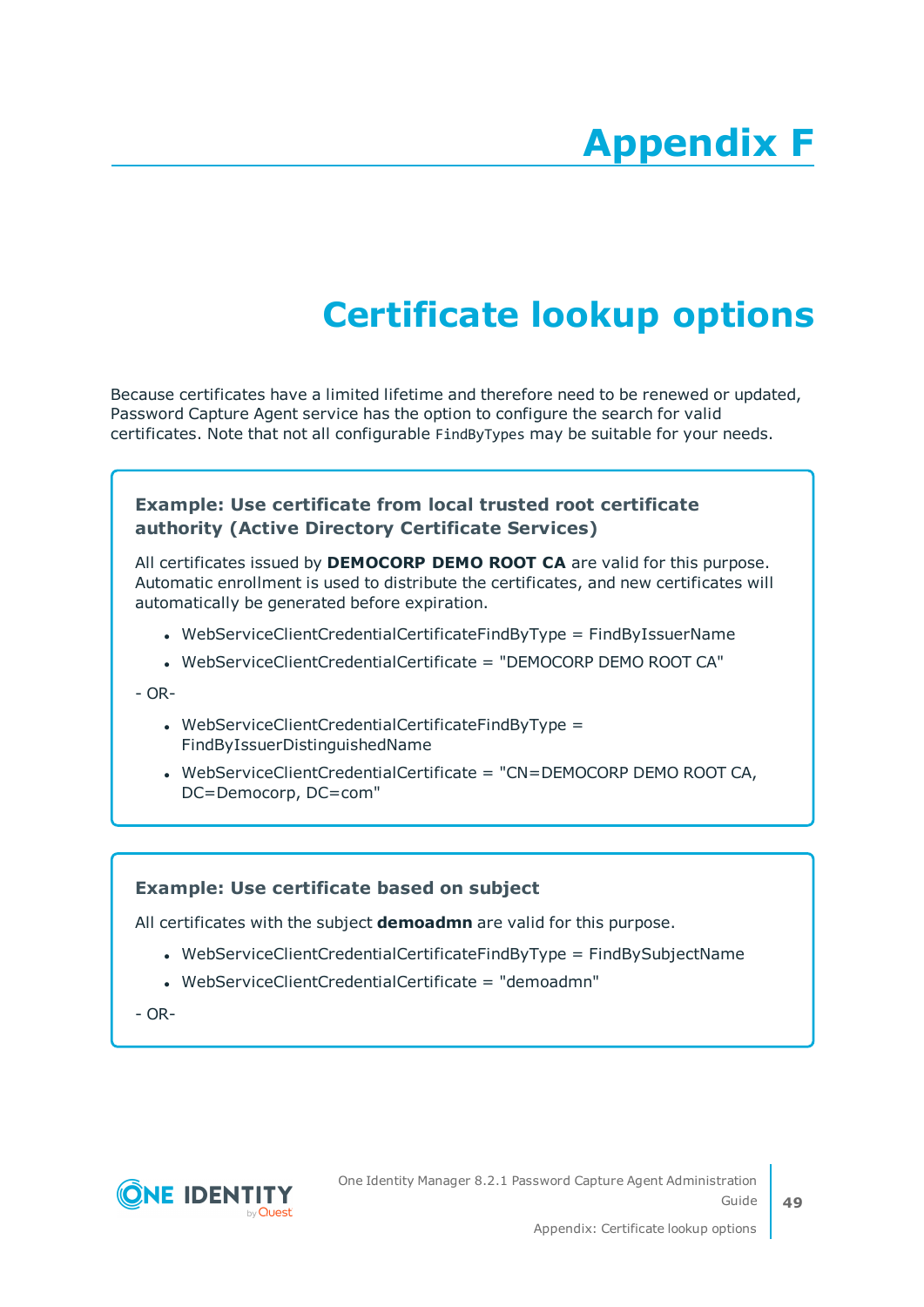# Appendix F

# Certificate lookup options

Because certificates have a limited lifetime and therefore need to be renewed or updated, Password Capture Agent service has the option to configure the search for valid certificates. Note that not all configurable `FindByTypes` may be suitable for your needs.

**Example: Use certificate from local trusted root certificate authority (Active Directory Certificate Services)**

All certificates issued by **DEMOCORP DEMO ROOT CA** are valid for this purpose. Automatic enrollment is used to distribute the certificates, and new certificates will automatically be generated before expiration.

- WebServiceClientCredentialCertificateFindByType = FindByIssuerName
- WebServiceClientCredentialCertificate = "DEMOCORP DEMO ROOT CA"

\- OR-

- WebServiceClientCredentialCertificateFindByType = FindByIssuerDistinguishedName
- WebServiceClientCredentialCertificate = "CN=DEMOCORP DEMO ROOT CA, DC=Democorp, DC=com"

**Example: Use certificate based on subject**

All certificates with the subject **demoadmn** are valid for this purpose.

- WebServiceClientCredentialCertificateFindByType = FindBySubjectName
- WebServiceClientCredentialCertificate = "demoadmn"

\- OR-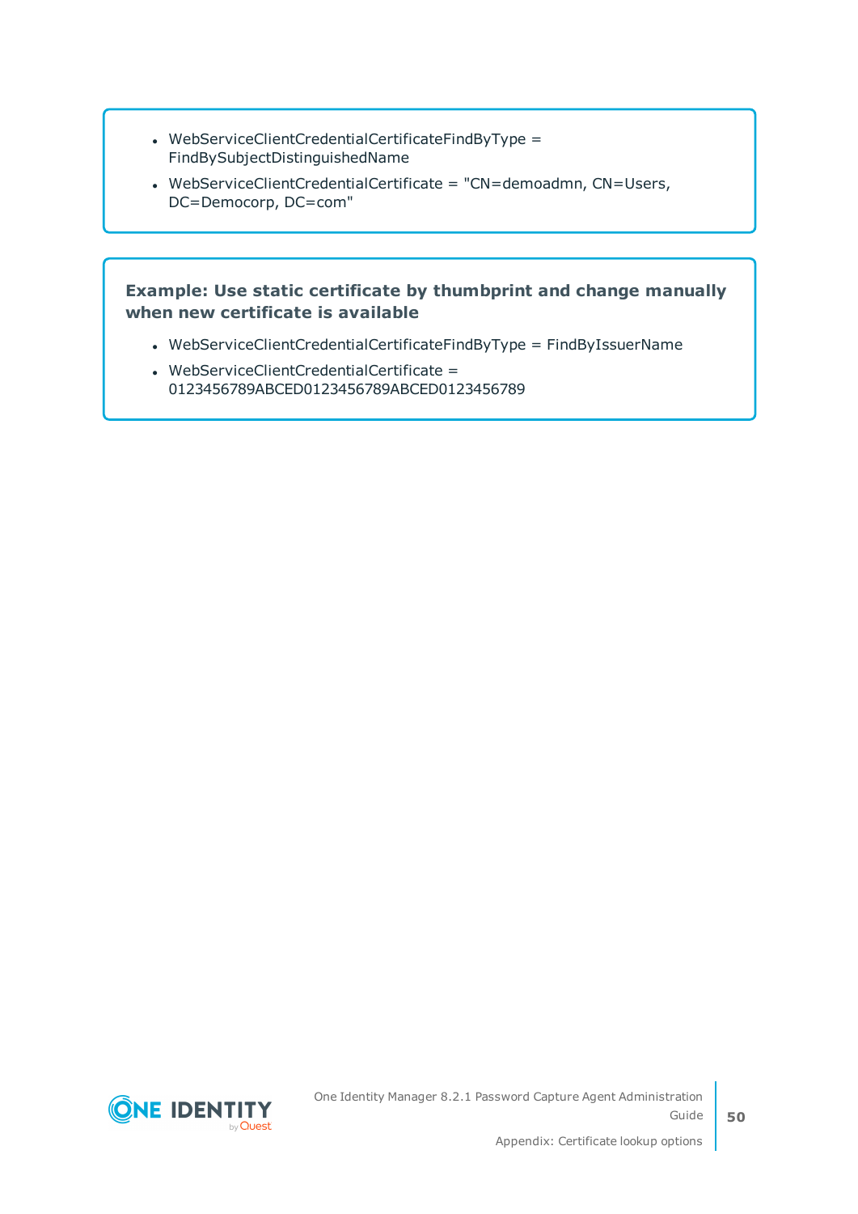- WebServiceClientCredentialCertificateFindByType = FindBySubjectDistinguishedName
- WebServiceClientCredentialCertificate = "CN=demoadmn, CN=Users, DC=Democorp, DC=com"

**Example: Use static certificate by thumbprint and change manually when new certificate is available**

- WebServiceClientCredentialCertificateFindByType = FindByIssuerName
- WebServiceClientCredentialCertificate = 0123456789ABCED0123456789ABCED0123456789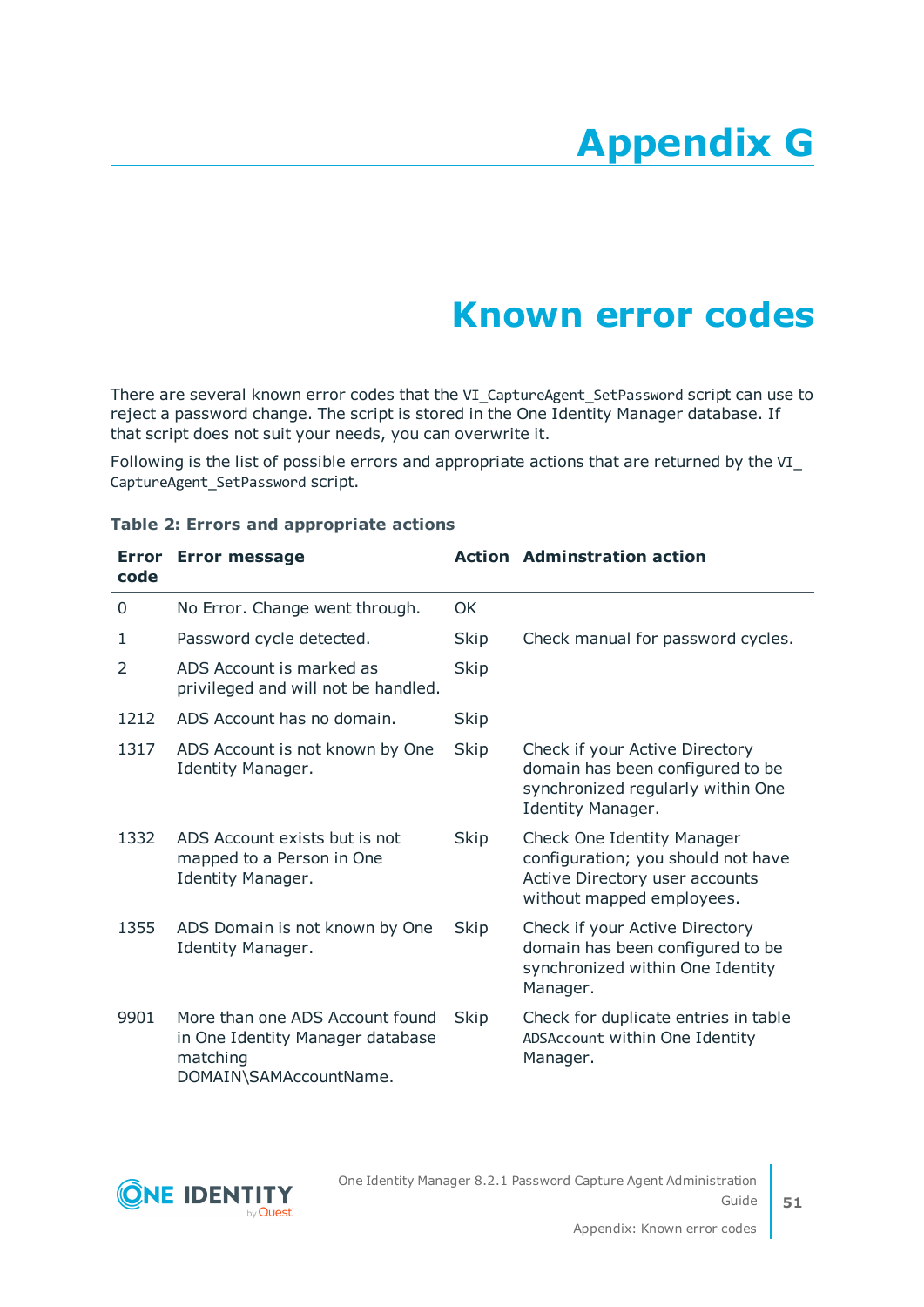# Appendix G

# Known error codes

There are several known error codes that the `VI_CaptureAgent_SetPassword` script can use to reject a password change. The script is stored in the One Identity Manager database. If that script does not suit your needs, you can overwrite it.

Following is the list of possible errors and appropriate actions that are returned by the `VI_CaptureAgent_SetPassword` script.

**Table 2: Errors and appropriate actions**

| Error code | Error message | Action | Adminstration action |
|---|---|---|---|
| 0 | No Error. Change went through. | OK | |
| 1 | Password cycle detected. | Skip | Check manual for password cycles. |
| 2 | ADS Account is marked as privileged and will not be handled. | Skip | |
| 1212 | ADS Account has no domain. | Skip | |
| 1317 | ADS Account is not known by One Identity Manager. | Skip | Check if your Active Directory domain has been configured to be synchronized regularly within One Identity Manager. |
| 1332 | ADS Account exists but is not mapped to a Person in One Identity Manager. | Skip | Check One Identity Manager configuration; you should not have Active Directory user accounts without mapped employees. |
| 1355 | ADS Domain is not known by One Identity Manager. | Skip | Check if your Active Directory domain has been configured to be synchronized within One Identity Manager. |
| 9901 | More than one ADS Account found in One Identity Manager database matching DOMAIN\SAMAccountName. | Skip | Check for duplicate entries in table `ADSAccount` within One Identity Manager. |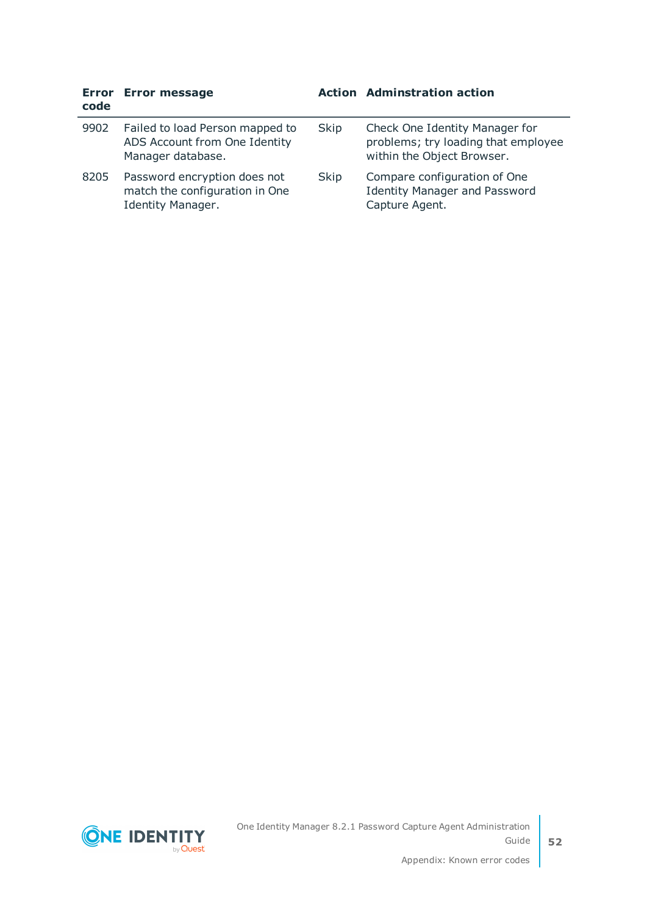| Error code | Error message | Action | Adminstration action |
|---|---|---|---|
| 9902 | Failed to load Person mapped to ADS Account from One Identity Manager database. | Skip | Check One Identity Manager for problems; try loading that employee within the Object Browser. |
| 8205 | Password encryption does not match the configuration in One Identity Manager. | Skip | Compare configuration of One Identity Manager and Password Capture Agent. |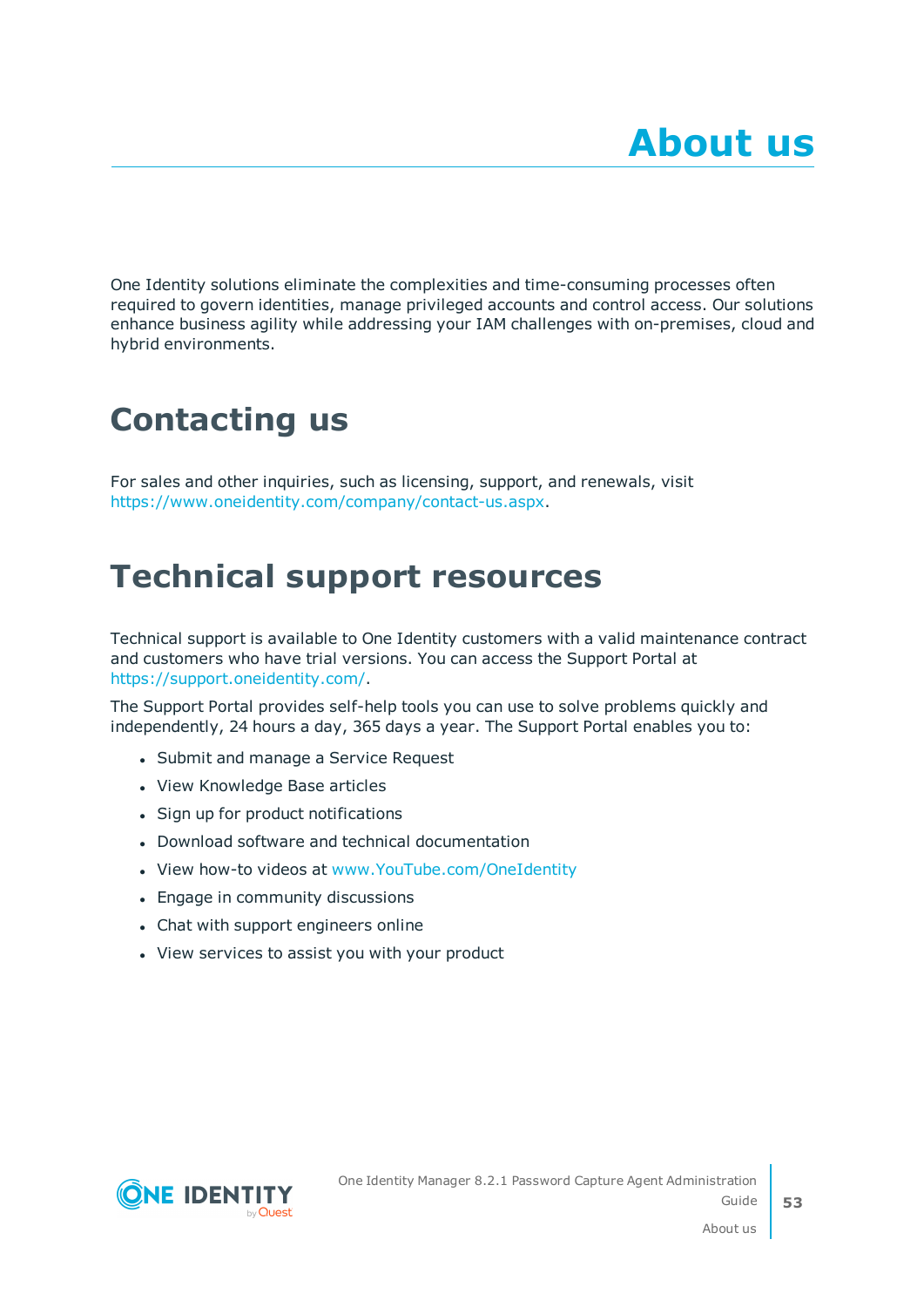# About us

One Identity solutions eliminate the complexities and time-consuming processes often required to govern identities, manage privileged accounts and control access. Our solutions enhance business agility while addressing your IAM challenges with on-premises, cloud and hybrid environments.

## Contacting us

For sales and other inquiries, such as licensing, support, and renewals, visit https://www.oneidentity.com/company/contact-us.aspx.

## Technical support resources

Technical support is available to One Identity customers with a valid maintenance contract and customers who have trial versions. You can access the Support Portal at https://support.oneidentity.com/.

The Support Portal provides self-help tools you can use to solve problems quickly and independently, 24 hours a day, 365 days a year. The Support Portal enables you to:

- Submit and manage a Service Request
- View Knowledge Base articles
- Sign up for product notifications
- Download software and technical documentation
- View how-to videos at www.YouTube.com/OneIdentity
- Engage in community discussions
- Chat with support engineers online
- View services to assist you with your product